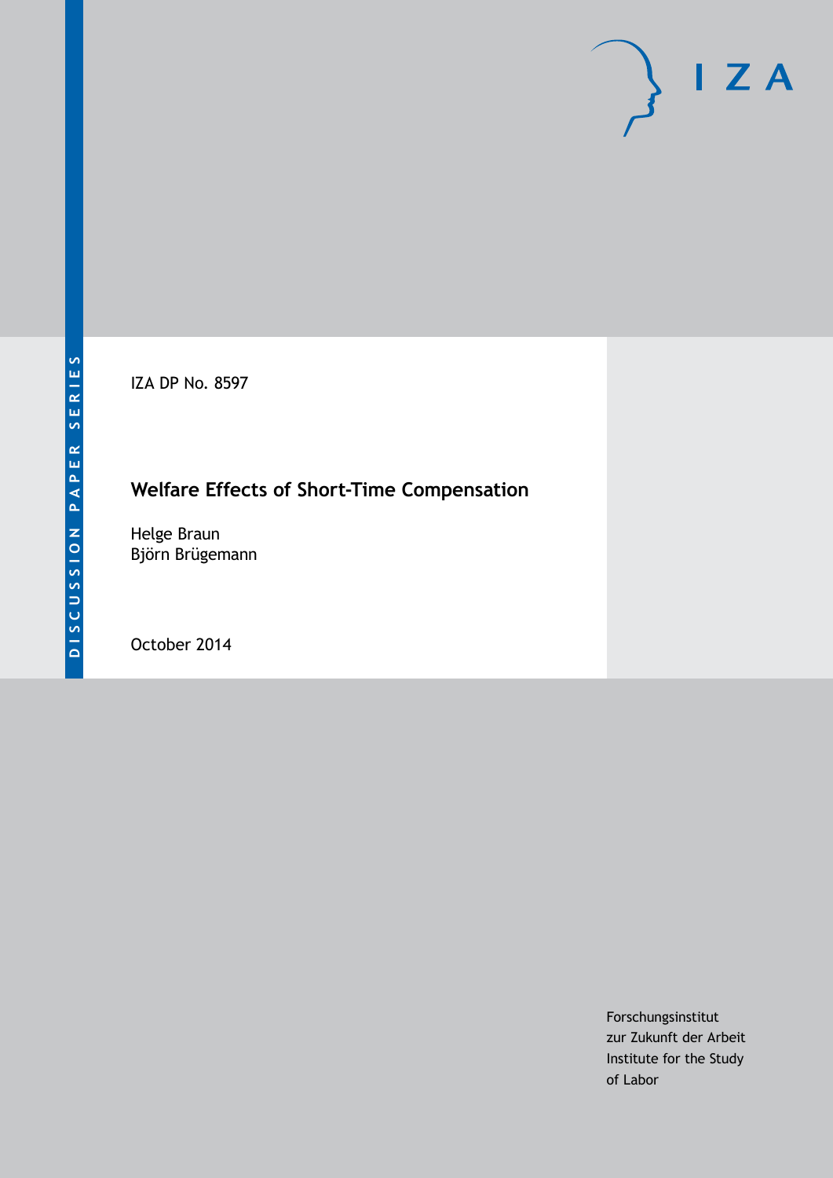DISCUSSION PAPER SERIES

IZA DP No. 8597

# Welfare Effects of Short-Time Compensation

Helge Braun
Björn Brügemann

October 2014

Forschungsinstitut
zur Zukunft der Arbeit
Institute for the Study
of Labor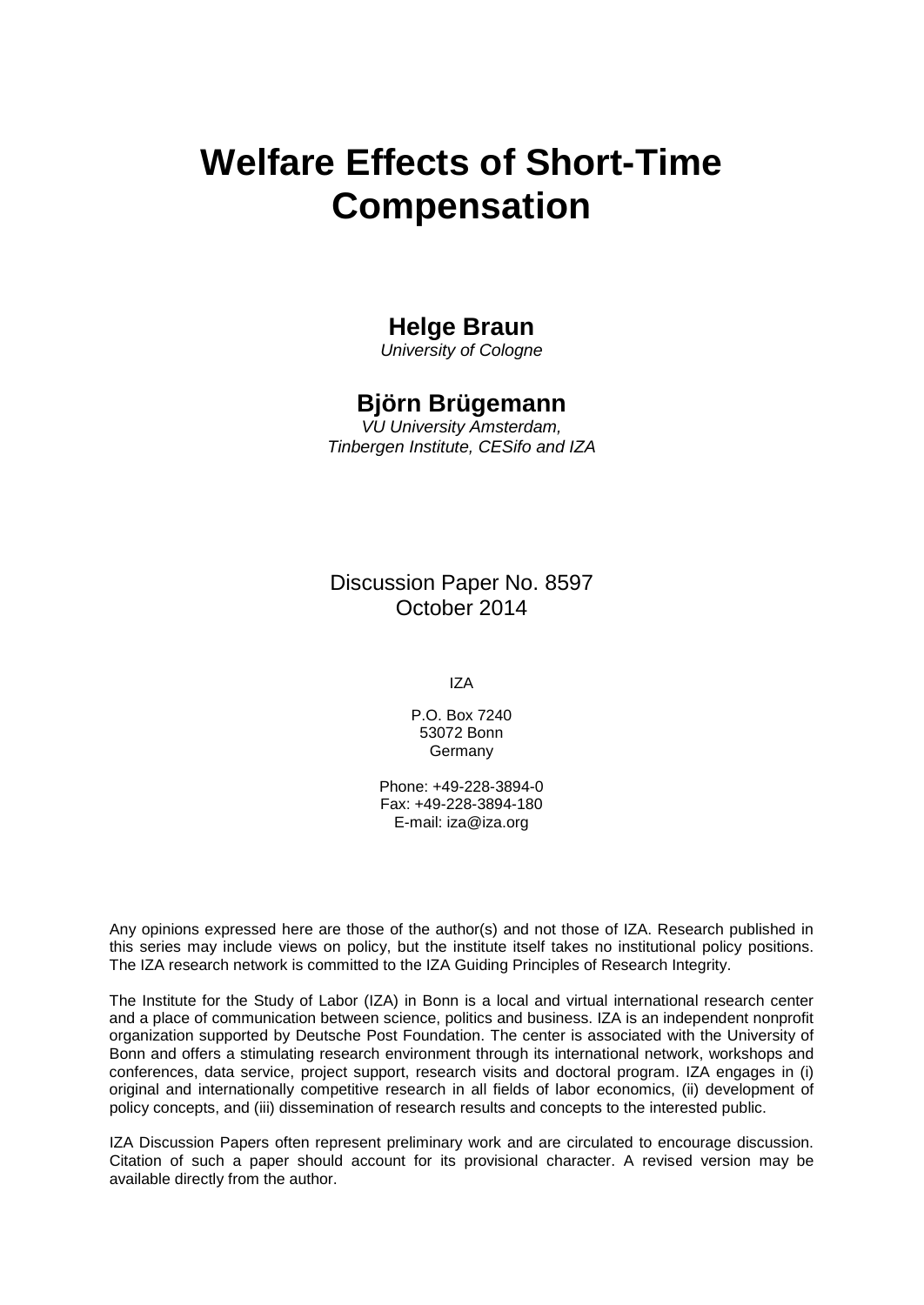# Welfare Effects of Short-Time Compensation

**Helge Braun**

*University of Cologne*

**Björn Brügemann**

*VU University Amsterdam, Tinbergen Institute, CESifo and IZA*

Discussion Paper No. 8597
October 2014

IZA

P.O. Box 7240
53072 Bonn
Germany

Phone: +49-228-3894-0
Fax: +49-228-3894-180
E-mail: iza@iza.org

Any opinions expressed here are those of the author(s) and not those of IZA. Research published in this series may include views on policy, but the institute itself takes no institutional policy positions. The IZA research network is committed to the IZA Guiding Principles of Research Integrity.

The Institute for the Study of Labor (IZA) in Bonn is a local and virtual international research center and a place of communication between science, politics and business. IZA is an independent nonprofit organization supported by Deutsche Post Foundation. The center is associated with the University of Bonn and offers a stimulating research environment through its international network, workshops and conferences, data service, project support, research visits and doctoral program. IZA engages in (i) original and internationally competitive research in all fields of labor economics, (ii) development of policy concepts, and (iii) dissemination of research results and concepts to the interested public.

IZA Discussion Papers often represent preliminary work and are circulated to encourage discussion. Citation of such a paper should account for its provisional character. A revised version may be available directly from the author.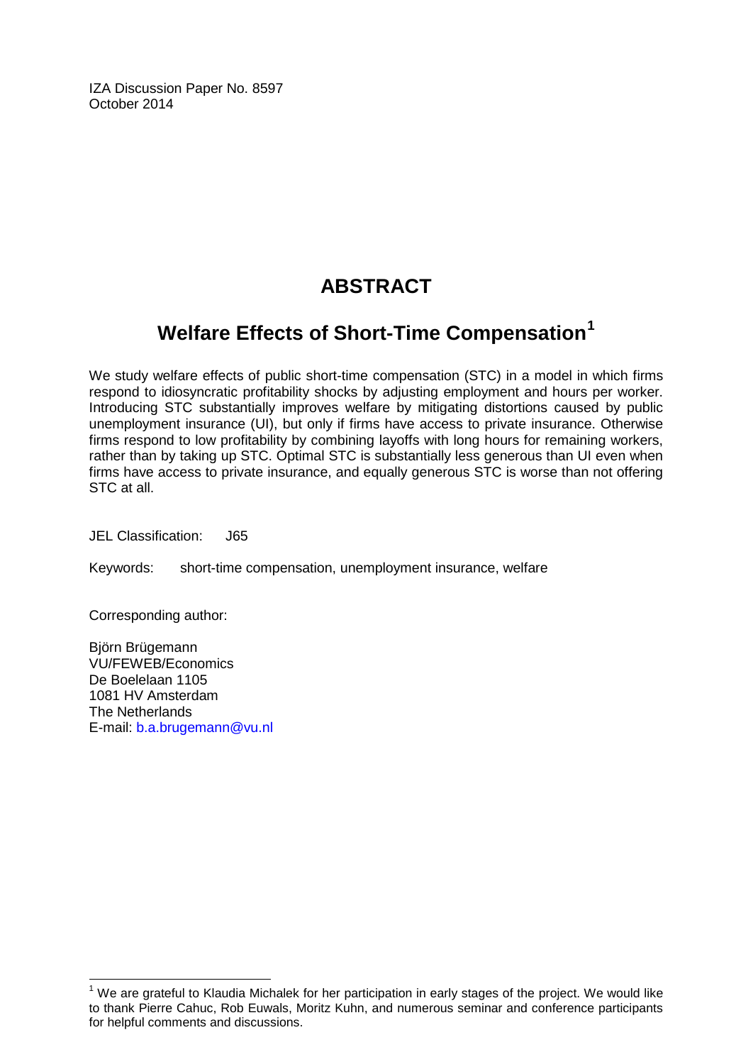IZA Discussion Paper No. 8597
October 2014

# ABSTRACT

## Welfare Effects of Short-Time Compensation[1]

We study welfare effects of public short-time compensation (STC) in a model in which firms respond to idiosyncratic profitability shocks by adjusting employment and hours per worker. Introducing STC substantially improves welfare by mitigating distortions caused by public unemployment insurance (UI), but only if firms have access to private insurance. Otherwise firms respond to low profitability by combining layoffs with long hours for remaining workers, rather than by taking up STC. Optimal STC is substantially less generous than UI even when firms have access to private insurance, and equally generous STC is worse than not offering STC at all.

JEL Classification: J65

Keywords: short-time compensation, unemployment insurance, welfare

Corresponding author:

Björn Brügemann
VU/FEWEB/Economics
De Boelelaan 1105
1081 HV Amsterdam
The Netherlands
E-mail: b.a.brugemann@vu.nl

[1] We are grateful to Klaudia Michalek for her participation in early stages of the project. We would like to thank Pierre Cahuc, Rob Euwals, Moritz Kuhn, and numerous seminar and conference participants for helpful comments and discussions.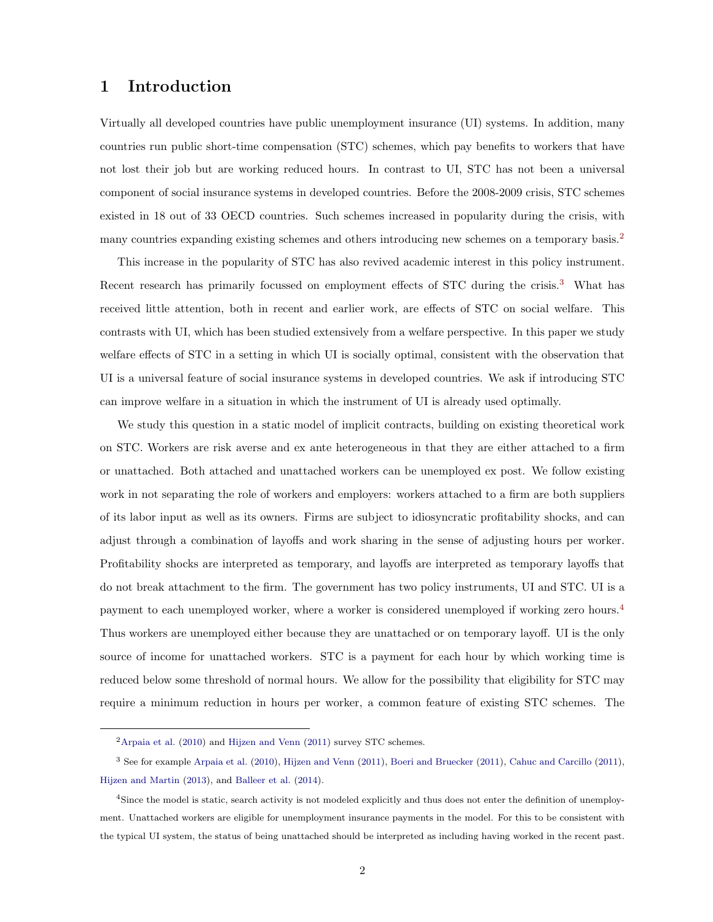# 1 Introduction

Virtually all developed countries have public unemployment insurance (UI) systems. In addition, many countries run public short-time compensation (STC) schemes, which pay benefits to workers that have not lost their job but are working reduced hours. In contrast to UI, STC has not been a universal component of social insurance systems in developed countries. Before the 2008-2009 crisis, STC schemes existed in 18 out of 33 OECD countries. Such schemes increased in popularity during the crisis, with many countries expanding existing schemes and others introducing new schemes on a temporary basis.[2]

This increase in the popularity of STC has also revived academic interest in this policy instrument. Recent research has primarily focussed on employment effects of STC during the crisis.[3] What has received little attention, both in recent and earlier work, are effects of STC on social welfare. This contrasts with UI, which has been studied extensively from a welfare perspective. In this paper we study welfare effects of STC in a setting in which UI is socially optimal, consistent with the observation that UI is a universal feature of social insurance systems in developed countries. We ask if introducing STC can improve welfare in a situation in which the instrument of UI is already used optimally.

We study this question in a static model of implicit contracts, building on existing theoretical work on STC. Workers are risk averse and ex ante heterogeneous in that they are either attached to a firm or unattached. Both attached and unattached workers can be unemployed ex post. We follow existing work in not separating the role of workers and employers: workers attached to a firm are both suppliers of its labor input as well as its owners. Firms are subject to idiosyncratic profitability shocks, and can adjust through a combination of layoffs and work sharing in the sense of adjusting hours per worker. Profitability shocks are interpreted as temporary, and layoffs are interpreted as temporary layoffs that do not break attachment to the firm. The government has two policy instruments, UI and STC. UI is a payment to each unemployed worker, where a worker is considered unemployed if working zero hours.[4] Thus workers are unemployed either because they are unattached or on temporary layoff. UI is the only source of income for unattached workers. STC is a payment for each hour by which working time is reduced below some threshold of normal hours. We allow for the possibility that eligibility for STC may require a minimum reduction in hours per worker, a common feature of existing STC schemes. The

---

[2] Arpaia et al. (2010) and Hijzen and Venn (2011) survey STC schemes.

[3] See for example Arpaia et al. (2010), Hijzen and Venn (2011), Boeri and Bruecker (2011), Cahuc and Carcillo (2011), Hijzen and Martin (2013), and Balleer et al. (2014).

[4] Since the model is static, search activity is not modeled explicitly and thus does not enter the definition of unemployment. Unattached workers are eligible for unemployment insurance payments in the model. For this to be consistent with the typical UI system, the status of being unattached should be interpreted as including having worked in the recent past.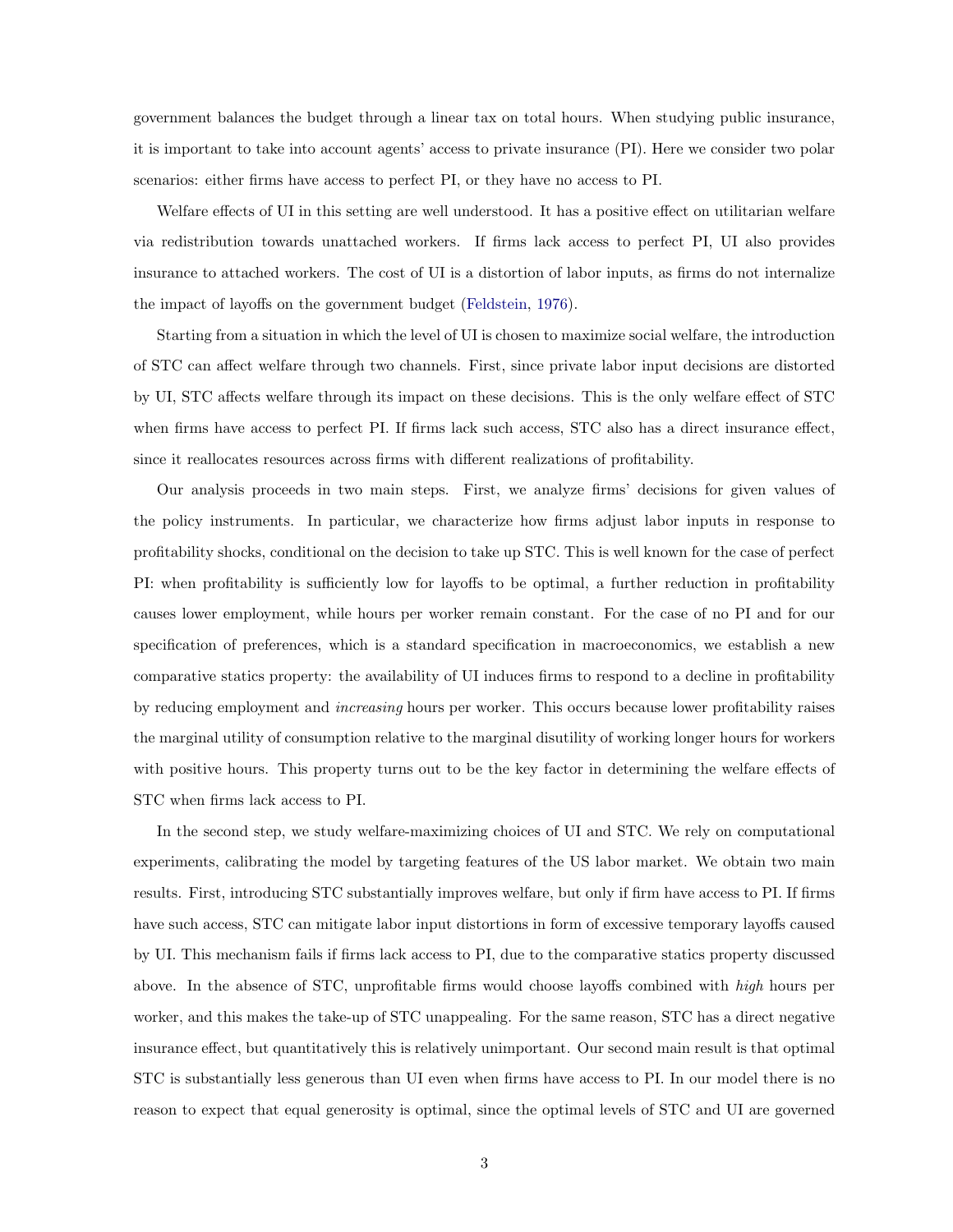government balances the budget through a linear tax on total hours. When studying public insurance, it is important to take into account agents' access to private insurance (PI). Here we consider two polar scenarios: either firms have access to perfect PI, or they have no access to PI.

Welfare effects of UI in this setting are well understood. It has a positive effect on utilitarian welfare via redistribution towards unattached workers. If firms lack access to perfect PI, UI also provides insurance to attached workers. The cost of UI is a distortion of labor inputs, as firms do not internalize the impact of layoffs on the government budget (Feldstein, 1976).

Starting from a situation in which the level of UI is chosen to maximize social welfare, the introduction of STC can affect welfare through two channels. First, since private labor input decisions are distorted by UI, STC affects welfare through its impact on these decisions. This is the only welfare effect of STC when firms have access to perfect PI. If firms lack such access, STC also has a direct insurance effect, since it reallocates resources across firms with different realizations of profitability.

Our analysis proceeds in two main steps. First, we analyze firms' decisions for given values of the policy instruments. In particular, we characterize how firms adjust labor inputs in response to profitability shocks, conditional on the decision to take up STC. This is well known for the case of perfect PI: when profitability is sufficiently low for layoffs to be optimal, a further reduction in profitability causes lower employment, while hours per worker remain constant. For the case of no PI and for our specification of preferences, which is a standard specification in macroeconomics, we establish a new comparative statics property: the availability of UI induces firms to respond to a decline in profitability by reducing employment and *increasing* hours per worker. This occurs because lower profitability raises the marginal utility of consumption relative to the marginal disutility of working longer hours for workers with positive hours. This property turns out to be the key factor in determining the welfare effects of STC when firms lack access to PI.

In the second step, we study welfare-maximizing choices of UI and STC. We rely on computational experiments, calibrating the model by targeting features of the US labor market. We obtain two main results. First, introducing STC substantially improves welfare, but only if firm have access to PI. If firms have such access, STC can mitigate labor input distortions in form of excessive temporary layoffs caused by UI. This mechanism fails if firms lack access to PI, due to the comparative statics property discussed above. In the absence of STC, unprofitable firms would choose layoffs combined with *high* hours per worker, and this makes the take-up of STC unappealing. For the same reason, STC has a direct negative insurance effect, but quantitatively this is relatively unimportant. Our second main result is that optimal STC is substantially less generous than UI even when firms have access to PI. In our model there is no reason to expect that equal generosity is optimal, since the optimal levels of STC and UI are governed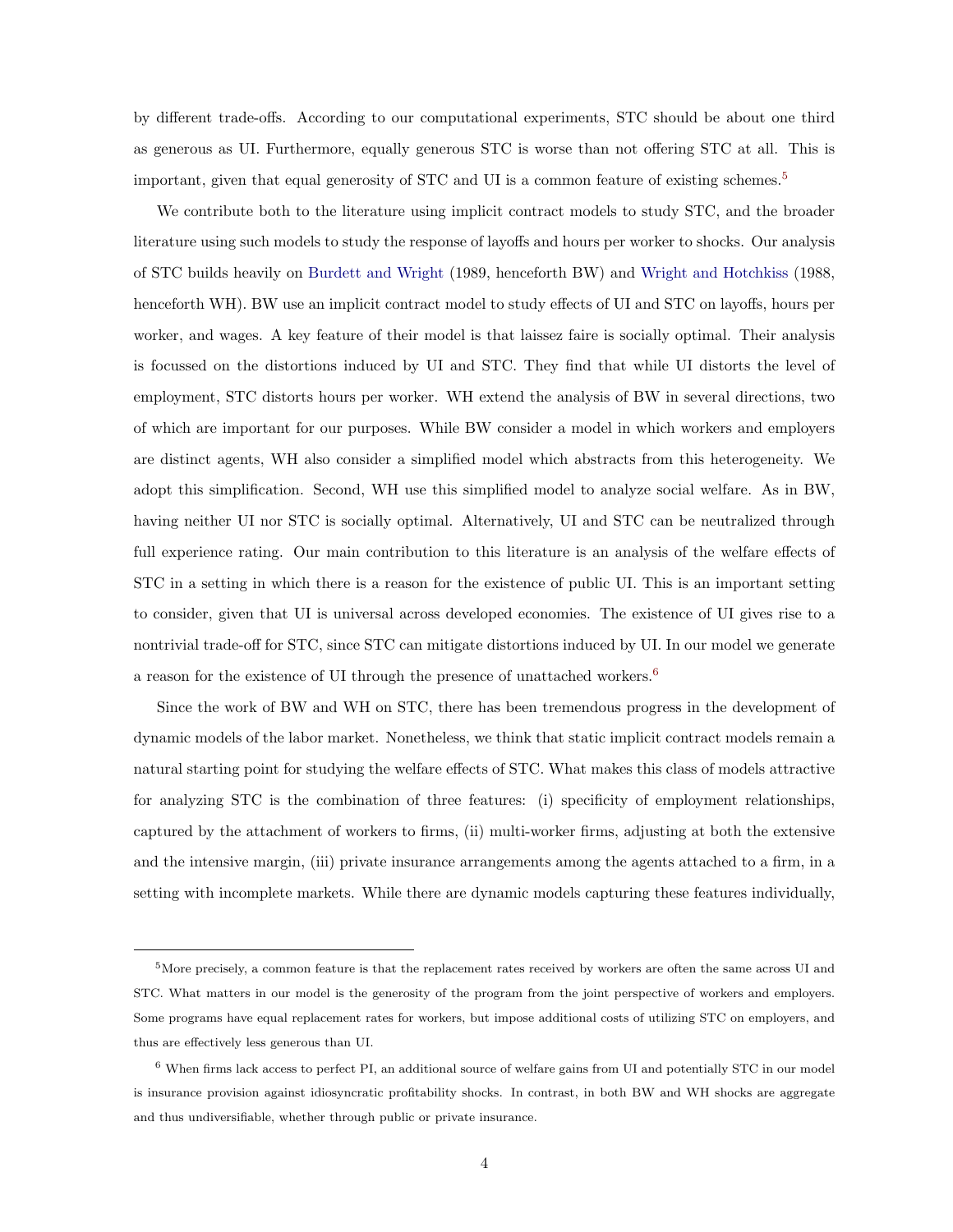by different trade-offs. According to our computational experiments, STC should be about one third as generous as UI. Furthermore, equally generous STC is worse than not offering STC at all. This is important, given that equal generosity of STC and UI is a common feature of existing schemes.[5]

We contribute both to the literature using implicit contract models to study STC, and the broader literature using such models to study the response of layoffs and hours per worker to shocks. Our analysis of STC builds heavily on Burdett and Wright (1989, henceforth BW) and Wright and Hotchkiss (1988, henceforth WH). BW use an implicit contract model to study effects of UI and STC on layoffs, hours per worker, and wages. A key feature of their model is that laissez faire is socially optimal. Their analysis is focussed on the distortions induced by UI and STC. They find that while UI distorts the level of employment, STC distorts hours per worker. WH extend the analysis of BW in several directions, two of which are important for our purposes. While BW consider a model in which workers and employers are distinct agents, WH also consider a simplified model which abstracts from this heterogeneity. We adopt this simplification. Second, WH use this simplified model to analyze social welfare. As in BW, having neither UI nor STC is socially optimal. Alternatively, UI and STC can be neutralized through full experience rating. Our main contribution to this literature is an analysis of the welfare effects of STC in a setting in which there is a reason for the existence of public UI. This is an important setting to consider, given that UI is universal across developed economies. The existence of UI gives rise to a nontrivial trade-off for STC, since STC can mitigate distortions induced by UI. In our model we generate a reason for the existence of UI through the presence of unattached workers.[6]

Since the work of BW and WH on STC, there has been tremendous progress in the development of dynamic models of the labor market. Nonetheless, we think that static implicit contract models remain a natural starting point for studying the welfare effects of STC. What makes this class of models attractive for analyzing STC is the combination of three features: (i) specificity of employment relationships, captured by the attachment of workers to firms, (ii) multi-worker firms, adjusting at both the extensive and the intensive margin, (iii) private insurance arrangements among the agents attached to a firm, in a setting with incomplete markets. While there are dynamic models capturing these features individually,

[5] More precisely, a common feature is that the replacement rates received by workers are often the same across UI and STC. What matters in our model is the generosity of the program from the joint perspective of workers and employers. Some programs have equal replacement rates for workers, but impose additional costs of utilizing STC on employers, and thus are effectively less generous than UI.

[6] When firms lack access to perfect PI, an additional source of welfare gains from UI and potentially STC in our model is insurance provision against idiosyncratic profitability shocks. In contrast, in both BW and WH shocks are aggregate and thus undiversifiable, whether through public or private insurance.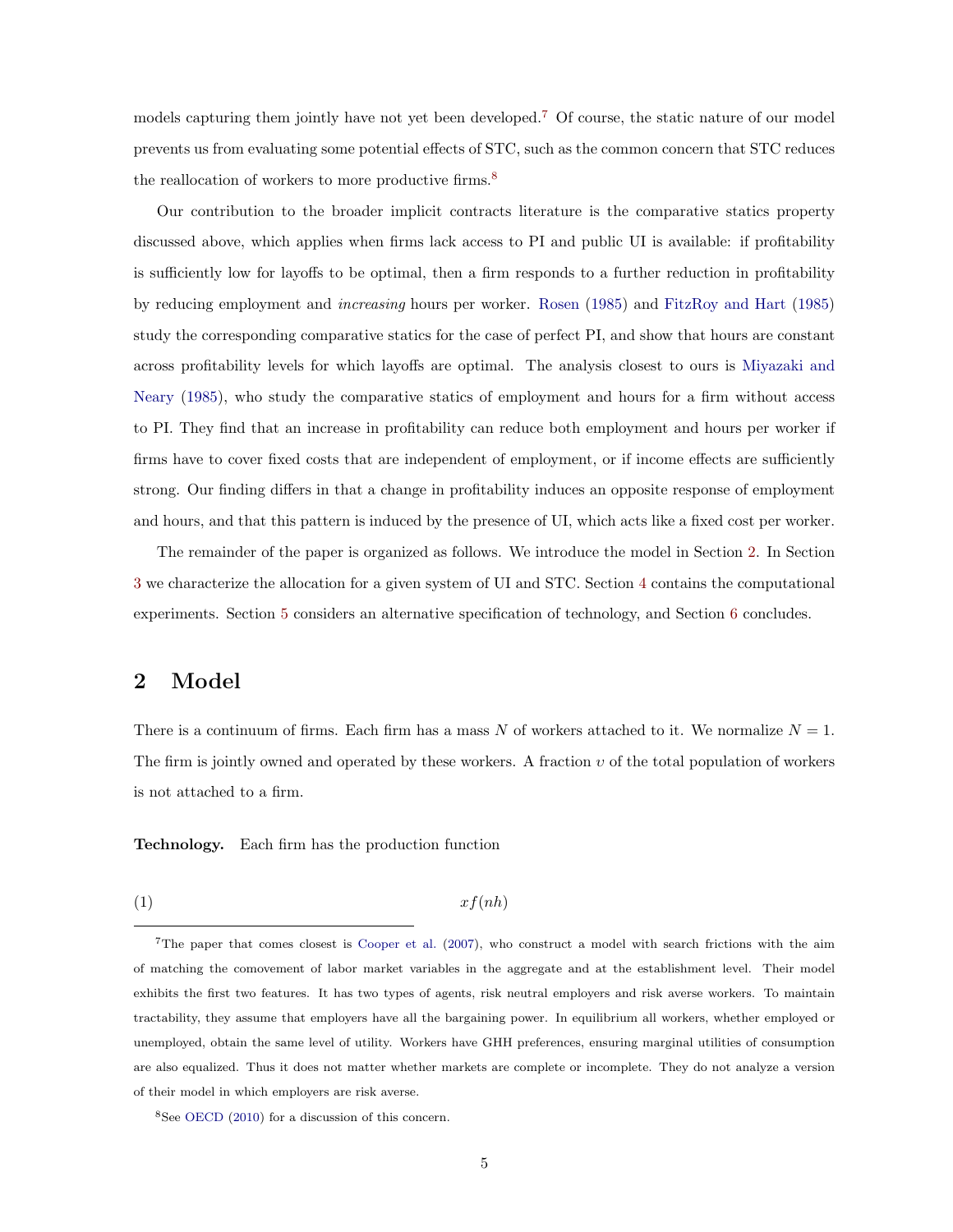models capturing them jointly have not yet been developed.[7] Of course, the static nature of our model prevents us from evaluating some potential effects of STC, such as the common concern that STC reduces the reallocation of workers to more productive firms.[8]

Our contribution to the broader implicit contracts literature is the comparative statics property discussed above, which applies when firms lack access to PI and public UI is available: if profitability is sufficiently low for layoffs to be optimal, then a firm responds to a further reduction in profitability by reducing employment and *increasing* hours per worker. Rosen (1985) and FitzRoy and Hart (1985) study the corresponding comparative statics for the case of perfect PI, and show that hours are constant across profitability levels for which layoffs are optimal. The analysis closest to ours is Miyazaki and Neary (1985), who study the comparative statics of employment and hours for a firm without access to PI. They find that an increase in profitability can reduce both employment and hours per worker if firms have to cover fixed costs that are independent of employment, or if income effects are sufficiently strong. Our finding differs in that a change in profitability induces an opposite response of employment and hours, and that this pattern is induced by the presence of UI, which acts like a fixed cost per worker.

The remainder of the paper is organized as follows. We introduce the model in Section 2. In Section 3 we characterize the allocation for a given system of UI and STC. Section 4 contains the computational experiments. Section 5 considers an alternative specification of technology, and Section 6 concludes.

## 2 Model

There is a continuum of firms. Each firm has a mass $N$ of workers attached to it. We normalize $N = 1$. The firm is jointly owned and operated by these workers. A fraction $v$ of the total population of workers is not attached to a firm.

**Technology.** Each firm has the production function

$$xf(nh) \tag{1}$$

---

[7] The paper that comes closest is Cooper et al. (2007), who construct a model with search frictions with the aim of matching the comovement of labor market variables in the aggregate and at the establishment level. Their model exhibits the first two features. It has two types of agents, risk neutral employers and risk averse workers. To maintain tractability, they assume that employers have all the bargaining power. In equilibrium all workers, whether employed or unemployed, obtain the same level of utility. Workers have GHH preferences, ensuring marginal utilities of consumption are also equalized. Thus it does not matter whether markets are complete or incomplete. They do not analyze a version of their model in which employers are risk averse.

[8] See OECD (2010) for a discussion of this concern.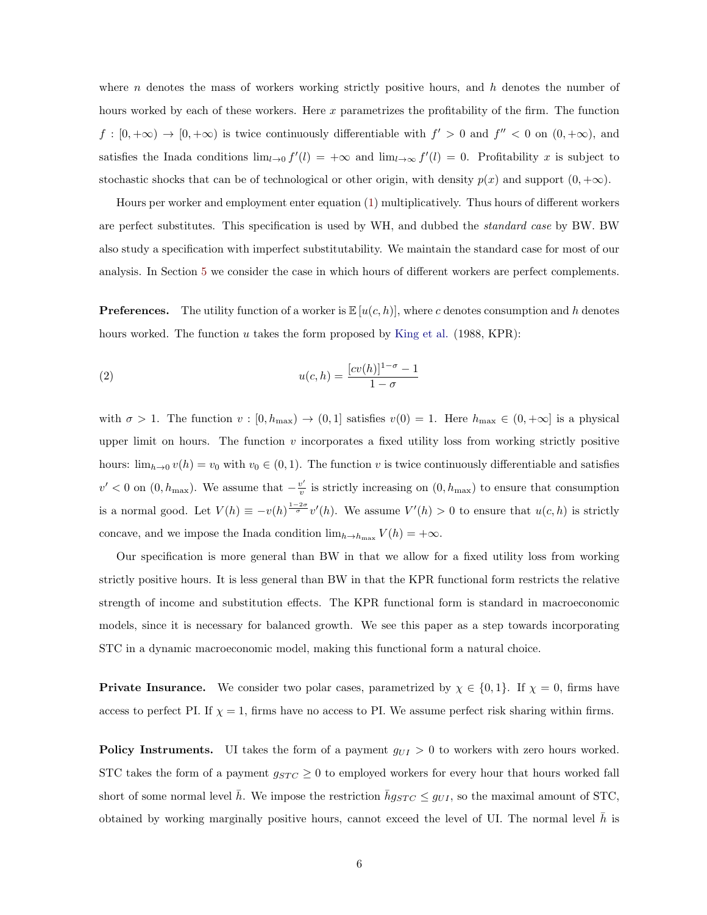where $n$ denotes the mass of workers working strictly positive hours, and $h$ denotes the number of hours worked by each of these workers. Here $x$ parametrizes the profitability of the firm. The function $f : [0, +\infty) \to [0, +\infty)$ is twice continuously differentiable with $f' > 0$ and $f'' < 0$ on $(0, +\infty)$, and satisfies the Inada conditions $\lim_{l \to 0} f'(l) = +\infty$ and $\lim_{l \to \infty} f'(l) = 0$. Profitability $x$ is subject to stochastic shocks that can be of technological or other origin, with density $p(x)$ and support $(0, +\infty)$.

Hours per worker and employment enter equation (1) multiplicatively. Thus hours of different workers are perfect substitutes. This specification is used by WH, and dubbed the *standard case* by BW. BW also study a specification with imperfect substitutability. We maintain the standard case for most of our analysis. In Section 5 we consider the case in which hours of different workers are perfect complements.

**Preferences.** The utility function of a worker is $\mathbb{E}[u(c, h)]$, where $c$ denotes consumption and $h$ denotes hours worked. The function $u$ takes the form proposed by King et al. (1988, KPR):

$$u(c, h) = \frac{[cv(h)]^{1-\sigma} - 1}{1 - \sigma} \tag{2}$$

with $\sigma > 1$. The function $v : [0, h_{\max}) \to (0, 1]$ satisfies $v(0) = 1$. Here $h_{\max} \in (0, +\infty]$ is a physical upper limit on hours. The function $v$ incorporates a fixed utility loss from working strictly positive hours: $\lim_{h \to 0} v(h) = v_0$ with $v_0 \in (0, 1)$. The function $v$ is twice continuously differentiable and satisfies $v' < 0$ on $(0, h_{\max})$. We assume that $-\frac{v'}{v}$ is strictly increasing on $(0, h_{\max})$ to ensure that consumption is a normal good. Let $V(h) \equiv -v(h)^{\frac{1-2\sigma}{\sigma}} v'(h)$. We assume $V'(h) > 0$ to ensure that $u(c, h)$ is strictly concave, and we impose the Inada condition $\lim_{h \to h_{\max}} V(h) = +\infty$.

Our specification is more general than BW in that we allow for a fixed utility loss from working strictly positive hours. It is less general than BW in that the KPR functional form restricts the relative strength of income and substitution effects. The KPR functional form is standard in macroeconomic models, since it is necessary for balanced growth. We see this paper as a step towards incorporating STC in a dynamic macroeconomic model, making this functional form a natural choice.

**Private Insurance.** We consider two polar cases, parametrized by $\chi \in \{0, 1\}$. If $\chi = 0$, firms have access to perfect PI. If $\chi = 1$, firms have no access to PI. We assume perfect risk sharing within firms.

**Policy Instruments.** UI takes the form of a payment $g_{UI} > 0$ to workers with zero hours worked. STC takes the form of a payment $g_{STC} \geq 0$ to employed workers for every hour that hours worked fall short of some normal level $\bar{h}$. We impose the restriction $\bar{h} g_{STC} \leq g_{UI}$, so the maximal amount of STC, obtained by working marginally positive hours, cannot exceed the level of UI. The normal level $\bar{h}$ is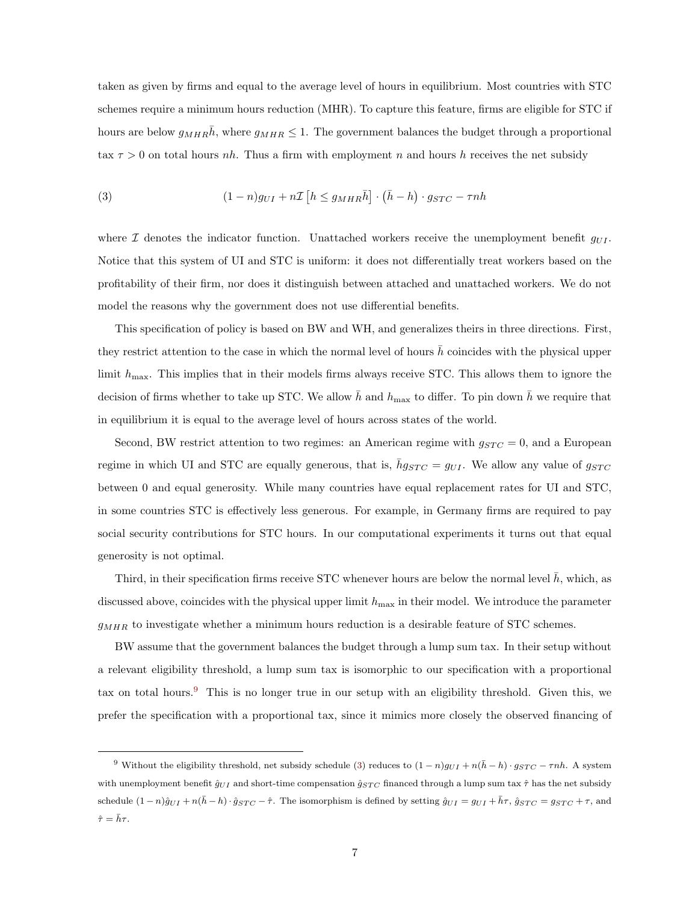taken as given by firms and equal to the average level of hours in equilibrium. Most countries with STC schemes require a minimum hours reduction (MHR). To capture this feature, firms are eligible for STC if hours are below $g_{MHR}\bar{h}$, where $g_{MHR} \leq 1$. The government balances the budget through a proportional tax $\tau > 0$ on total hours $nh$. Thus a firm with employment $n$ and hours $h$ receives the net subsidy

$$(1-n)g_{UI} + n\mathcal{I}\left[h \leq g_{MHR}\bar{h}\right] \cdot \left(\bar{h} - h\right) \cdot g_{STC} - \tau nh \tag{3}$$

where $\mathcal{I}$ denotes the indicator function. Unattached workers receive the unemployment benefit $g_{UI}$. Notice that this system of UI and STC is uniform: it does not differentially treat workers based on the profitability of their firm, nor does it distinguish between attached and unattached workers. We do not model the reasons why the government does not use differential benefits.

This specification of policy is based on BW and WH, and generalizes theirs in three directions. First, they restrict attention to the case in which the normal level of hours $\bar{h}$ coincides with the physical upper limit $h_{\max}$. This implies that in their models firms always receive STC. This allows them to ignore the decision of firms whether to take up STC. We allow $\bar{h}$ and $h_{\max}$ to differ. To pin down $\bar{h}$ we require that in equilibrium it is equal to the average level of hours across states of the world.

Second, BW restrict attention to two regimes: an American regime with $g_{STC} = 0$, and a European regime in which UI and STC are equally generous, that is, $\bar{h}g_{STC} = g_{UI}$. We allow any value of $g_{STC}$ between 0 and equal generosity. While many countries have equal replacement rates for UI and STC, in some countries STC is effectively less generous. For example, in Germany firms are required to pay social security contributions for STC hours. In our computational experiments it turns out that equal generosity is not optimal.

Third, in their specification firms receive STC whenever hours are below the normal level $\bar{h}$, which, as discussed above, coincides with the physical upper limit $h_{\max}$ in their model. We introduce the parameter $g_{MHR}$ to investigate whether a minimum hours reduction is a desirable feature of STC schemes.

BW assume that the government balances the budget through a lump sum tax. In their setup without a relevant eligibility threshold, a lump sum tax is isomorphic to our specification with a proportional tax on total hours.[9] This is no longer true in our setup with an eligibility threshold. Given this, we prefer the specification with a proportional tax, since it mimics more closely the observed financing of

---

[9] Without the eligibility threshold, net subsidy schedule (3) reduces to $(1-n)g_{UI} + n(\bar{h} - h) \cdot g_{STC} - \tau nh$. A system with unemployment benefit $\hat{g}_{UI}$ and short-time compensation $\hat{g}_{STC}$ financed through a lump sum tax $\hat{\tau}$ has the net subsidy schedule $(1-n)\hat{g}_{UI} + n(\bar{h} - h) \cdot \hat{g}_{STC} - \hat{\tau}$. The isomorphism is defined by setting $\hat{g}_{UI} = g_{UI} + \bar{h}\tau$, $\hat{g}_{STC} = g_{STC} + \tau$, and $\hat{\tau} = \bar{h}\tau$.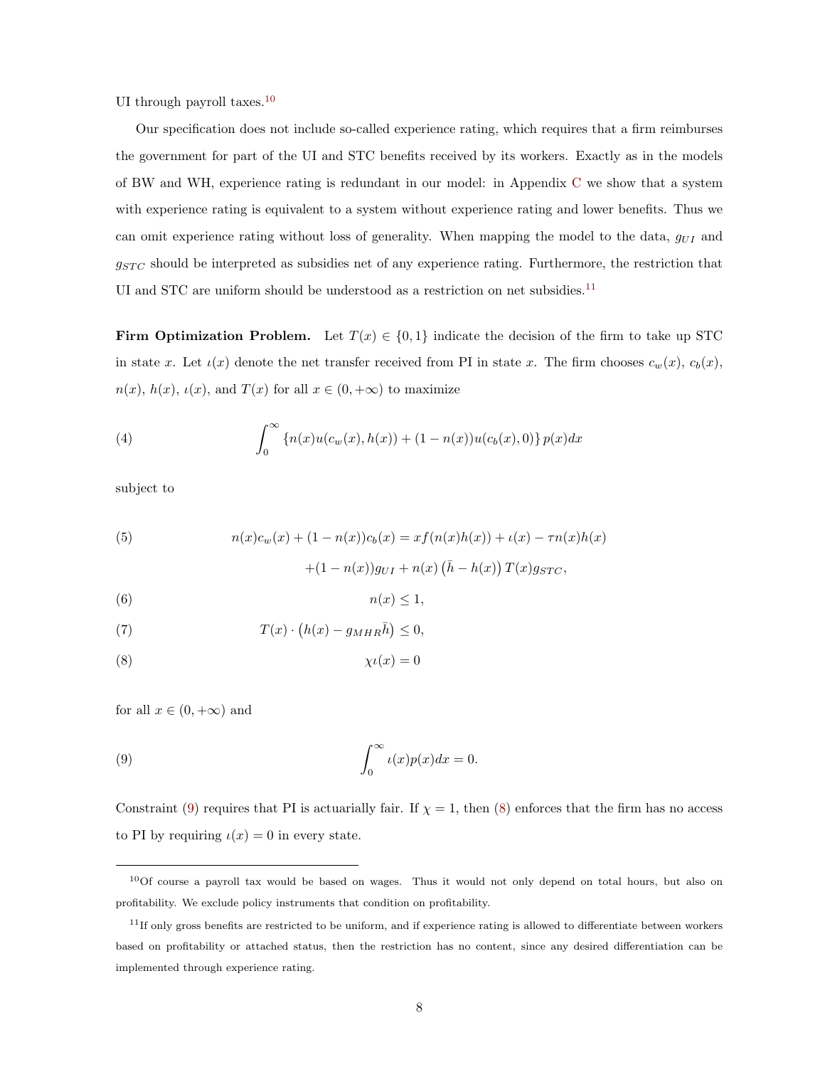UI through payroll taxes.[10]

Our specification does not include so-called experience rating, which requires that a firm reimburses the government for part of the UI and STC benefits received by its workers. Exactly as in the models of BW and WH, experience rating is redundant in our model: in Appendix C we show that a system with experience rating is equivalent to a system without experience rating and lower benefits. Thus we can omit experience rating without loss of generality. When mapping the model to the data, $g_{UI}$ and $g_{STC}$ should be interpreted as subsidies net of any experience rating. Furthermore, the restriction that UI and STC are uniform should be understood as a restriction on net subsidies.[11]

**Firm Optimization Problem.** Let $T(x) \in \{0, 1\}$ indicate the decision of the firm to take up STC in state $x$. Let $\iota(x)$ denote the net transfer received from PI in state $x$. The firm chooses $c_w(x)$, $c_b(x)$, $n(x)$, $h(x)$, $\iota(x)$, and $T(x)$ for all $x \in (0, +\infty)$ to maximize

$$\int_0^\infty \{n(x)u(c_w(x), h(x)) + (1 - n(x))u(c_b(x), 0)\} p(x)dx \tag{4}$$

subject to

$$\begin{aligned} n(x)c_w(x) + (1 - n(x))c_b(x) = {} & xf(n(x)h(x)) + \iota(x) - \tau n(x)h(x) \\ & + (1 - n(x))g_{UI} + n(x)\left(\bar{h} - h(x)\right) T(x)g_{STC}, \end{aligned} \tag{5}$$

$$n(x) \leq 1, \tag{6}$$

$$T(x) \cdot \left(h(x) - g_{MHR}\bar{h}\right) \leq 0, \tag{7}$$

$$\chi\iota(x) = 0 \tag{8}$$

for all $x \in (0, +\infty)$ and

$$\int_0^\infty \iota(x)p(x)dx = 0. \tag{9}$$

Constraint (9) requires that PI is actuarially fair. If $\chi = 1$, then (8) enforces that the firm has no access to PI by requiring $\iota(x) = 0$ in every state.

---

[10] Of course a payroll tax would be based on wages. Thus it would not only depend on total hours, but also on profitability. We exclude policy instruments that condition on profitability.

[11] If only gross benefits are restricted to be uniform, and if experience rating is allowed to differentiate between workers based on profitability or attached status, then the restriction has no content, since any desired differentiation can be implemented through experience rating.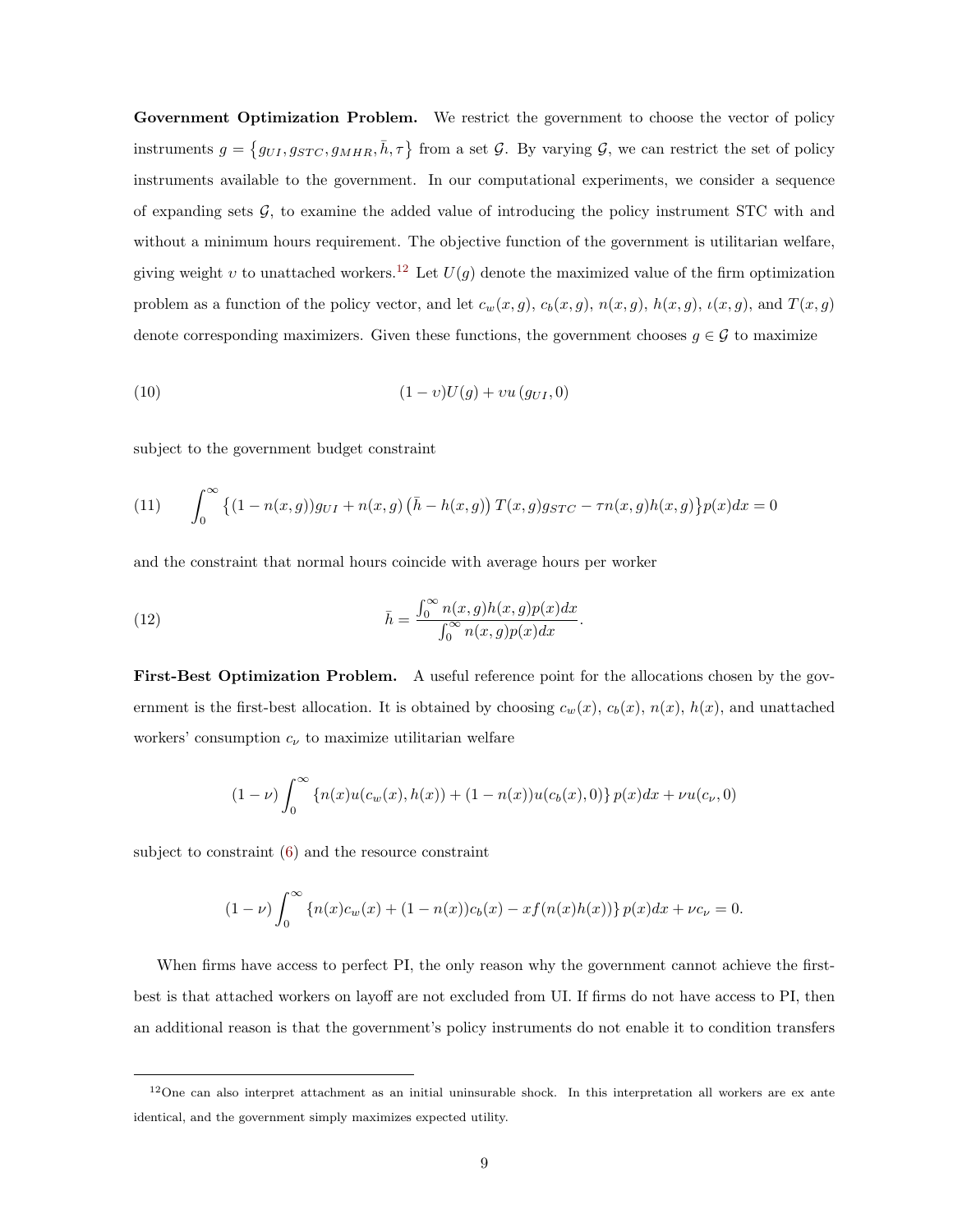**Government Optimization Problem.** We restrict the government to choose the vector of policy instruments $g = \{g_{UI}, g_{STC}, g_{MHR}, \bar{h}, \tau\}$ from a set $\mathcal{G}$. By varying $\mathcal{G}$, we can restrict the set of policy instruments available to the government. In our computational experiments, we consider a sequence of expanding sets $\mathcal{G}$, to examine the added value of introducing the policy instrument STC with and without a minimum hours requirement. The objective function of the government is utilitarian welfare, giving weight $\upsilon$ to unattached workers.[12] Let $U(g)$ denote the maximized value of the firm optimization problem as a function of the policy vector, and let $c_w(x, g)$, $c_b(x, g)$, $n(x, g)$, $h(x, g)$, $\iota(x, g)$, and $T(x, g)$ denote corresponding maximizers. Given these functions, the government chooses $g \in \mathcal{G}$ to maximize

$$(1 - \upsilon)U(g) + \upsilon u\left(g_{UI}, 0\right) \tag{10}$$

subject to the government budget constraint

$$\int_0^\infty \left\{(1 - n(x, g))g_{UI} + n(x, g)\left(\bar{h} - h(x, g)\right)T(x, g)g_{STC} - \tau n(x, g)h(x, g)\right\}p(x)dx = 0 \tag{11}$$

and the constraint that normal hours coincide with average hours per worker

$$\bar{h} = \frac{\int_0^\infty n(x, g)h(x, g)p(x)dx}{\int_0^\infty n(x, g)p(x)dx}. \tag{12}$$

**First-Best Optimization Problem.** A useful reference point for the allocations chosen by the government is the first-best allocation. It is obtained by choosing $c_w(x)$, $c_b(x)$, $n(x)$, $h(x)$, and unattached workers' consumption $c_\nu$ to maximize utilitarian welfare

$$(1 - \nu)\int_0^\infty \left\{n(x)u(c_w(x), h(x)) + (1 - n(x))u(c_b(x), 0)\right\}p(x)dx + \nu u(c_\nu, 0)$$

subject to constraint (6) and the resource constraint

$$(1 - \nu)\int_0^\infty \left\{n(x)c_w(x) + (1 - n(x))c_b(x) - xf(n(x)h(x))\right\}p(x)dx + \nu c_\nu = 0.$$

When firms have access to perfect PI, the only reason why the government cannot achieve the first-best is that attached workers on layoff are not excluded from UI. If firms do not have access to PI, then an additional reason is that the government's policy instruments do not enable it to condition transfers

[12] One can also interpret attachment as an initial uninsurable shock. In this interpretation all workers are ex ante identical, and the government simply maximizes expected utility.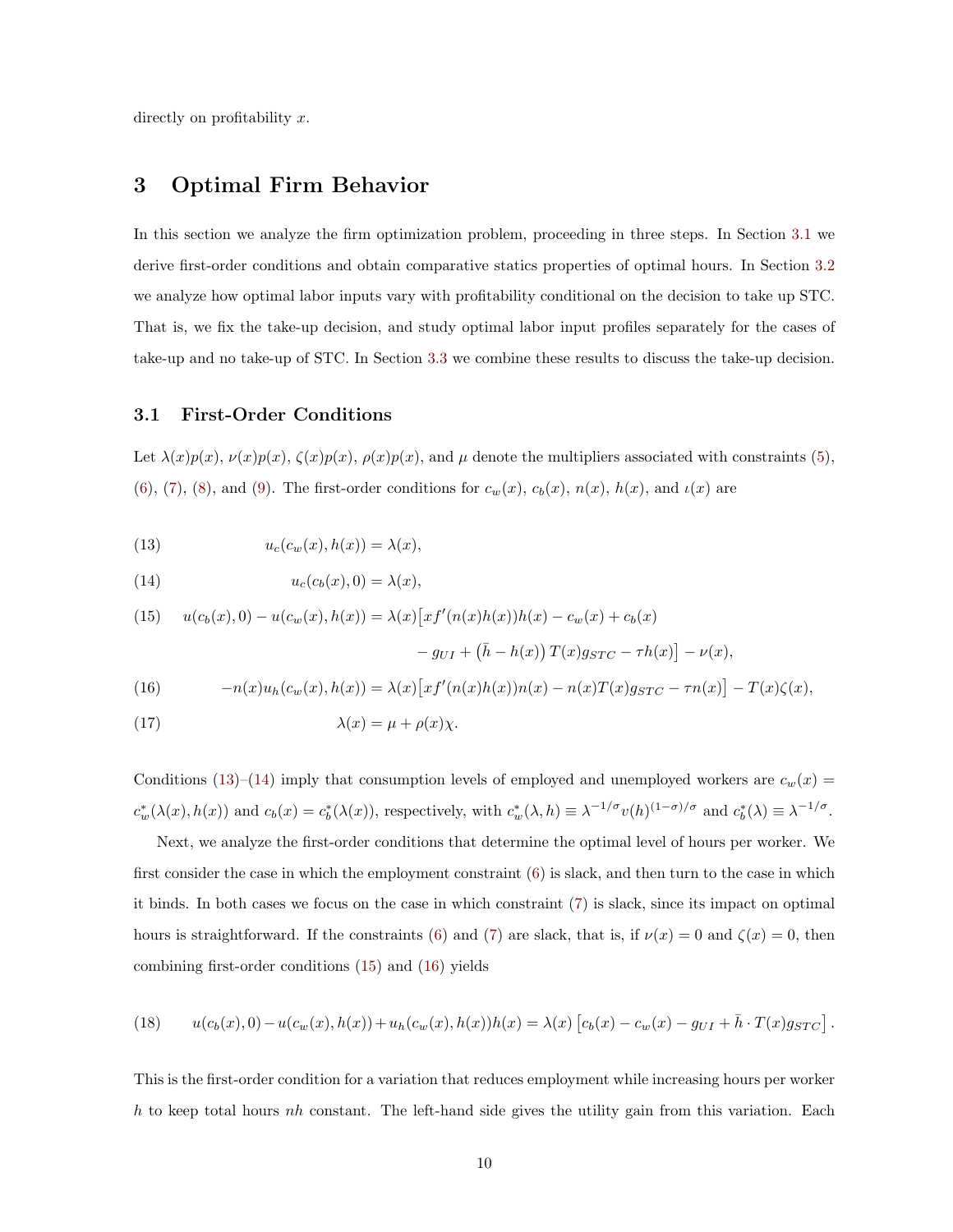directly on profitability $x$.

# 3 Optimal Firm Behavior

In this section we analyze the firm optimization problem, proceeding in three steps. In Section 3.1 we derive first-order conditions and obtain comparative statics properties of optimal hours. In Section 3.2 we analyze how optimal labor inputs vary with profitability conditional on the decision to take up STC. That is, we fix the take-up decision, and study optimal labor input profiles separately for the cases of take-up and no take-up of STC. In Section 3.3 we combine these results to discuss the take-up decision.

## 3.1 First-Order Conditions

Let $\lambda(x)p(x)$, $\nu(x)p(x)$, $\zeta(x)p(x)$, $\rho(x)p(x)$, and $\mu$ denote the multipliers associated with constraints (5), (6), (7), (8), and (9). The first-order conditions for $c_w(x)$, $c_b(x)$, $n(x)$, $h(x)$, and $\iota(x)$ are

$$u_c(c_w(x), h(x)) = \lambda(x), \tag{13}$$

$$u_c(c_b(x), 0) = \lambda(x), \tag{14}$$

$$u(c_b(x), 0) - u(c_w(x), h(x)) = \lambda(x)\big[xf'(n(x)h(x))h(x) - c_w(x) + c_b(x) - g_{UI} + \big(\bar{h} - h(x)\big)\,T(x)g_{STC} - \tau h(x)\big] - \nu(x), \tag{15}$$

$$-n(x)u_h(c_w(x), h(x)) = \lambda(x)\big[xf'(n(x)h(x))n(x) - n(x)T(x)g_{STC} - \tau n(x)\big] - T(x)\zeta(x), \tag{16}$$

$$\lambda(x) = \mu + \rho(x)\chi. \tag{17}$$

Conditions (13)–(14) imply that consumption levels of employed and unemployed workers are $c_w(x) = c_w^*(\lambda(x), h(x))$ and $c_b(x) = c_b^*(\lambda(x))$, respectively, with $c_w^*(\lambda, h) \equiv \lambda^{-1/\sigma} v(h)^{(1-\sigma)/\sigma}$ and $c_b^*(\lambda) \equiv \lambda^{-1/\sigma}$.

Next, we analyze the first-order conditions that determine the optimal level of hours per worker. We first consider the case in which the employment constraint (6) is slack, and then turn to the case in which it binds. In both cases we focus on the case in which constraint (7) is slack, since its impact on optimal hours is straightforward. If the constraints (6) and (7) are slack, that is, if $\nu(x) = 0$ and $\zeta(x) = 0$, then combining first-order conditions (15) and (16) yields

$$u(c_b(x), 0) - u(c_w(x), h(x)) + u_h(c_w(x), h(x))h(x) = \lambda(x)\left[c_b(x) - c_w(x) - g_{UI} + \bar{h}\cdot T(x)g_{STC}\right]. \tag{18}$$

This is the first-order condition for a variation that reduces employment while increasing hours per worker $h$ to keep total hours $nh$ constant. The left-hand side gives the utility gain from this variation. Each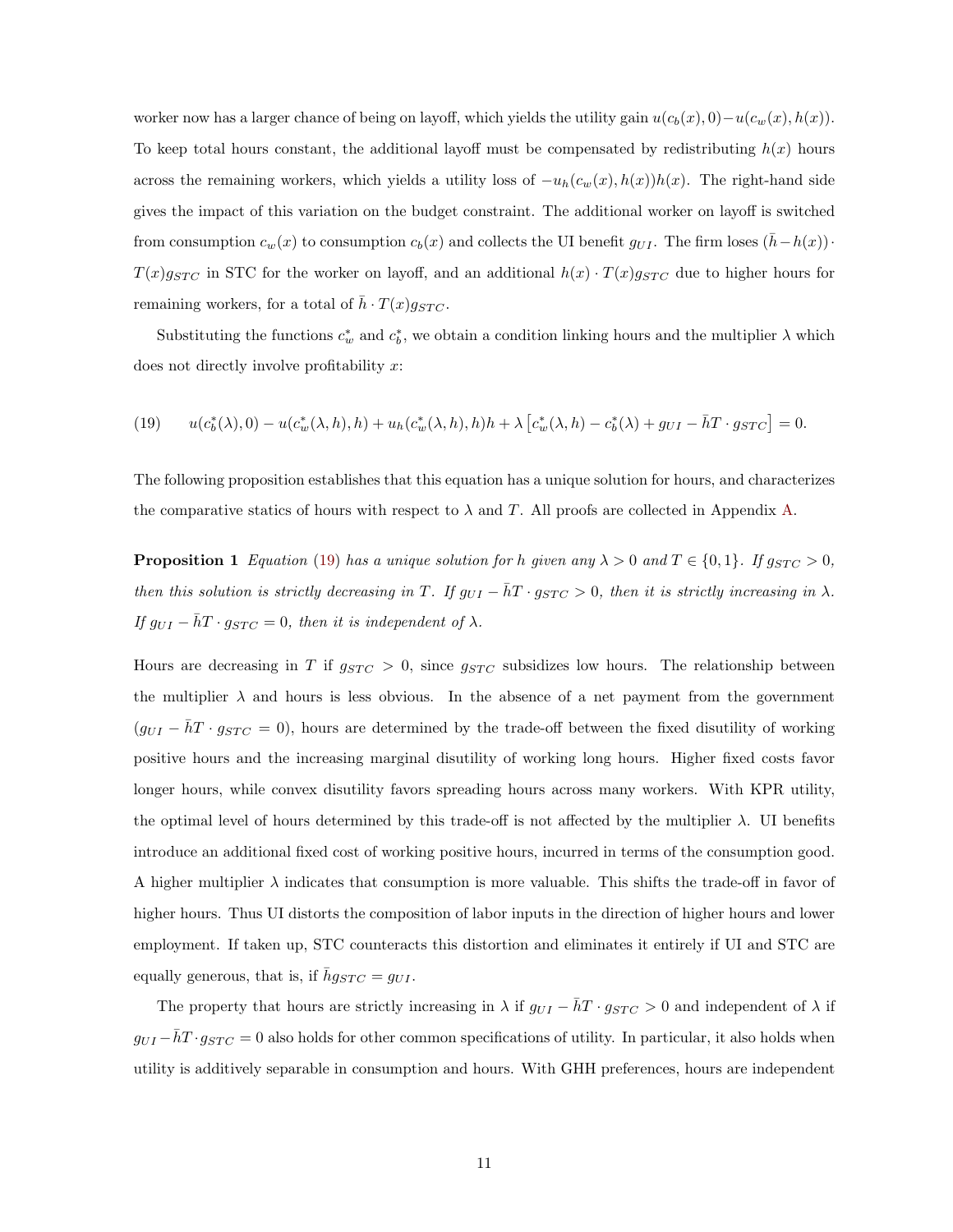worker now has a larger chance of being on layoff, which yields the utility gain $u(c_b(x), 0) - u(c_w(x), h(x))$. To keep total hours constant, the additional layoff must be compensated by redistributing $h(x)$ hours across the remaining workers, which yields a utility loss of $-u_h(c_w(x), h(x))h(x)$. The right-hand side gives the impact of this variation on the budget constraint. The additional worker on layoff is switched from consumption $c_w(x)$ to consumption $c_b(x)$ and collects the UI benefit $g_{UI}$. The firm loses $(\bar{h} - h(x)) \cdot T(x)g_{STC}$ in STC for the worker on layoff, and an additional $h(x) \cdot T(x)g_{STC}$ due to higher hours for remaining workers, for a total of $\bar{h} \cdot T(x)g_{STC}$.

Substituting the functions $c_w^*$ and $c_b^*$, we obtain a condition linking hours and the multiplier $\lambda$ which does not directly involve profitability $x$:

$$u(c_b^*(\lambda), 0) - u(c_w^*(\lambda, h), h) + u_h(c_w^*(\lambda, h), h)h + \lambda \left[c_w^*(\lambda, h) - c_b^*(\lambda) + g_{UI} - \bar{h}T \cdot g_{STC}\right] = 0. \tag{19}$$

The following proposition establishes that this equation has a unique solution for hours, and characterizes the comparative statics of hours with respect to $\lambda$ and $T$. All proofs are collected in Appendix A.

**Proposition 1** *Equation (19) has a unique solution for $h$ given any $\lambda > 0$ and $T \in \{0, 1\}$. If $g_{STC} > 0$, then this solution is strictly decreasing in $T$. If $g_{UI} - \bar{h}T \cdot g_{STC} > 0$, then it is strictly increasing in $\lambda$. If $g_{UI} - \bar{h}T \cdot g_{STC} = 0$, then it is independent of $\lambda$.*

Hours are decreasing in $T$ if $g_{STC} > 0$, since $g_{STC}$ subsidizes low hours. The relationship between the multiplier $\lambda$ and hours is less obvious. In the absence of a net payment from the government ($g_{UI} - \bar{h}T \cdot g_{STC} = 0$), hours are determined by the trade-off between the fixed disutility of working positive hours and the increasing marginal disutility of working long hours. Higher fixed costs favor longer hours, while convex disutility favors spreading hours across many workers. With KPR utility, the optimal level of hours determined by this trade-off is not affected by the multiplier $\lambda$. UI benefits introduce an additional fixed cost of working positive hours, incurred in terms of the consumption good. A higher multiplier $\lambda$ indicates that consumption is more valuable. This shifts the trade-off in favor of higher hours. Thus UI distorts the composition of labor inputs in the direction of higher hours and lower employment. If taken up, STC counteracts this distortion and eliminates it entirely if UI and STC are equally generous, that is, if $\bar{h}g_{STC} = g_{UI}$.

The property that hours are strictly increasing in $\lambda$ if $g_{UI} - \bar{h}T \cdot g_{STC} > 0$ and independent of $\lambda$ if $g_{UI} - \bar{h}T \cdot g_{STC} = 0$ also holds for other common specifications of utility. In particular, it also holds when utility is additively separable in consumption and hours. With GHH preferences, hours are independent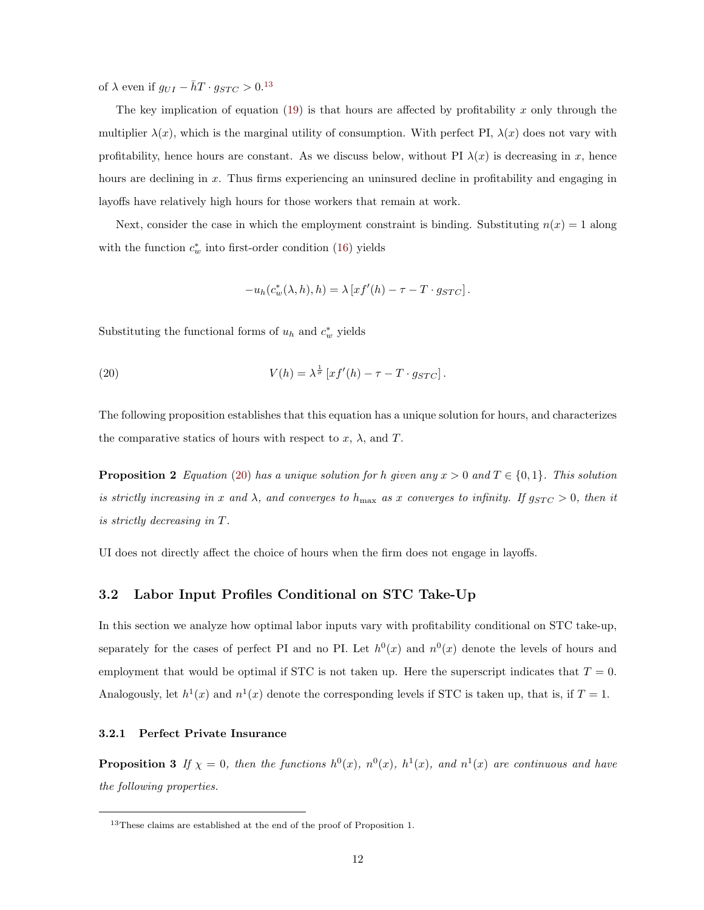of $\lambda$ even if $g_{UI} - \bar{h}T \cdot g_{STC} > 0$.[13]

The key implication of equation (19) is that hours are affected by profitability $x$ only through the multiplier $\lambda(x)$, which is the marginal utility of consumption. With perfect PI, $\lambda(x)$ does not vary with profitability, hence hours are constant. As we discuss below, without PI $\lambda(x)$ is decreasing in $x$, hence hours are declining in $x$. Thus firms experiencing an uninsured decline in profitability and engaging in layoffs have relatively high hours for those workers that remain at work.

Next, consider the case in which the employment constraint is binding. Substituting $n(x) = 1$ along with the function $c_w^*$ into first-order condition (16) yields

$$-u_h(c_w^*(\lambda, h), h) = \lambda \left[ x f'(h) - \tau - T \cdot g_{STC} \right].$$

Substituting the functional forms of $u_h$ and $c_w^*$ yields

$$V(h) = \lambda^{\frac{1}{\sigma}} \left[ x f'(h) - \tau - T \cdot g_{STC} \right]. \tag{20}$$

The following proposition establishes that this equation has a unique solution for hours, and characterizes the comparative statics of hours with respect to $x$, $\lambda$, and $T$.

**Proposition 2** *Equation (20) has a unique solution for $h$ given any $x > 0$ and $T \in \{0, 1\}$. This solution is strictly increasing in $x$ and $\lambda$, and converges to $h_{\max}$ as $x$ converges to infinity. If $g_{STC} > 0$, then it is strictly decreasing in $T$.*

UI does not directly affect the choice of hours when the firm does not engage in layoffs.

## 3.2 Labor Input Profiles Conditional on STC Take-Up

In this section we analyze how optimal labor inputs vary with profitability conditional on STC take-up, separately for the cases of perfect PI and no PI. Let $h^0(x)$ and $n^0(x)$ denote the levels of hours and employment that would be optimal if STC is not taken up. Here the superscript indicates that $T = 0$. Analogously, let $h^1(x)$ and $n^1(x)$ denote the corresponding levels if STC is taken up, that is, if $T = 1$.

### 3.2.1 Perfect Private Insurance

**Proposition 3** *If $\chi = 0$, then the functions $h^0(x)$, $n^0(x)$, $h^1(x)$, and $n^1(x)$ are continuous and have the following properties.*

[13] These claims are established at the end of the proof of Proposition 1.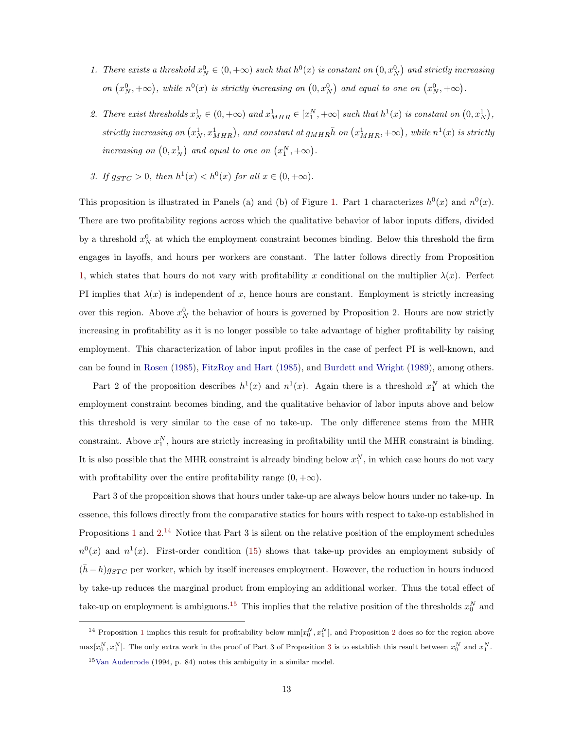1. *There exists a threshold $x_N^0 \in (0, +\infty)$ such that $h^0(x)$ is constant on $\left(0, x_N^0\right)$ and strictly increasing on $\left(x_N^0, +\infty\right)$, while $n^0(x)$ is strictly increasing on $\left(0, x_N^0\right)$ and equal to one on $\left(x_N^0, +\infty\right)$.*

2. *There exist thresholds $x_N^1 \in (0, +\infty)$ and $x_{MHR}^1 \in [x_1^N, +\infty]$ such that $h^1(x)$ is constant on $\left(0, x_N^1\right)$, strictly increasing on $\left(x_N^1, x_{MHR}^1\right)$, and constant at $g_{MHR}\bar{h}$ on $\left(x_{MHR}^1, +\infty\right)$, while $n^1(x)$ is strictly increasing on $\left(0, x_N^1\right)$ and equal to one on $\left(x_1^N, +\infty\right)$.*

3. *If $g_{STC} > 0$, then $h^1(x) < h^0(x)$ for all $x \in (0, +\infty)$.*

This proposition is illustrated in Panels (a) and (b) of Figure 1. Part 1 characterizes $h^0(x)$ and $n^0(x)$. There are two profitability regions across which the qualitative behavior of labor inputs differs, divided by a threshold $x_N^0$ at which the employment constraint becomes binding. Below this threshold the firm engages in layoffs, and hours per workers are constant. The latter follows directly from Proposition 1, which states that hours do not vary with profitability $x$ conditional on the multiplier $\lambda(x)$. Perfect PI implies that $\lambda(x)$ is independent of $x$, hence hours are constant. Employment is strictly increasing over this region. Above $x_N^0$ the behavior of hours is governed by Proposition 2. Hours are now strictly increasing in profitability as it is no longer possible to take advantage of higher profitability by raising employment. This characterization of labor input profiles in the case of perfect PI is well-known, and can be found in Rosen (1985), FitzRoy and Hart (1985), and Burdett and Wright (1989), among others.

Part 2 of the proposition describes $h^1(x)$ and $n^1(x)$. Again there is a threshold $x_1^N$ at which the employment constraint becomes binding, and the qualitative behavior of labor inputs above and below this threshold is very similar to the case of no take-up. The only difference stems from the MHR constraint. Above $x_1^N$, hours are strictly increasing in profitability until the MHR constraint is binding. It is also possible that the MHR constraint is already binding below $x_1^N$, in which case hours do not vary with profitability over the entire profitability range $(0, +\infty)$.

Part 3 of the proposition shows that hours under take-up are always below hours under no take-up. In essence, this follows directly from the comparative statics for hours with respect to take-up established in Propositions 1 and 2.[14] Notice that Part 3 is silent on the relative position of the employment schedules $n^0(x)$ and $n^1(x)$. First-order condition (15) shows that take-up provides an employment subsidy of $(\bar{h} - h)g_{STC}$ per worker, which by itself increases employment. However, the reduction in hours induced by take-up reduces the marginal product from employing an additional worker. Thus the total effect of take-up on employment is ambiguous.[15] This implies that the relative position of the thresholds $x_0^N$ and

[14] Proposition 1 implies this result for profitability below $\min[x_0^N, x_1^N]$, and Proposition 2 does so for the region above $\max[x_0^N, x_1^N]$. The only extra work in the proof of Part 3 of Proposition 3 is to establish this result between $x_0^N$ and $x_1^N$.

[15] Van Audenrode (1994, p. 84) notes this ambiguity in a similar model.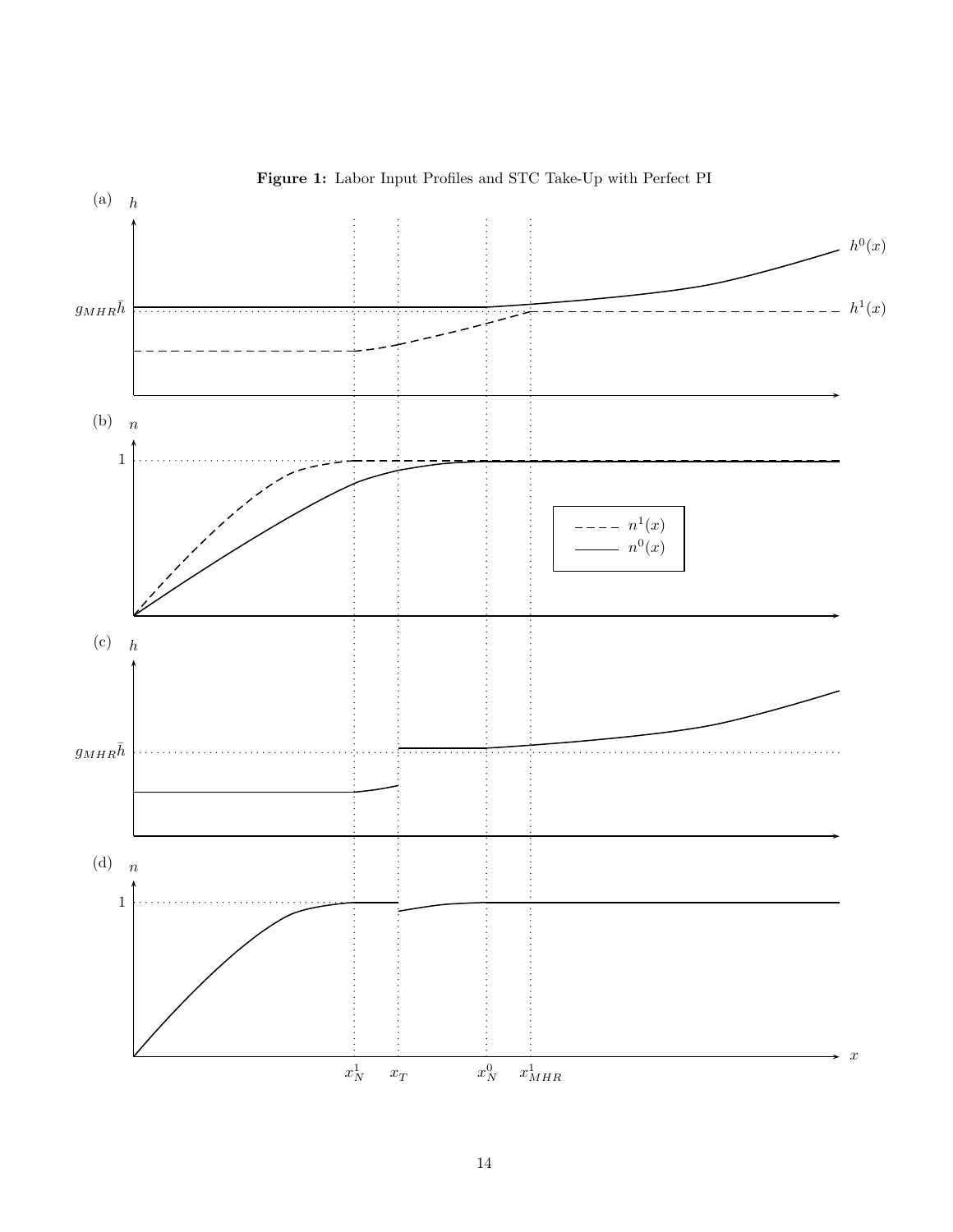**Figure 1:** Labor Input Profiles and STC Take-Up with Perfect PI

(a)

$h$

$g_{MHR}\bar{h}$

$h^0(x)$

$h^1(x)$

(b)

$n$

1

$n^1(x)$

$n^0(x)$

(c)

$h$

$g_{MHR}\bar{h}$

(d)

$n$

1

$x$

$x_N^1$ $x_T$ $x_N^0$ $x_{MHR}^1$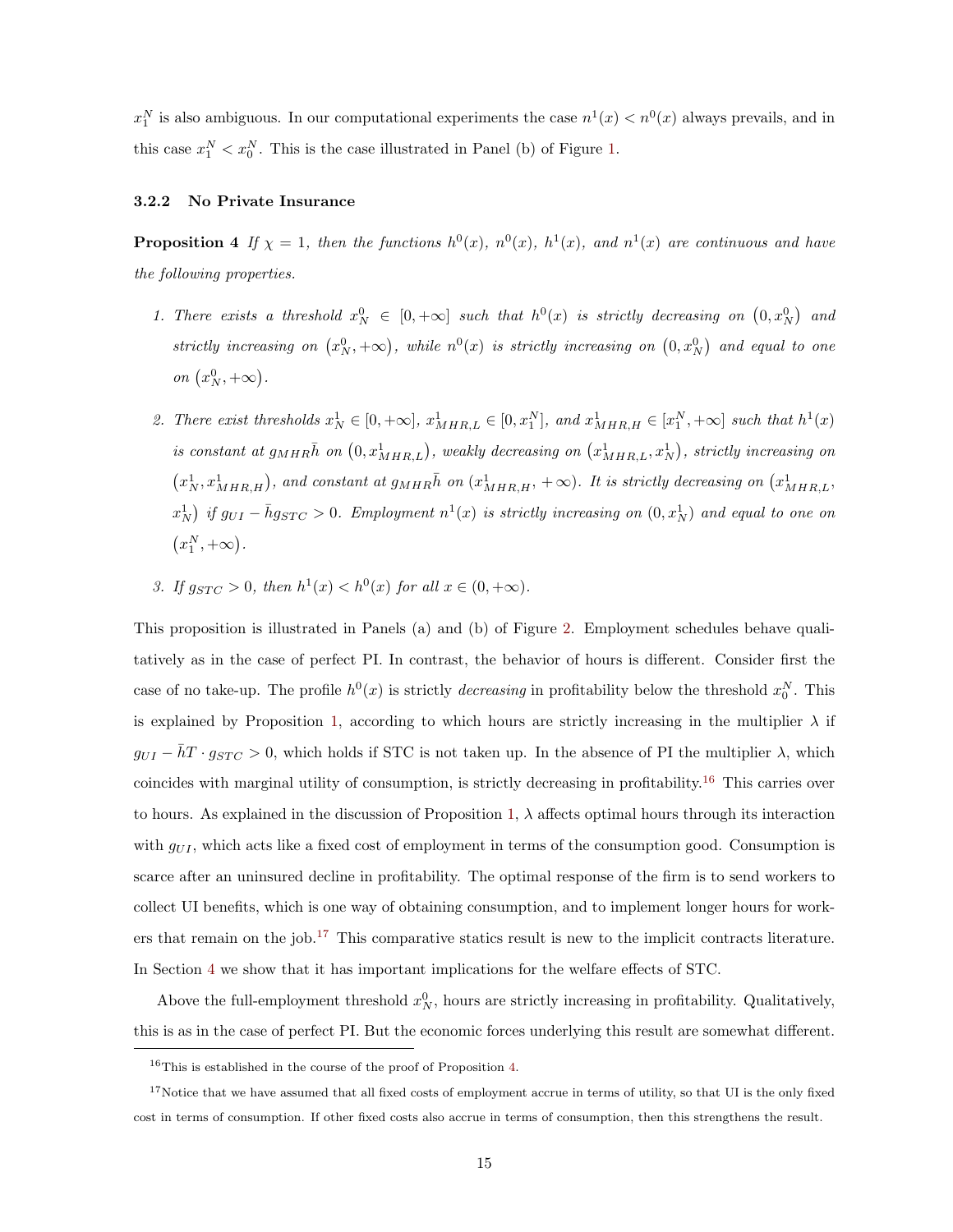$x_1^N$ is also ambiguous. In our computational experiments the case $n^1(x) < n^0(x)$ always prevails, and in this case $x_1^N < x_0^N$. This is the case illustrated in Panel (b) of Figure 1.

### 3.2.2 No Private Insurance

**Proposition 4** *If $\chi = 1$, then the functions $h^0(x)$, $n^0(x)$, $h^1(x)$, and $n^1(x)$ are continuous and have the following properties.*

1. *There exists a threshold $x_N^0 \in [0, +\infty]$ such that $h^0(x)$ is strictly decreasing on $(0, x_N^0)$ and strictly increasing on $(x_N^0, +\infty)$, while $n^0(x)$ is strictly increasing on $(0, x_N^0)$ and equal to one on $(x_N^0, +\infty)$.*

2. *There exist thresholds $x_N^1 \in [0, +\infty]$, $x_{MHR,L}^1 \in [0, x_1^N]$, and $x_{MHR,H}^1 \in [x_1^N, +\infty]$ such that $h^1(x)$ is constant at $g_{MHR}\bar{h}$ on $(0, x_{MHR,L}^1)$, weakly decreasing on $(x_{MHR,L}^1, x_N^1)$, strictly increasing on $(x_N^1, x_{MHR,H}^1)$, and constant at $g_{MHR}\bar{h}$ on $(x_{MHR,H}^1, +\infty)$. It is strictly decreasing on $(x_{MHR,L}^1, x_N^1)$ if $g_{UI} - \bar{h} g_{STC} > 0$. Employment $n^1(x)$ is strictly increasing on $(0, x_N^1)$ and equal to one on $(x_1^N, +\infty)$.*

3. *If $g_{STC} > 0$, then $h^1(x) < h^0(x)$ for all $x \in (0, +\infty)$.*

This proposition is illustrated in Panels (a) and (b) of Figure 2. Employment schedules behave qualitatively as in the case of perfect PI. In contrast, the behavior of hours is different. Consider first the case of no take-up. The profile $h^0(x)$ is strictly *decreasing* in profitability below the threshold $x_0^N$. This is explained by Proposition 1, according to which hours are strictly increasing in the multiplier $\lambda$ if $g_{UI} - \bar{h}T \cdot g_{STC} > 0$, which holds if STC is not taken up. In the absence of PI the multiplier $\lambda$, which coincides with marginal utility of consumption, is strictly decreasing in profitability.[16] This carries over to hours. As explained in the discussion of Proposition 1, $\lambda$ affects optimal hours through its interaction with $g_{UI}$, which acts like a fixed cost of employment in terms of the consumption good. Consumption is scarce after an uninsured decline in profitability. The optimal response of the firm is to send workers to collect UI benefits, which is one way of obtaining consumption, and to implement longer hours for workers that remain on the job.[17] This comparative statics result is new to the implicit contracts literature. In Section 4 we show that it has important implications for the welfare effects of STC.

Above the full-employment threshold $x_N^0$, hours are strictly increasing in profitability. Qualitatively, this is as in the case of perfect PI. But the economic forces underlying this result are somewhat different.

[16] This is established in the course of the proof of Proposition 4.

[17] Notice that we have assumed that all fixed costs of employment accrue in terms of utility, so that UI is the only fixed cost in terms of consumption. If other fixed costs also accrue in terms of consumption, then this strengthens the result.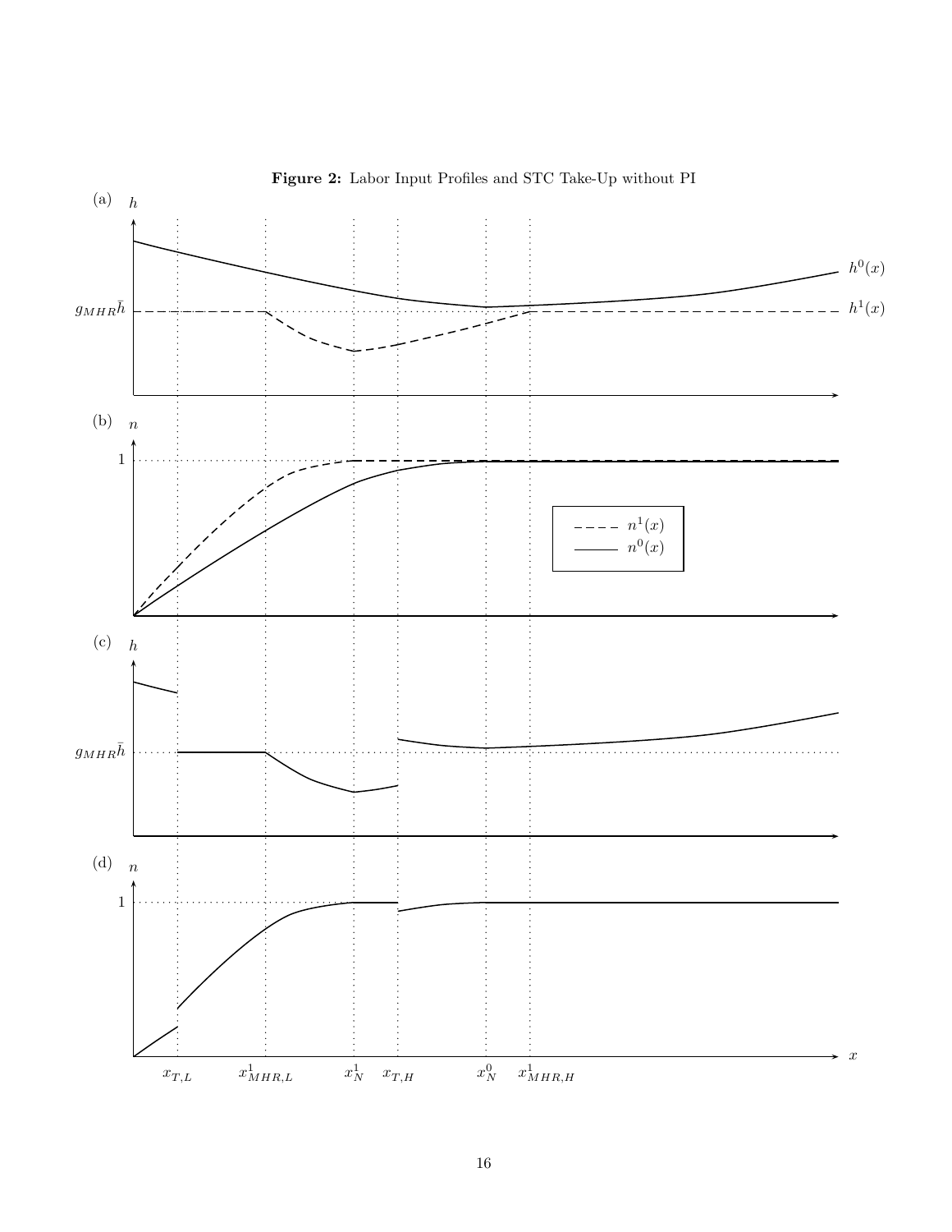**Figure 2:** Labor Input Profiles and STC Take-Up without PI

(a)

$h$

$h^0(x)$

$g_{MHR}\bar{h}$

$h^1(x)$

(b)

$n$

1

$n^1(x)$

$n^0(x)$

(c)

$h$

$g_{MHR}\bar{h}$

(d)

$n$

1

$x$

$x_{T,L}$ $x^1_{MHR,L}$ $x^1_N$ $x_{T,H}$ $x^0_N$ $x^1_{MHR,H}$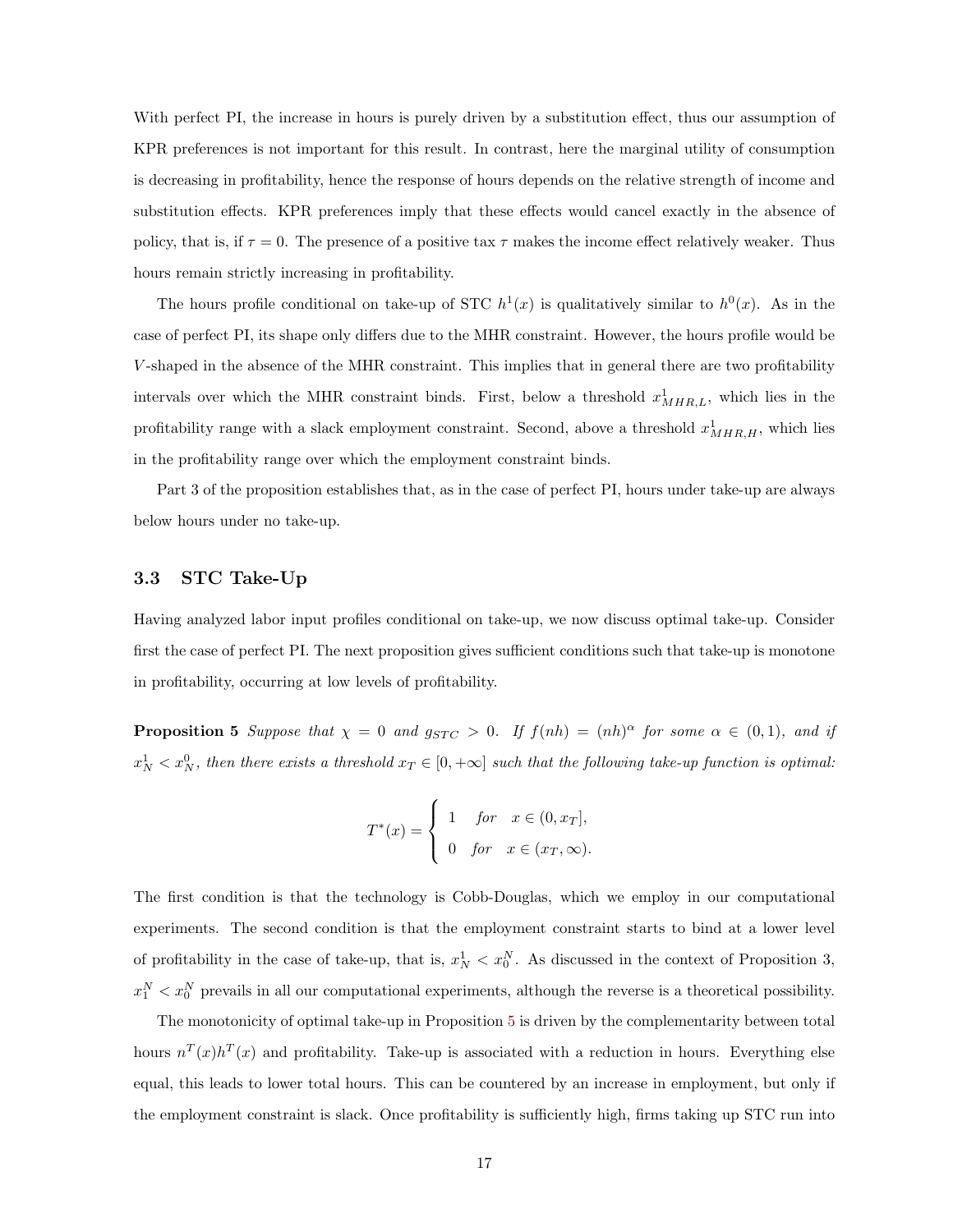With perfect PI, the increase in hours is purely driven by a substitution effect, thus our assumption of KPR preferences is not important for this result. In contrast, here the marginal utility of consumption is decreasing in profitability, hence the response of hours depends on the relative strength of income and substitution effects. KPR preferences imply that these effects would cancel exactly in the absence of policy, that is, if $\tau = 0$. The presence of a positive tax $\tau$ makes the income effect relatively weaker. Thus hours remain strictly increasing in profitability.

The hours profile conditional on take-up of STC $h^1(x)$ is qualitatively similar to $h^0(x)$. As in the case of perfect PI, its shape only differs due to the MHR constraint. However, the hours profile would be $V$-shaped in the absence of the MHR constraint. This implies that in general there are two profitability intervals over which the MHR constraint binds. First, below a threshold $x^1_{MHR,L}$, which lies in the profitability range with a slack employment constraint. Second, above a threshold $x^1_{MHR,H}$, which lies in the profitability range over which the employment constraint binds.

Part 3 of the proposition establishes that, as in the case of perfect PI, hours under take-up are always below hours under no take-up.

### 3.3 STC Take-Up

Having analyzed labor input profiles conditional on take-up, we now discuss optimal take-up. Consider first the case of perfect PI. The next proposition gives sufficient conditions such that take-up is monotone in profitability, occurring at low levels of profitability.

**Proposition 5** *Suppose that $\chi = 0$ and $g_{STC} > 0$. If $f(nh) = (nh)^\alpha$ for some $\alpha \in (0,1)$, and if $x^1_N < x^0_N$, then there exists a threshold $x_T \in [0, +\infty]$ such that the following take-up function is optimal:*

$$T^*(x) = \begin{cases} 1 & \text{for} \quad x \in (0, x_T], \\ 0 & \text{for} \quad x \in (x_T, \infty). \end{cases}$$

The first condition is that the technology is Cobb-Douglas, which we employ in our computational experiments. The second condition is that the employment constraint starts to bind at a lower level of profitability in the case of take-up, that is, $x^1_N < x^N_0$. As discussed in the context of Proposition 3, $x^N_1 < x^N_0$ prevails in all our computational experiments, although the reverse is a theoretical possibility.

The monotonicity of optimal take-up in Proposition 5 is driven by the complementarity between total hours $n^T(x)h^T(x)$ and profitability. Take-up is associated with a reduction in hours. Everything else equal, this leads to lower total hours. This can be countered by an increase in employment, but only if the employment constraint is slack. Once profitability is sufficiently high, firms taking up STC run into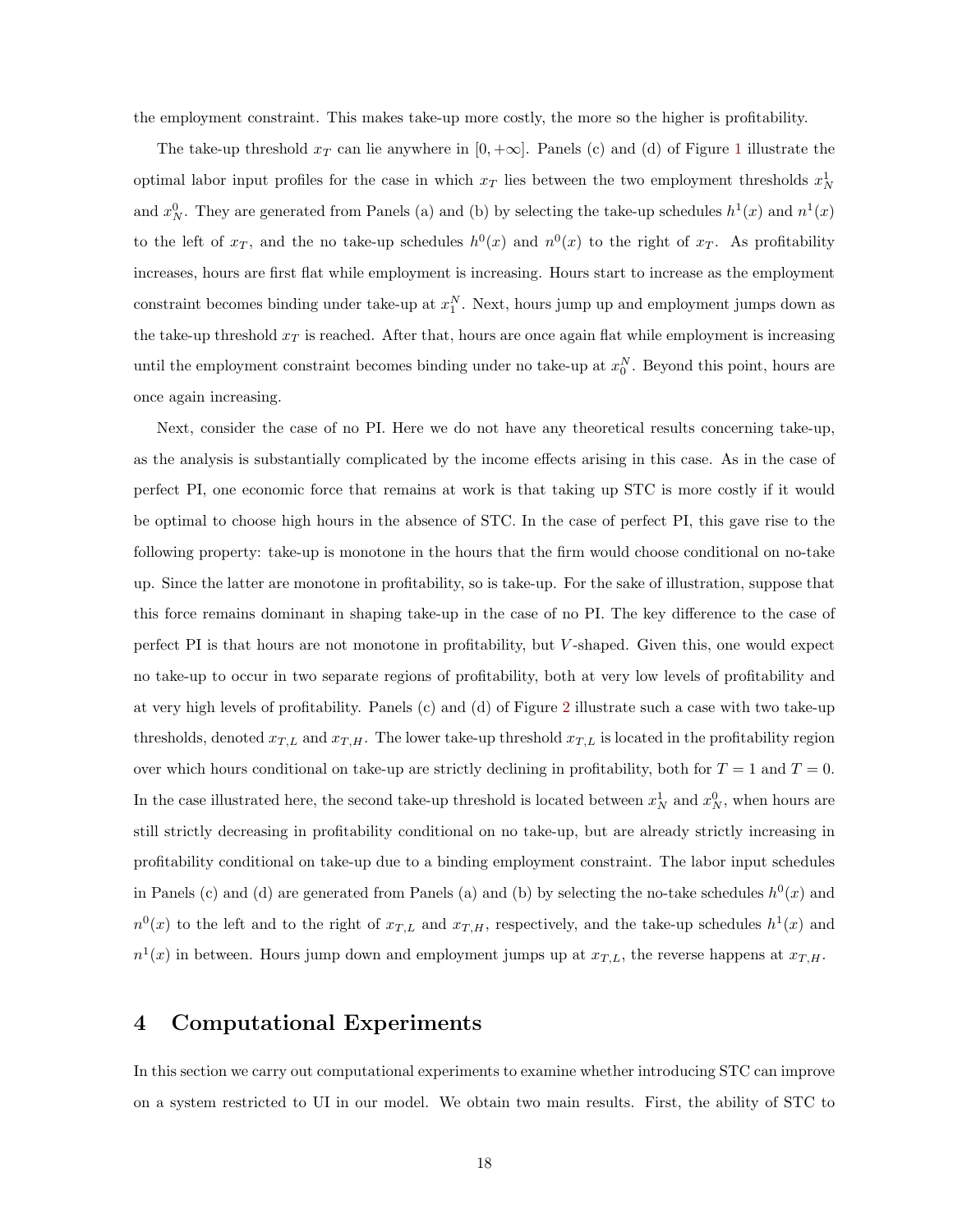the employment constraint. This makes take-up more costly, the more so the higher is profitability.

The take-up threshold $x_T$ can lie anywhere in $[0, +\infty]$. Panels (c) and (d) of Figure 1 illustrate the optimal labor input profiles for the case in which $x_T$ lies between the two employment thresholds $x_N^1$ and $x_N^0$. They are generated from Panels (a) and (b) by selecting the take-up schedules $h^1(x)$ and $n^1(x)$ to the left of $x_T$, and the no take-up schedules $h^0(x)$ and $n^0(x)$ to the right of $x_T$. As profitability increases, hours are first flat while employment is increasing. Hours start to increase as the employment constraint becomes binding under take-up at $x_1^N$. Next, hours jump up and employment jumps down as the take-up threshold $x_T$ is reached. After that, hours are once again flat while employment is increasing until the employment constraint becomes binding under no take-up at $x_0^N$. Beyond this point, hours are once again increasing.

Next, consider the case of no PI. Here we do not have any theoretical results concerning take-up, as the analysis is substantially complicated by the income effects arising in this case. As in the case of perfect PI, one economic force that remains at work is that taking up STC is more costly if it would be optimal to choose high hours in the absence of STC. In the case of perfect PI, this gave rise to the following property: take-up is monotone in the hours that the firm would choose conditional on no-take up. Since the latter are monotone in profitability, so is take-up. For the sake of illustration, suppose that this force remains dominant in shaping take-up in the case of no PI. The key difference to the case of perfect PI is that hours are not monotone in profitability, but $V$-shaped. Given this, one would expect no take-up to occur in two separate regions of profitability, both at very low levels of profitability and at very high levels of profitability. Panels (c) and (d) of Figure 2 illustrate such a case with two take-up thresholds, denoted $x_{T,L}$ and $x_{T,H}$. The lower take-up threshold $x_{T,L}$ is located in the profitability region over which hours conditional on take-up are strictly declining in profitability, both for $T = 1$ and $T = 0$. In the case illustrated here, the second take-up threshold is located between $x_N^1$ and $x_N^0$, when hours are still strictly decreasing in profitability conditional on no take-up, but are already strictly increasing in profitability conditional on take-up due to a binding employment constraint. The labor input schedules in Panels (c) and (d) are generated from Panels (a) and (b) by selecting the no-take schedules $h^0(x)$ and $n^0(x)$ to the left and to the right of $x_{T,L}$ and $x_{T,H}$, respectively, and the take-up schedules $h^1(x)$ and $n^1(x)$ in between. Hours jump down and employment jumps up at $x_{T,L}$, the reverse happens at $x_{T,H}$.

# 4 Computational Experiments

In this section we carry out computational experiments to examine whether introducing STC can improve on a system restricted to UI in our model. We obtain two main results. First, the ability of STC to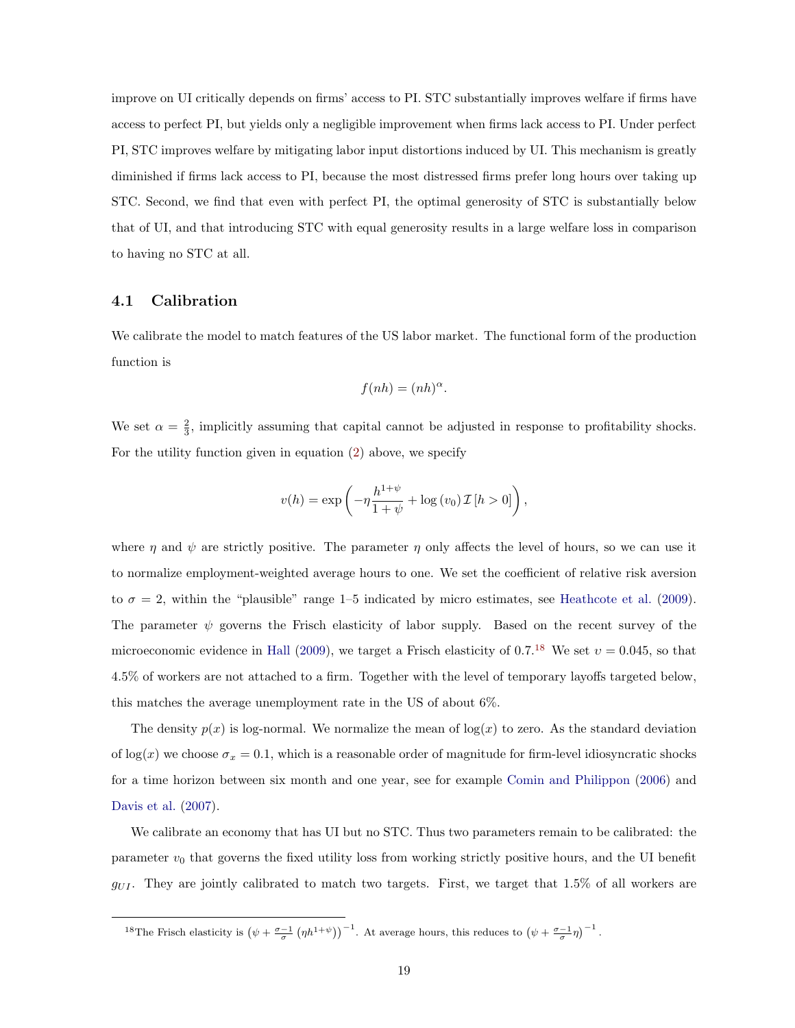improve on UI critically depends on firms' access to PI. STC substantially improves welfare if firms have access to perfect PI, but yields only a negligible improvement when firms lack access to PI. Under perfect PI, STC improves welfare by mitigating labor input distortions induced by UI. This mechanism is greatly diminished if firms lack access to PI, because the most distressed firms prefer long hours over taking up STC. Second, we find that even with perfect PI, the optimal generosity of STC is substantially below that of UI, and that introducing STC with equal generosity results in a large welfare loss in comparison to having no STC at all.

### 4.1 Calibration

We calibrate the model to match features of the US labor market. The functional form of the production function is

$$f(nh) = (nh)^{\alpha}.$$

We set $\alpha = \frac{2}{3}$, implicitly assuming that capital cannot be adjusted in response to profitability shocks. For the utility function given in equation (2) above, we specify

$$v(h) = \exp\left(-\eta \frac{h^{1+\psi}}{1+\psi} + \log(v_0)\, \mathcal{I}\left[h > 0\right]\right),$$

where $\eta$ and $\psi$ are strictly positive. The parameter $\eta$ only affects the level of hours, so we can use it to normalize employment-weighted average hours to one. We set the coefficient of relative risk aversion to $\sigma = 2$, within the "plausible" range 1–5 indicated by micro estimates, see Heathcote et al. (2009). The parameter $\psi$ governs the Frisch elasticity of labor supply. Based on the recent survey of the microeconomic evidence in Hall (2009), we target a Frisch elasticity of 0.7.[18] We set $\upsilon = 0.045$, so that 4.5% of workers are not attached to a firm. Together with the level of temporary layoffs targeted below, this matches the average unemployment rate in the US of about 6%.

The density $p(x)$ is log-normal. We normalize the mean of $\log(x)$ to zero. As the standard deviation of $\log(x)$ we choose $\sigma_x = 0.1$, which is a reasonable order of magnitude for firm-level idiosyncratic shocks for a time horizon between six month and one year, see for example Comin and Philippon (2006) and Davis et al. (2007).

We calibrate an economy that has UI but no STC. Thus two parameters remain to be calibrated: the parameter $v_0$ that governs the fixed utility loss from working strictly positive hours, and the UI benefit $g_{UI}$. They are jointly calibrated to match two targets. First, we target that 1.5% of all workers are

[18] The Frisch elasticity is $\left(\psi + \frac{\sigma-1}{\sigma}\left(\eta h^{1+\psi}\right)\right)^{-1}$. At average hours, this reduces to $\left(\psi + \frac{\sigma-1}{\sigma}\eta\right)^{-1}$.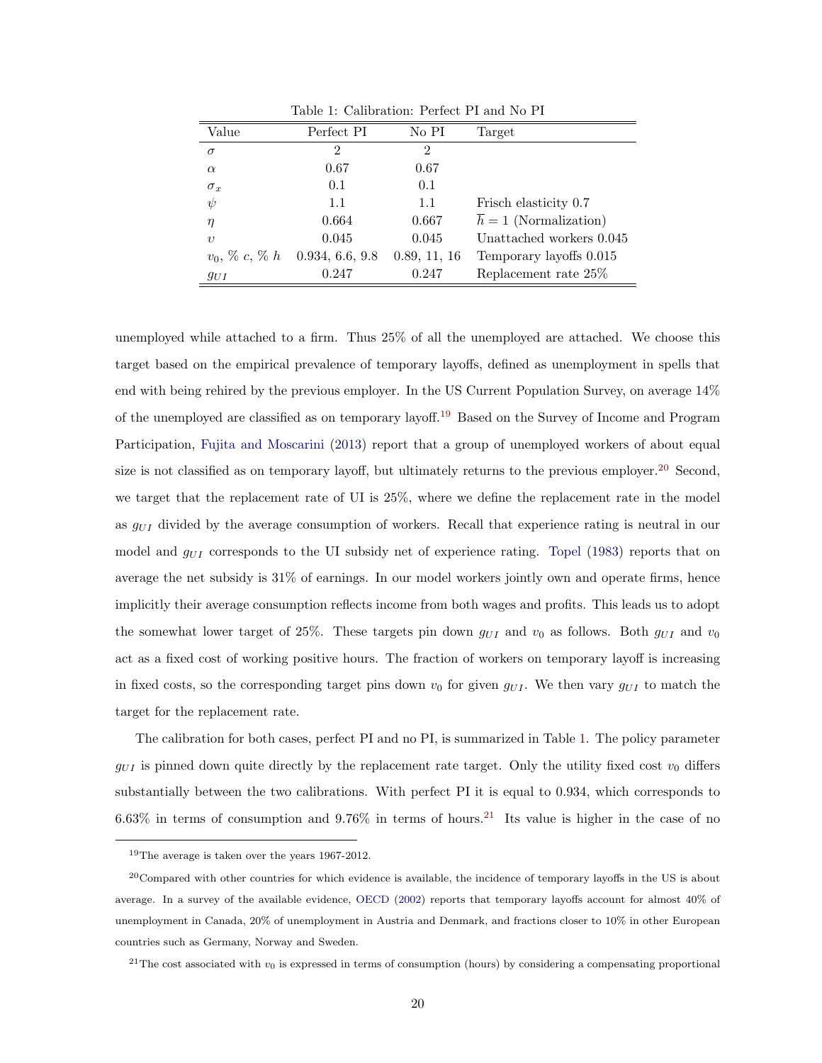Table 1: Calibration: Perfect PI and No PI

| Value | Perfect PI | No PI | Target |
|---|---|---|---|
| $\sigma$ | 2 | 2 | |
| $\alpha$ | 0.67 | 0.67 | |
| $\sigma_x$ | 0.1 | 0.1 | |
| $\psi$ | 1.1 | 1.1 | Frisch elasticity 0.7 |
| $\eta$ | 0.664 | 0.667 | $\overline{h} = 1$ (Normalization) |
| $\upsilon$ | 0.045 | 0.045 | Unattached workers 0.045 |
| $v_0$, % $c$, % $h$ | 0.934, 6.6, 9.8 | 0.89, 11, 16 | Temporary layoffs 0.015 |
| $g_{UI}$ | 0.247 | 0.247 | Replacement rate 25% |

unemployed while attached to a firm. Thus 25% of all the unemployed are attached. We choose this target based on the empirical prevalence of temporary layoffs, defined as unemployment in spells that end with being rehired by the previous employer. In the US Current Population Survey, on average 14% of the unemployed are classified as on temporary layoff.[19] Based on the Survey of Income and Program Participation, Fujita and Moscarini (2013) report that a group of unemployed workers of about equal size is not classified as on temporary layoff, but ultimately returns to the previous employer.[20] Second, we target that the replacement rate of UI is 25%, where we define the replacement rate in the model as $g_{UI}$ divided by the average consumption of workers. Recall that experience rating is neutral in our model and $g_{UI}$ corresponds to the UI subsidy net of experience rating. Topel (1983) reports that on average the net subsidy is 31% of earnings. In our model workers jointly own and operate firms, hence implicitly their average consumption reflects income from both wages and profits. This leads us to adopt the somewhat lower target of 25%. These targets pin down $g_{UI}$ and $v_0$ as follows. Both $g_{UI}$ and $v_0$ act as a fixed cost of working positive hours. The fraction of workers on temporary layoff is increasing in fixed costs, so the corresponding target pins down $v_0$ for given $g_{UI}$. We then vary $g_{UI}$ to match the target for the replacement rate.

The calibration for both cases, perfect PI and no PI, is summarized in Table 1. The policy parameter $g_{UI}$ is pinned down quite directly by the replacement rate target. Only the utility fixed cost $v_0$ differs substantially between the two calibrations. With perfect PI it is equal to 0.934, which corresponds to 6.63% in terms of consumption and 9.76% in terms of hours.[21] Its value is higher in the case of no

---

[19] The average is taken over the years 1967-2012.

[20] Compared with other countries for which evidence is available, the incidence of temporary layoffs in the US is about average. In a survey of the available evidence, OECD (2002) reports that temporary layoffs account for almost 40% of unemployment in Canada, 20% of unemployment in Austria and Denmark, and fractions closer to 10% in other European countries such as Germany, Norway and Sweden.

[21] The cost associated with $v_0$ is expressed in terms of consumption (hours) by considering a compensating proportional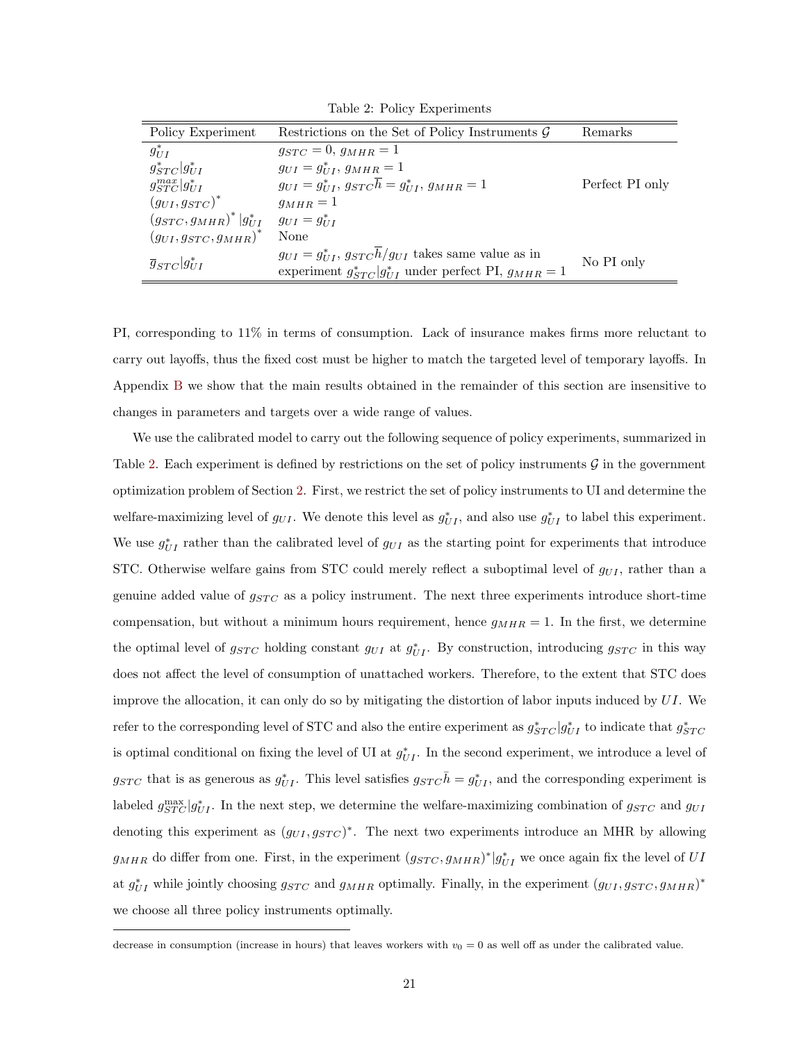Table 2: Policy Experiments

| Policy Experiment | Restrictions on the Set of Policy Instruments $\mathcal{G}$ | Remarks |
|---|---|---|
| $g_{UI}^*$ | $g_{STC} = 0$, $g_{MHR} = 1$ | |
| $g_{STC}^* \| g_{UI}^*$ | $g_{UI} = g_{UI}^*$, $g_{MHR} = 1$ | |
| $g_{STC}^{max} \| g_{UI}^*$ | $g_{UI} = g_{UI}^*$, $g_{STC}\overline{h} = g_{UI}^*$, $g_{MHR} = 1$ | Perfect PI only |
| $(g_{UI}, g_{STC})^*$ | $g_{MHR} = 1$ | |
| $(g_{STC}, g_{MHR})^* \| g_{UI}^*$ | $g_{UI} = g_{UI}^*$ | |
| $(g_{UI}, g_{STC}, g_{MHR})^*$ | None | |
| $\overline{g}_{STC} \| g_{UI}^*$ | $g_{UI} = g_{UI}^*$, $g_{STC}\overline{h}/g_{UI}$ takes same value as in experiment $g_{STC}^* \| g_{UI}^*$ under perfect PI, $g_{MHR} = 1$ | No PI only |

PI, corresponding to 11% in terms of consumption. Lack of insurance makes firms more reluctant to carry out layoffs, thus the fixed cost must be higher to match the targeted level of temporary layoffs. In Appendix B we show that the main results obtained in the remainder of this section are insensitive to changes in parameters and targets over a wide range of values.

We use the calibrated model to carry out the following sequence of policy experiments, summarized in Table 2. Each experiment is defined by restrictions on the set of policy instruments $\mathcal{G}$ in the government optimization problem of Section 2. First, we restrict the set of policy instruments to UI and determine the welfare-maximizing level of $g_{UI}$. We denote this level as $g_{UI}^*$, and also use $g_{UI}^*$ to label this experiment. We use $g_{UI}^*$ rather than the calibrated level of $g_{UI}$ as the starting point for experiments that introduce STC. Otherwise welfare gains from STC could merely reflect a suboptimal level of $g_{UI}$, rather than a genuine added value of $g_{STC}$ as a policy instrument. The next three experiments introduce short-time compensation, but without a minimum hours requirement, hence $g_{MHR} = 1$. In the first, we determine the optimal level of $g_{STC}$ holding constant $g_{UI}$ at $g_{UI}^*$. By construction, introducing $g_{STC}$ in this way does not affect the level of consumption of unattached workers. Therefore, to the extent that STC does improve the allocation, it can only do so by mitigating the distortion of labor inputs induced by $UI$. We refer to the corresponding level of STC and also the entire experiment as $g_{STC}^*|g_{UI}^*$ to indicate that $g_{STC}^*$ is optimal conditional on fixing the level of UI at $g_{UI}^*$. In the second experiment, we introduce a level of $g_{STC}$ that is as generous as $g_{UI}^*$. This level satisfies $g_{STC}\bar{h} = g_{UI}^*$, and the corresponding experiment is labeled $g_{STC}^{\max}|g_{UI}^*$. In the next step, we determine the welfare-maximizing combination of $g_{STC}$ and $g_{UI}$ denoting this experiment as $(g_{UI}, g_{STC})^*$. The next two experiments introduce an MHR by allowing $g_{MHR}$ do differ from one. First, in the experiment $(g_{STC}, g_{MHR})^*|g_{UI}^*$ we once again fix the level of $UI$ at $g_{UI}^*$ while jointly choosing $g_{STC}$ and $g_{MHR}$ optimally. Finally, in the experiment $(g_{UI}, g_{STC}, g_{MHR})^*$ we choose all three policy instruments optimally.

decrease in consumption (increase in hours) that leaves workers with $v_0 = 0$ as well off as under the calibrated value.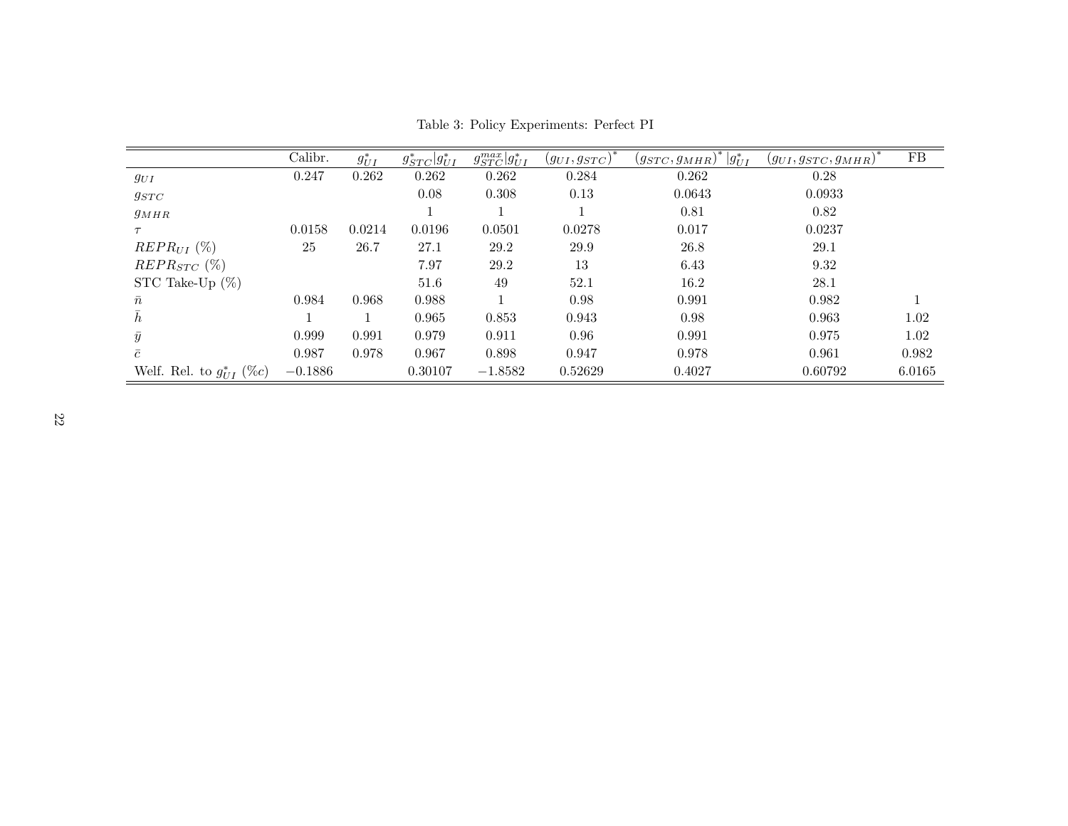Table 3: Policy Experiments: Perfect PI

| | Calibr. | $g^*_{UI}$ | $g^*_{STC}\|g^*_{UI}$ | $g^{max}_{STC}\|g^*_{UI}$ | $(g_{UI}, g_{STC})^*$ | $(g_{STC}, g_{MHR})^*\|g^*_{UI}$ | $(g_{UI}, g_{STC}, g_{MHR})^*$ | FB |
|---|---|---|---|---|---|---|---|---|
| $g_{UI}$ | 0.247 | 0.262 | 0.262 | 0.262 | 0.284 | 0.262 | 0.28 | |
| $g_{STC}$ | | | 0.08 | 0.308 | 0.13 | 0.0643 | 0.0933 | |
| $g_{MHR}$ | | | 1 | 1 | 1 | 0.81 | 0.82 | |
| $\tau$ | 0.0158 | 0.0214 | 0.0196 | 0.0501 | 0.0278 | 0.017 | 0.0237 | |
| $REPR_{UI}$ (%) | 25 | 26.7 | 27.1 | 29.2 | 29.9 | 26.8 | 29.1 | |
| $REPR_{STC}$ (%) | | | 7.97 | 29.2 | 13 | 6.43 | 9.32 | |
| STC Take-Up (%) | | | 51.6 | 49 | 52.1 | 16.2 | 28.1 | |
| $\bar{n}$ | 0.984 | 0.968 | 0.988 | 1 | 0.98 | 0.991 | 0.982 | 1 |
| $\bar{h}$ | 1 | 1 | 0.965 | 0.853 | 0.943 | 0.98 | 0.963 | 1.02 |
| $\bar{y}$ | 0.999 | 0.991 | 0.979 | 0.911 | 0.96 | 0.991 | 0.975 | 1.02 |
| $\bar{c}$ | 0.987 | 0.978 | 0.967 | 0.898 | 0.947 | 0.978 | 0.961 | 0.982 |
| Welf. Rel. to $g^*_{UI}$ (%$c$) | $-0.1886$ | | 0.30107 | $-1.8582$ | 0.52629 | 0.4027 | 0.60792 | 6.0165 |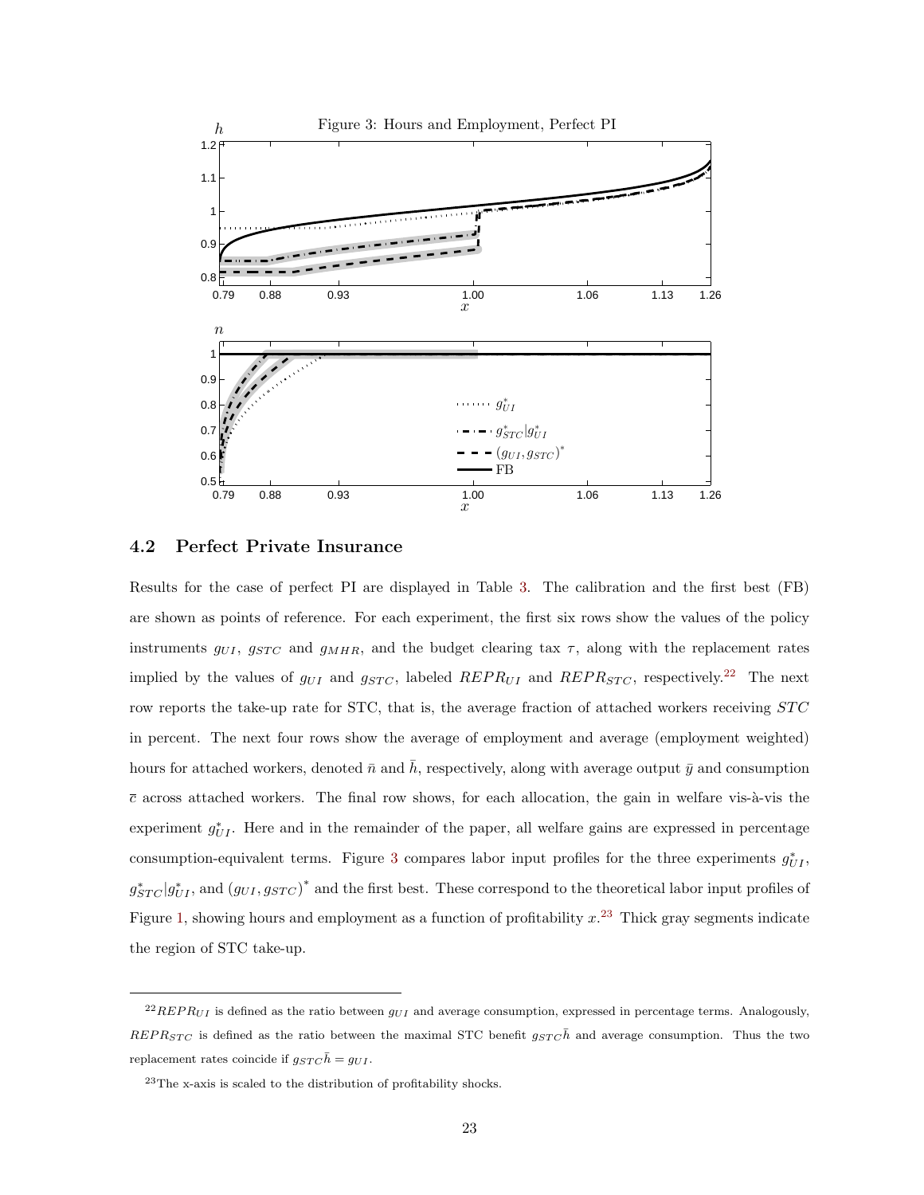Figure 3: Hours and Employment, Perfect PI

$h$

1.2
1.1
1
0.9
0.8

0.79 0.88 0.93 1.00 1.06 1.13 1.26

$x$

$n$

1
0.9
0.8
0.7
0.6
0.5

0.79 0.88 0.93 1.00 1.06 1.13 1.26

$x$

$g^*_{UI}$

$g^*_{STC}|g^*_{UI}$

$(g_{UI}, g_{STC})^*$

FB

## 4.2 Perfect Private Insurance

Results for the case of perfect PI are displayed in Table 3. The calibration and the first best (FB) are shown as points of reference. For each experiment, the first six rows show the values of the policy instruments $g_{UI}$, $g_{STC}$ and $g_{MHR}$, and the budget clearing tax $\tau$, along with the replacement rates implied by the values of $g_{UI}$ and $g_{STC}$, labeled $REPR_{UI}$ and $REPR_{STC}$, respectively.[22] The next row reports the take-up rate for STC, that is, the average fraction of attached workers receiving $STC$ in percent. The next four rows show the average of employment and average (employment weighted) hours for attached workers, denoted $\bar{n}$ and $\bar{h}$, respectively, along with average output $\bar{y}$ and consumption $\bar{c}$ across attached workers. The final row shows, for each allocation, the gain in welfare vis-à-vis the experiment $g^*_{UI}$. Here and in the remainder of the paper, all welfare gains are expressed in percentage consumption-equivalent terms. Figure 3 compares labor input profiles for the three experiments $g^*_{UI}$, $g^*_{STC}|g^*_{UI}$, and $(g_{UI}, g_{STC})^*$ and the first best. These correspond to the theoretical labor input profiles of Figure 1, showing hours and employment as a function of profitability $x$.[23] Thick gray segments indicate the region of STC take-up.

[22] $REPR_{UI}$ is defined as the ratio between $g_{UI}$ and average consumption, expressed in percentage terms. Analogously, $REPR_{STC}$ is defined as the ratio between the maximal STC benefit $g_{STC}\bar{h}$ and average consumption. Thus the two replacement rates coincide if $g_{STC}\bar{h} = g_{UI}$.

[23] The x-axis is scaled to the distribution of profitability shocks.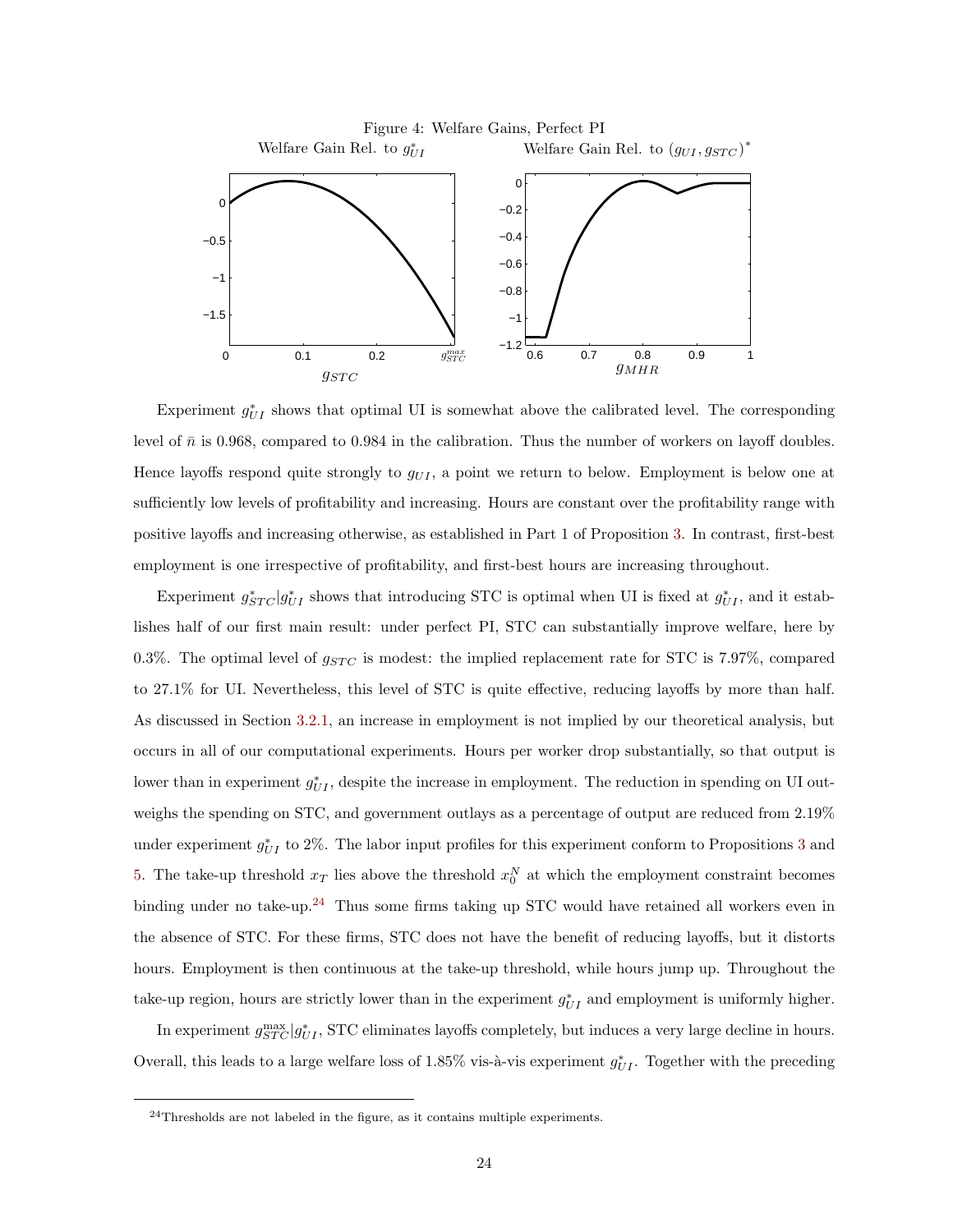Figure 4: Welfare Gains, Perfect PI

Welfare Gain Rel. to $g^*_{UI}$

0
−0.5
−1
−1.5
0
0.1
0.2
$g^{max}_{STC}$
$g_{STC}$

Welfare Gain Rel. to $(g_{UI}, g_{STC})^*$

0
−0.2
−0.4
−0.6
−0.8
−1
−1.2
0.6
0.7
0.8
0.9
1
$g_{MHR}$

Experiment $g^*_{UI}$ shows that optimal UI is somewhat above the calibrated level. The corresponding level of $\bar{n}$ is 0.968, compared to 0.984 in the calibration. Thus the number of workers on layoff doubles. Hence layoffs respond quite strongly to $g_{UI}$, a point we return to below. Employment is below one at sufficiently low levels of profitability and increasing. Hours are constant over the profitability range with positive layoffs and increasing otherwise, as established in Part 1 of Proposition 3. In contrast, first-best employment is one irrespective of profitability, and first-best hours are increasing throughout.

Experiment $g^*_{STC}|g^*_{UI}$ shows that introducing STC is optimal when UI is fixed at $g^*_{UI}$, and it establishes half of our first main result: under perfect PI, STC can substantially improve welfare, here by 0.3%. The optimal level of $g_{STC}$ is modest: the implied replacement rate for STC is 7.97%, compared to 27.1% for UI. Nevertheless, this level of STC is quite effective, reducing layoffs by more than half. As discussed in Section 3.2.1, an increase in employment is not implied by our theoretical analysis, but occurs in all of our computational experiments. Hours per worker drop substantially, so that output is lower than in experiment $g^*_{UI}$, despite the increase in employment. The reduction in spending on UI outweighs the spending on STC, and government outlays as a percentage of output are reduced from 2.19% under experiment $g^*_{UI}$ to 2%. The labor input profiles for this experiment conform to Propositions 3 and 5. The take-up threshold $x_T$ lies above the threshold $x^N_0$ at which the employment constraint becomes binding under no take-up.[24] Thus some firms taking up STC would have retained all workers even in the absence of STC. For these firms, STC does not have the benefit of reducing layoffs, but it distorts hours. Employment is then continuous at the take-up threshold, while hours jump up. Throughout the take-up region, hours are strictly lower than in the experiment $g^*_{UI}$ and employment is uniformly higher.

In experiment $g^{\max}_{STC}|g^*_{UI}$, STC eliminates layoffs completely, but induces a very large decline in hours. Overall, this leads to a large welfare loss of 1.85% vis-à-vis experiment $g^*_{UI}$. Together with the preceding

[24] Thresholds are not labeled in the figure, as it contains multiple experiments.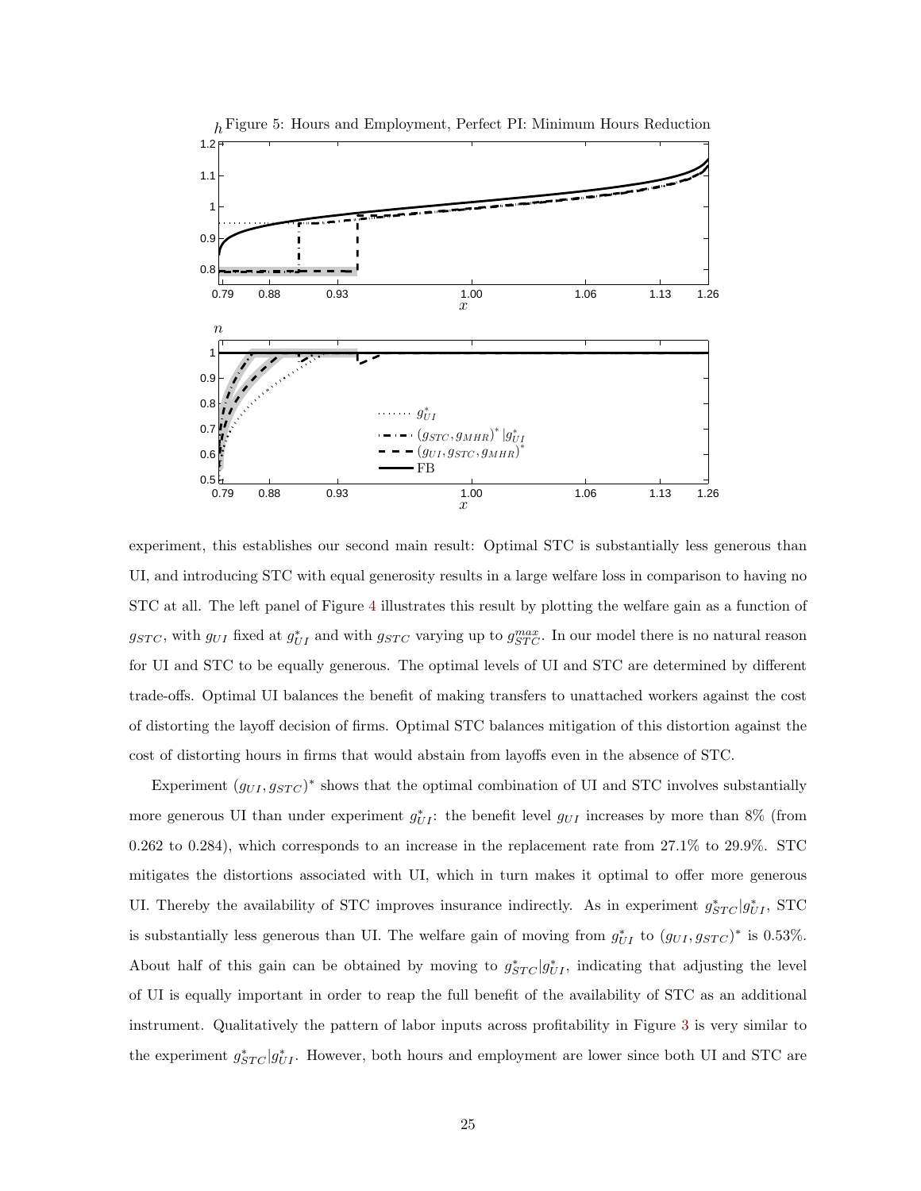Figure 5: Hours and Employment, Perfect PI: Minimum Hours Reduction

$h$

1.2
1.1
1
0.9
0.8

0.79 0.88 0.93 1.00 1.06 1.13 1.26

$x$

$n$

1
0.9
0.8
0.7
0.6
0.5

0.79 0.88 0.93 1.00 1.06 1.13 1.26

$x$

$g_{UI}^*$

$(g_{STC}, g_{MHR})^* | g_{UI}^*$

$(g_{UI}, g_{STC}, g_{MHR})^*$

FB

experiment, this establishes our second main result: Optimal STC is substantially less generous than UI, and introducing STC with equal generosity results in a large welfare loss in comparison to having no STC at all. The left panel of Figure 4 illustrates this result by plotting the welfare gain as a function of $g_{STC}$, with $g_{UI}$ fixed at $g_{UI}^*$ and with $g_{STC}$ varying up to $g_{STC}^{max}$. In our model there is no natural reason for UI and STC to be equally generous. The optimal levels of UI and STC are determined by different trade-offs. Optimal UI balances the benefit of making transfers to unattached workers against the cost of distorting the layoff decision of firms. Optimal STC balances mitigation of this distortion against the cost of distorting hours in firms that would abstain from layoffs even in the absence of STC.

Experiment $(g_{UI}, g_{STC})^*$ shows that the optimal combination of UI and STC involves substantially more generous UI than under experiment $g_{UI}^*$: the benefit level $g_{UI}$ increases by more than 8% (from 0.262 to 0.284), which corresponds to an increase in the replacement rate from 27.1% to 29.9%. STC mitigates the distortions associated with UI, which in turn makes it optimal to offer more generous UI. Thereby the availability of STC improves insurance indirectly. As in experiment $g_{STC}^*|g_{UI}^*$, STC is substantially less generous than UI. The welfare gain of moving from $g_{UI}^*$ to $(g_{UI}, g_{STC})^*$ is 0.53%. About half of this gain can be obtained by moving to $g_{STC}^*|g_{UI}^*$, indicating that adjusting the level of UI is equally important in order to reap the full benefit of the availability of STC as an additional instrument. Qualitatively the pattern of labor inputs across profitability in Figure 3 is very similar to the experiment $g_{STC}^*|g_{UI}^*$. However, both hours and employment are lower since both UI and STC are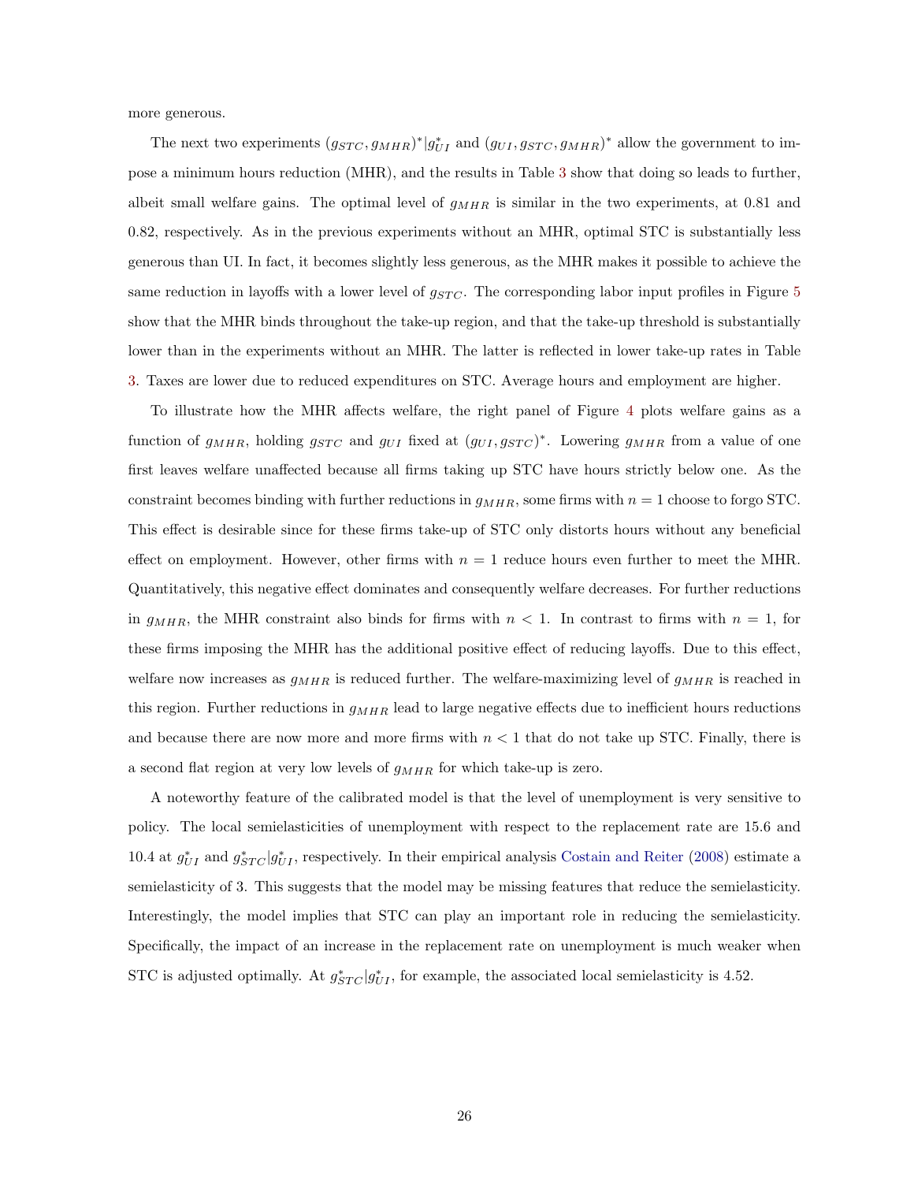more generous.

The next two experiments $(g_{STC}, g_{MHR})^*|g_{UI}^*$ and $(g_{UI}, g_{STC}, g_{MHR})^*$ allow the government to impose a minimum hours reduction (MHR), and the results in Table 3 show that doing so leads to further, albeit small welfare gains. The optimal level of $g_{MHR}$ is similar in the two experiments, at 0.81 and 0.82, respectively. As in the previous experiments without an MHR, optimal STC is substantially less generous than UI. In fact, it becomes slightly less generous, as the MHR makes it possible to achieve the same reduction in layoffs with a lower level of $g_{STC}$. The corresponding labor input profiles in Figure 5 show that the MHR binds throughout the take-up region, and that the take-up threshold is substantially lower than in the experiments without an MHR. The latter is reflected in lower take-up rates in Table 3. Taxes are lower due to reduced expenditures on STC. Average hours and employment are higher.

To illustrate how the MHR affects welfare, the right panel of Figure 4 plots welfare gains as a function of $g_{MHR}$, holding $g_{STC}$ and $g_{UI}$ fixed at $(g_{UI}, g_{STC})^*$. Lowering $g_{MHR}$ from a value of one first leaves welfare unaffected because all firms taking up STC have hours strictly below one. As the constraint becomes binding with further reductions in $g_{MHR}$, some firms with $n = 1$ choose to forgo STC. This effect is desirable since for these firms take-up of STC only distorts hours without any beneficial effect on employment. However, other firms with $n = 1$ reduce hours even further to meet the MHR. Quantitatively, this negative effect dominates and consequently welfare decreases. For further reductions in $g_{MHR}$, the MHR constraint also binds for firms with $n < 1$. In contrast to firms with $n = 1$, for these firms imposing the MHR has the additional positive effect of reducing layoffs. Due to this effect, welfare now increases as $g_{MHR}$ is reduced further. The welfare-maximizing level of $g_{MHR}$ is reached in this region. Further reductions in $g_{MHR}$ lead to large negative effects due to inefficient hours reductions and because there are now more and more firms with $n < 1$ that do not take up STC. Finally, there is a second flat region at very low levels of $g_{MHR}$ for which take-up is zero.

A noteworthy feature of the calibrated model is that the level of unemployment is very sensitive to policy. The local semielasticities of unemployment with respect to the replacement rate are 15.6 and 10.4 at $g_{UI}^*$ and $g_{STC}^*|g_{UI}^*$, respectively. In their empirical analysis Costain and Reiter (2008) estimate a semielasticity of 3. This suggests that the model may be missing features that reduce the semielasticity. Interestingly, the model implies that STC can play an important role in reducing the semielasticity. Specifically, the impact of an increase in the replacement rate on unemployment is much weaker when STC is adjusted optimally. At $g_{STC}^*|g_{UI}^*$, for example, the associated local semielasticity is 4.52.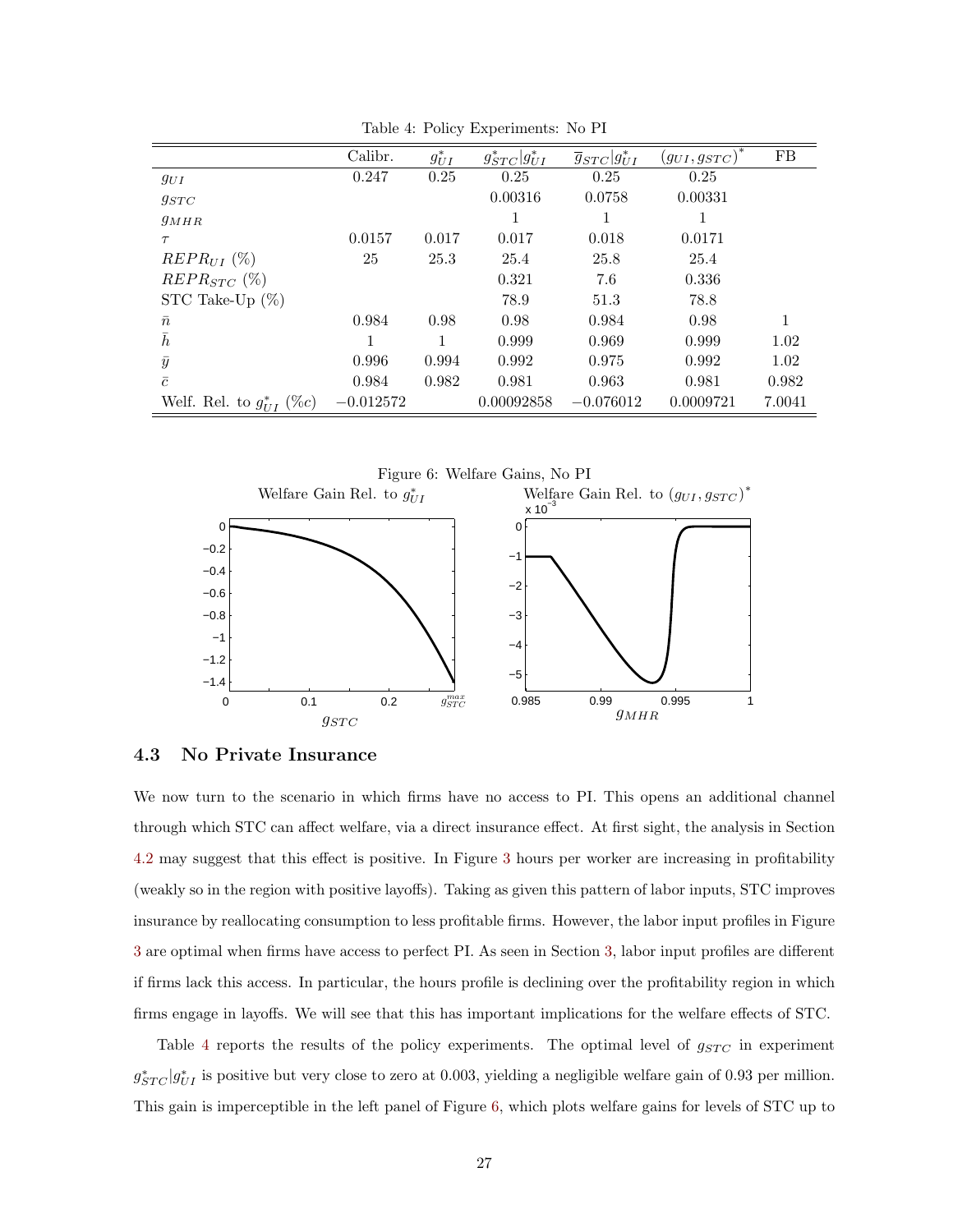Table 4: Policy Experiments: No PI

| | Calibr. | $g_{UI}^*$ | $g_{STC}^*\|g_{UI}^*$ | $\overline{g}_{STC}\|g_{UI}^*$ | $(g_{UI}, g_{STC})^*$ | FB |
|---|---|---|---|---|---|---|
| $g_{UI}$ | 0.247 | 0.25 | 0.25 | 0.25 | 0.25 | |
| $g_{STC}$ | | | 0.00316 | 0.0758 | 0.00331 | |
| $g_{MHR}$ | | | 1 | 1 | 1 | |
| $\tau$ | 0.0157 | 0.017 | 0.017 | 0.018 | 0.0171 | |
| $REPR_{UI}$ (%) | 25 | 25.3 | 25.4 | 25.8 | 25.4 | |
| $REPR_{STC}$ (%) | | | 0.321 | 7.6 | 0.336 | |
| STC Take-Up (%) | | | 78.9 | 51.3 | 78.8 | |
| $\bar{n}$ | 0.984 | 0.98 | 0.98 | 0.984 | 0.98 | 1 |
| $\bar{h}$ | 1 | 1 | 0.999 | 0.969 | 0.999 | 1.02 |
| $\bar{y}$ | 0.996 | 0.994 | 0.992 | 0.975 | 0.992 | 1.02 |
| $\bar{c}$ | 0.984 | 0.982 | 0.981 | 0.963 | 0.981 | 0.982 |
| Welf. Rel. to $g_{UI}^*$ (%c) | $-0.012572$ | | 0.00092858 | $-0.076012$ | 0.0009721 | 7.0041 |

Figure 6: Welfare Gains, No PI

Welfare Gain Rel. to $g_{UI}^*$

0
−0.2
−0.4
−0.6
−0.8
−1
−1.2
−1.4
0 0.1 0.2 $g_{STC}^{max}$
$g_{STC}$

Welfare Gain Rel. to $(g_{UI}, g_{STC})^*$

x $10^{-3}$
0
−1
−2
−3
−4
−5
0.985 0.99 0.995 1
$g_{MHR}$

### 4.3 No Private Insurance

We now turn to the scenario in which firms have no access to PI. This opens an additional channel through which STC can affect welfare, via a direct insurance effect. At first sight, the analysis in Section 4.2 may suggest that this effect is positive. In Figure 3 hours per worker are increasing in profitability (weakly so in the region with positive layoffs). Taking as given this pattern of labor inputs, STC improves insurance by reallocating consumption to less profitable firms. However, the labor input profiles in Figure 3 are optimal when firms have access to perfect PI. As seen in Section 3, labor input profiles are different if firms lack this access. In particular, the hours profile is declining over the profitability region in which firms engage in layoffs. We will see that this has important implications for the welfare effects of STC.

Table 4 reports the results of the policy experiments. The optimal level of $g_{STC}$ in experiment $g_{STC}^*|g_{UI}^*$ is positive but very close to zero at 0.003, yielding a negligible welfare gain of 0.93 per million. This gain is imperceptible in the left panel of Figure 6, which plots welfare gains for levels of STC up to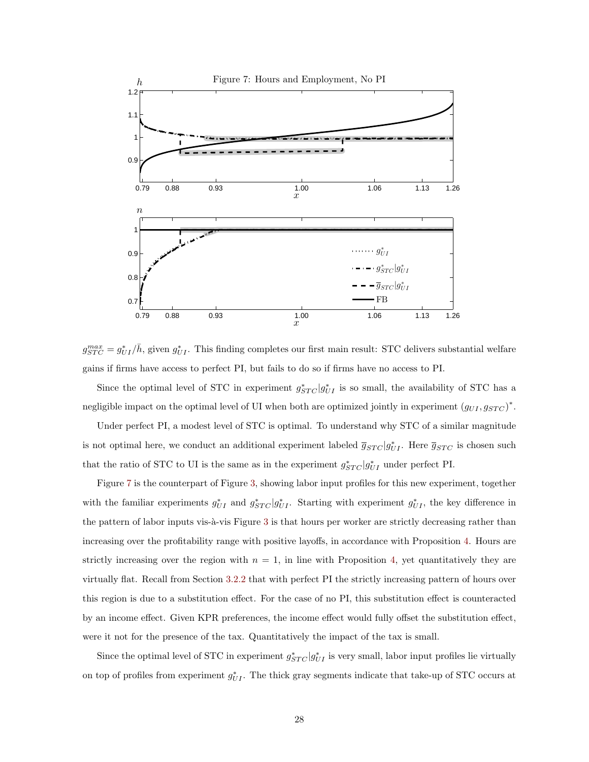Figure 7: Hours and Employment, No PI

$h$

1.2
1.1
1
0.9

0.79 0.88 0.93 1.00 1.06 1.13 1.26

$x$

$n$

1
0.9
0.8
0.7

0.79 0.88 0.93 1.00 1.06 1.13 1.26

$x$

$g^*_{UI}$

$g^*_{STC}|g^*_{UI}$

$\overline{g}_{STC}|g^*_{UI}$

FB

$g^{max}_{STC} = g^*_{UI}/\bar{h}$, given $g^*_{UI}$. This finding completes our first main result: STC delivers substantial welfare gains if firms have access to perfect PI, but fails to do so if firms have no access to PI.

Since the optimal level of STC in experiment $g^*_{STC}|g^*_{UI}$ is so small, the availability of STC has a negligible impact on the optimal level of UI when both are optimized jointly in experiment $(g_{UI}, g_{STC})^*$.

Under perfect PI, a modest level of STC is optimal. To understand why STC of a similar magnitude is not optimal here, we conduct an additional experiment labeled $\overline{g}_{STC}|g^*_{UI}$. Here $\overline{g}_{STC}$ is chosen such that the ratio of STC to UI is the same as in the experiment $g^*_{STC}|g^*_{UI}$ under perfect PI.

Figure 7 is the counterpart of Figure 3, showing labor input profiles for this new experiment, together with the familiar experiments $g^*_{UI}$ and $g^*_{STC}|g^*_{UI}$. Starting with experiment $g^*_{UI}$, the key difference in the pattern of labor inputs vis-à-vis Figure 3 is that hours per worker are strictly decreasing rather than increasing over the profitability range with positive layoffs, in accordance with Proposition 4. Hours are strictly increasing over the region with $n = 1$, in line with Proposition 4, yet quantitatively they are virtually flat. Recall from Section 3.2.2 that with perfect PI the strictly increasing pattern of hours over this region is due to a substitution effect. For the case of no PI, this substitution effect is counteracted by an income effect. Given KPR preferences, the income effect would fully offset the substitution effect, were it not for the presence of the tax. Quantitatively the impact of the tax is small.

Since the optimal level of STC in experiment $g^*_{STC}|g^*_{UI}$ is very small, labor input profiles lie virtually on top of profiles from experiment $g^*_{UI}$. The thick gray segments indicate that take-up of STC occurs at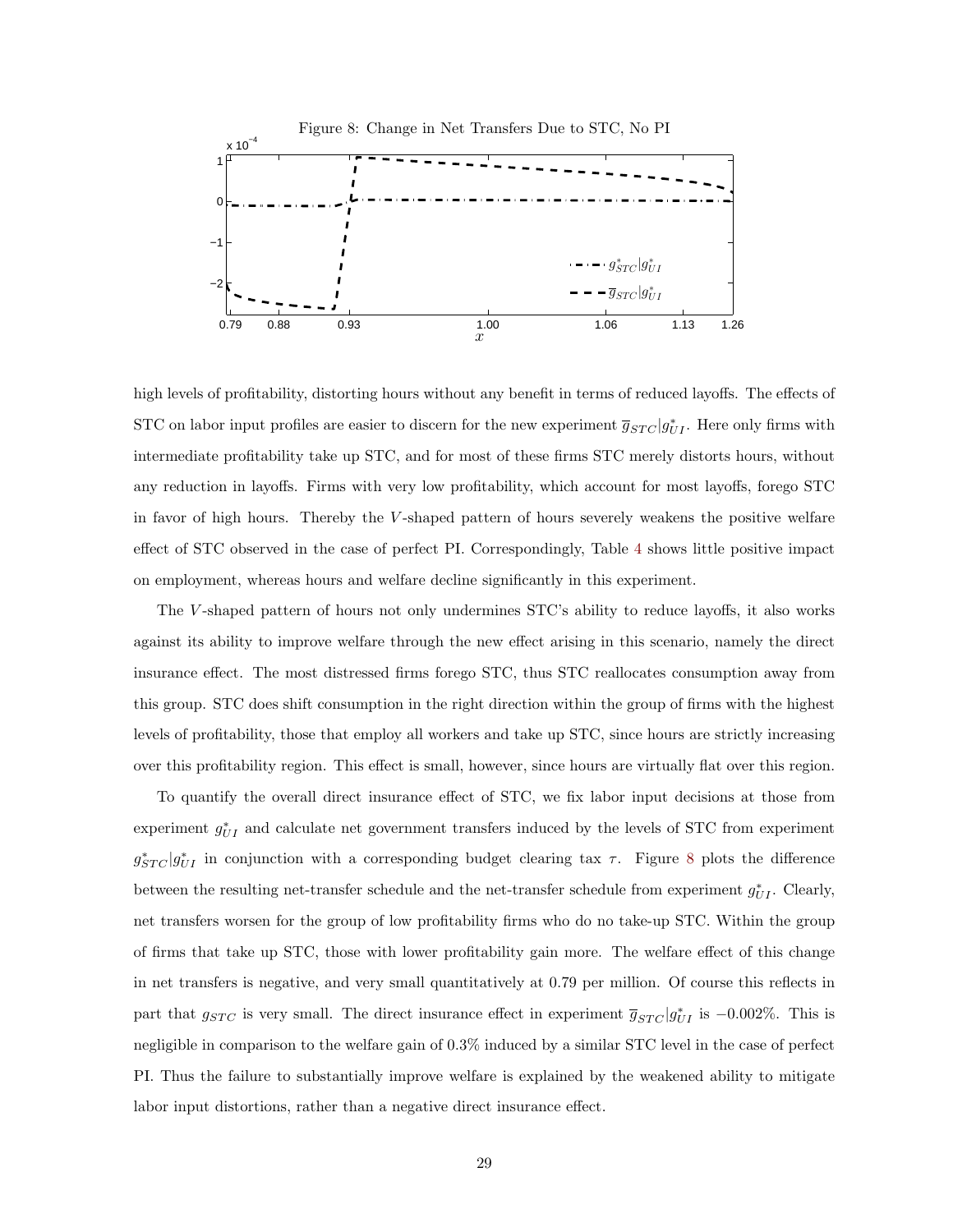Figure 8: Change in Net Transfers Due to STC, No PI

x 10^−4

1

0

−1

−2

0.79 0.88 0.93 1.00 1.06 1.13 1.26

$x$

$g^*_{STC}|g^*_{UI}$

$\overline{g}_{STC}|g^*_{UI}$

high levels of profitability, distorting hours without any benefit in terms of reduced layoffs. The effects of STC on labor input profiles are easier to discern for the new experiment $\overline{g}_{STC}|g^*_{UI}$. Here only firms with intermediate profitability take up STC, and for most of these firms STC merely distorts hours, without any reduction in layoffs. Firms with very low profitability, which account for most layoffs, forego STC in favor of high hours. Thereby the $V$-shaped pattern of hours severely weakens the positive welfare effect of STC observed in the case of perfect PI. Correspondingly, Table 4 shows little positive impact on employment, whereas hours and welfare decline significantly in this experiment.

The $V$-shaped pattern of hours not only undermines STC's ability to reduce layoffs, it also works against its ability to improve welfare through the new effect arising in this scenario, namely the direct insurance effect. The most distressed firms forego STC, thus STC reallocates consumption away from this group. STC does shift consumption in the right direction within the group of firms with the highest levels of profitability, those that employ all workers and take up STC, since hours are strictly increasing over this profitability region. This effect is small, however, since hours are virtually flat over this region.

To quantify the overall direct insurance effect of STC, we fix labor input decisions at those from experiment $g^*_{UI}$ and calculate net government transfers induced by the levels of STC from experiment $g^*_{STC}|g^*_{UI}$ in conjunction with a corresponding budget clearing tax $\tau$. Figure 8 plots the difference between the resulting net-transfer schedule and the net-transfer schedule from experiment $g^*_{UI}$. Clearly, net transfers worsen for the group of low profitability firms who do no take-up STC. Within the group of firms that take up STC, those with lower profitability gain more. The welfare effect of this change in net transfers is negative, and very small quantitatively at 0.79 per million. Of course this reflects in part that $g_{STC}$ is very small. The direct insurance effect in experiment $\overline{g}_{STC}|g^*_{UI}$ is $-0.002\%$. This is negligible in comparison to the welfare gain of 0.3% induced by a similar STC level in the case of perfect PI. Thus the failure to substantially improve welfare is explained by the weakened ability to mitigate labor input distortions, rather than a negative direct insurance effect.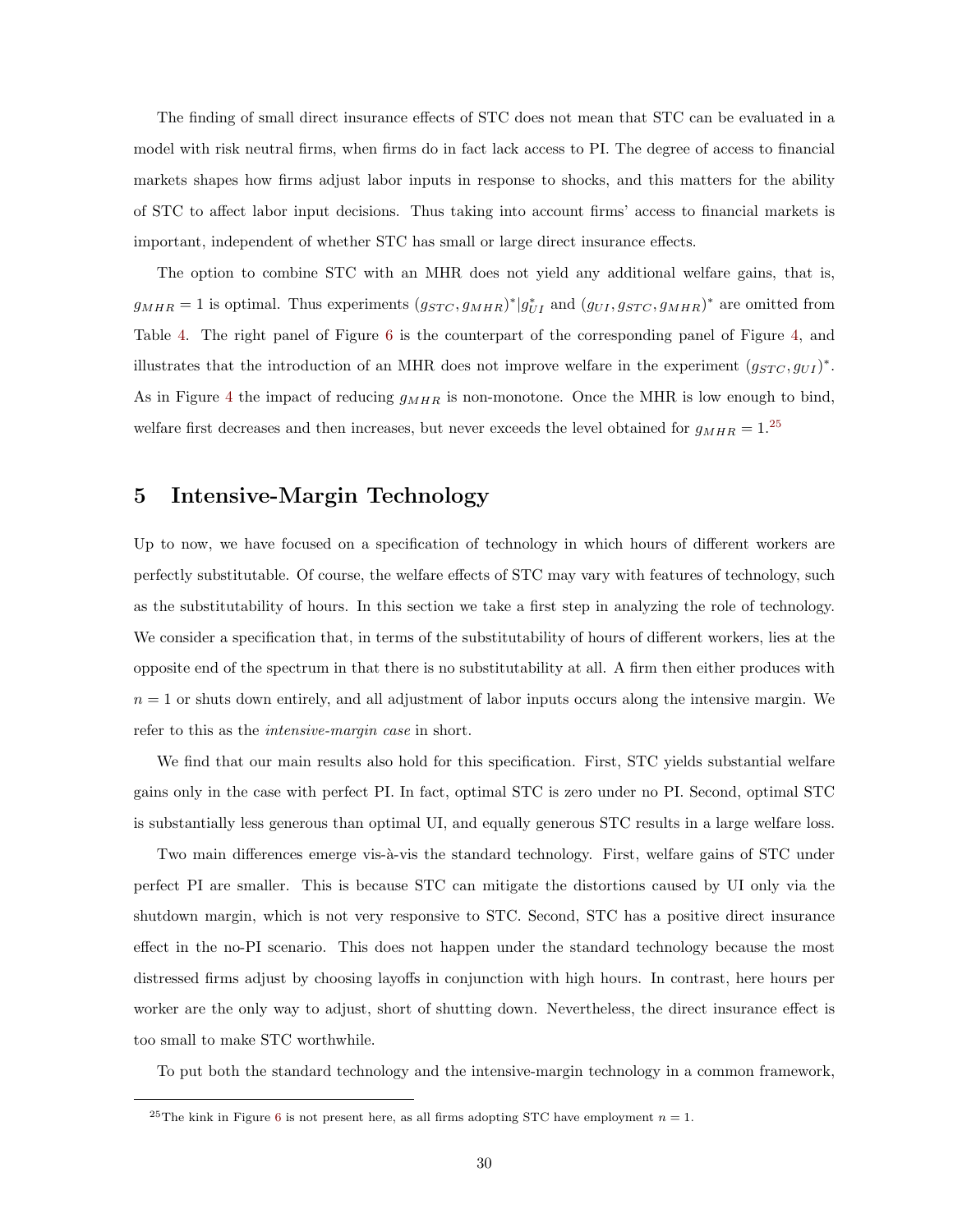The finding of small direct insurance effects of STC does not mean that STC can be evaluated in a model with risk neutral firms, when firms do in fact lack access to PI. The degree of access to financial markets shapes how firms adjust labor inputs in response to shocks, and this matters for the ability of STC to affect labor input decisions. Thus taking into account firms' access to financial markets is important, independent of whether STC has small or large direct insurance effects.

The option to combine STC with an MHR does not yield any additional welfare gains, that is, $g_{MHR} = 1$ is optimal. Thus experiments $(g_{STC}, g_{MHR})^*|g^*_{UI}$ and $(g_{UI}, g_{STC}, g_{MHR})^*$ are omitted from Table 4. The right panel of Figure 6 is the counterpart of the corresponding panel of Figure 4, and illustrates that the introduction of an MHR does not improve welfare in the experiment $(g_{STC}, g_{UI})^*$. As in Figure 4 the impact of reducing $g_{MHR}$ is non-monotone. Once the MHR is low enough to bind, welfare first decreases and then increases, but never exceeds the level obtained for $g_{MHR} = 1$.[25]

# 5 Intensive-Margin Technology

Up to now, we have focused on a specification of technology in which hours of different workers are perfectly substitutable. Of course, the welfare effects of STC may vary with features of technology, such as the substitutability of hours. In this section we take a first step in analyzing the role of technology. We consider a specification that, in terms of the substitutability of hours of different workers, lies at the opposite end of the spectrum in that there is no substitutability at all. A firm then either produces with $n = 1$ or shuts down entirely, and all adjustment of labor inputs occurs along the intensive margin. We refer to this as the *intensive-margin case* in short.

We find that our main results also hold for this specification. First, STC yields substantial welfare gains only in the case with perfect PI. In fact, optimal STC is zero under no PI. Second, optimal STC is substantially less generous than optimal UI, and equally generous STC results in a large welfare loss.

Two main differences emerge vis-à-vis the standard technology. First, welfare gains of STC under perfect PI are smaller. This is because STC can mitigate the distortions caused by UI only via the shutdown margin, which is not very responsive to STC. Second, STC has a positive direct insurance effect in the no-PI scenario. This does not happen under the standard technology because the most distressed firms adjust by choosing layoffs in conjunction with high hours. In contrast, here hours per worker are the only way to adjust, short of shutting down. Nevertheless, the direct insurance effect is too small to make STC worthwhile.

To put both the standard technology and the intensive-margin technology in a common framework,

[25] The kink in Figure 6 is not present here, as all firms adopting STC have employment $n = 1$.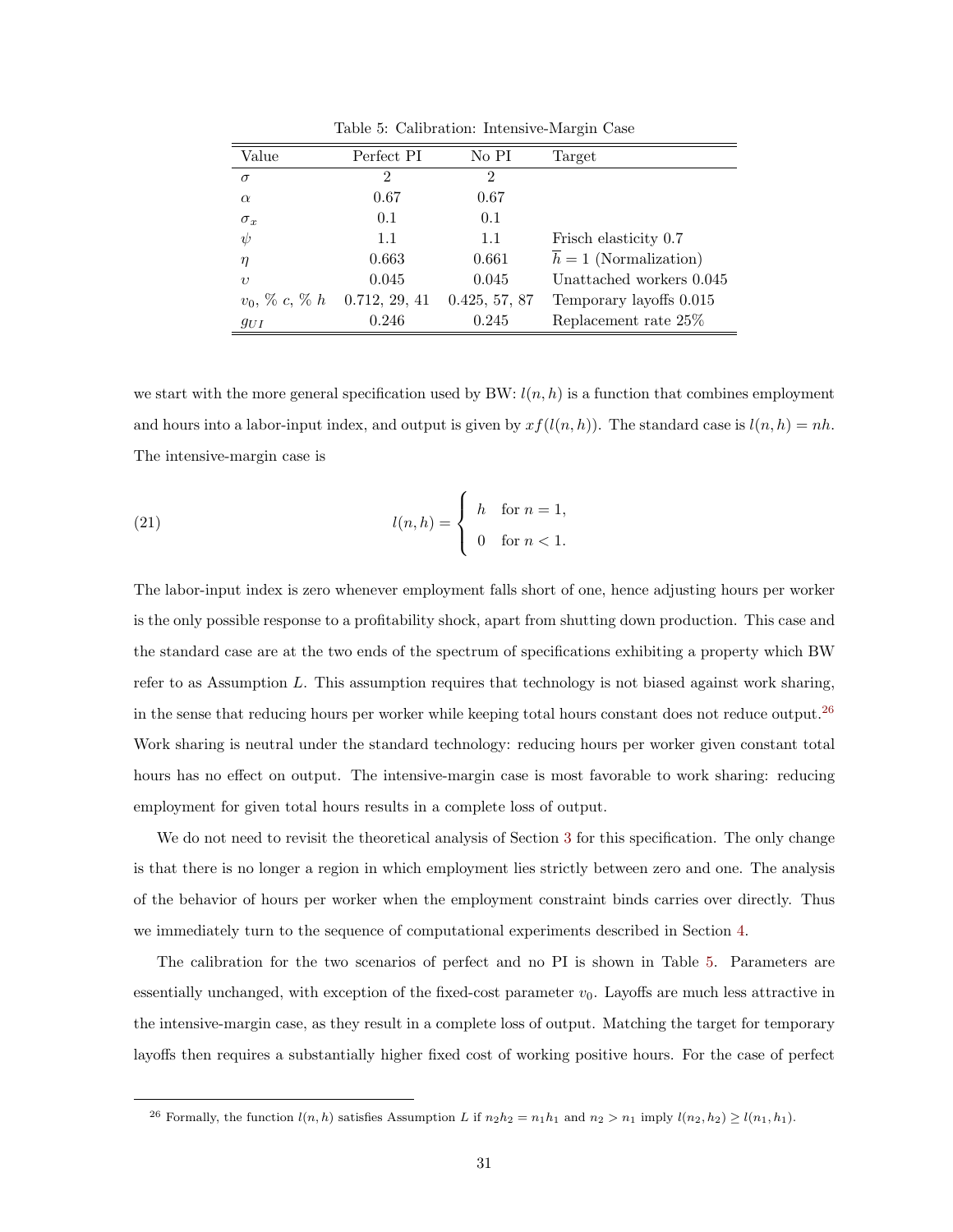Table 5: Calibration: Intensive-Margin Case

| Value | Perfect PI | No PI | Target |
|---|---|---|---|
| $\sigma$ | 2 | 2 | |
| $\alpha$ | 0.67 | 0.67 | |
| $\sigma_x$ | 0.1 | 0.1 | |
| $\psi$ | 1.1 | 1.1 | Frisch elasticity 0.7 |
| $\eta$ | 0.663 | 0.661 | $\overline{h} = 1$ (Normalization) |
| $\upsilon$ | 0.045 | 0.045 | Unattached workers 0.045 |
| $v_0$, % $c$, % $h$ | 0.712, 29, 41 | 0.425, 57, 87 | Temporary layoffs 0.015 |
| $g_{UI}$ | 0.246 | 0.245 | Replacement rate 25% |

we start with the more general specification used by BW: $l(n, h)$ is a function that combines employment and hours into a labor-input index, and output is given by $xf(l(n, h))$. The standard case is $l(n, h) = nh$. The intensive-margin case is

$$l(n, h) = \begin{cases} h & \text{for } n = 1, \\ 0 & \text{for } n < 1. \end{cases} \tag{21}$$

The labor-input index is zero whenever employment falls short of one, hence adjusting hours per worker is the only possible response to a profitability shock, apart from shutting down production. This case and the standard case are at the two ends of the spectrum of specifications exhibiting a property which BW refer to as Assumption $L$. This assumption requires that technology is not biased against work sharing, in the sense that reducing hours per worker while keeping total hours constant does not reduce output.[26] Work sharing is neutral under the standard technology: reducing hours per worker given constant total hours has no effect on output. The intensive-margin case is most favorable to work sharing: reducing employment for given total hours results in a complete loss of output.

We do not need to revisit the theoretical analysis of Section 3 for this specification. The only change is that there is no longer a region in which employment lies strictly between zero and one. The analysis of the behavior of hours per worker when the employment constraint binds carries over directly. Thus we immediately turn to the sequence of computational experiments described in Section 4.

The calibration for the two scenarios of perfect and no PI is shown in Table 5. Parameters are essentially unchanged, with exception of the fixed-cost parameter $v_0$. Layoffs are much less attractive in the intensive-margin case, as they result in a complete loss of output. Matching the target for temporary layoffs then requires a substantially higher fixed cost of working positive hours. For the case of perfect

[26] Formally, the function $l(n, h)$ satisfies Assumption $L$ if $n_2h_2 = n_1h_1$ and $n_2 > n_1$ imply $l(n_2, h_2) \geq l(n_1, h_1)$.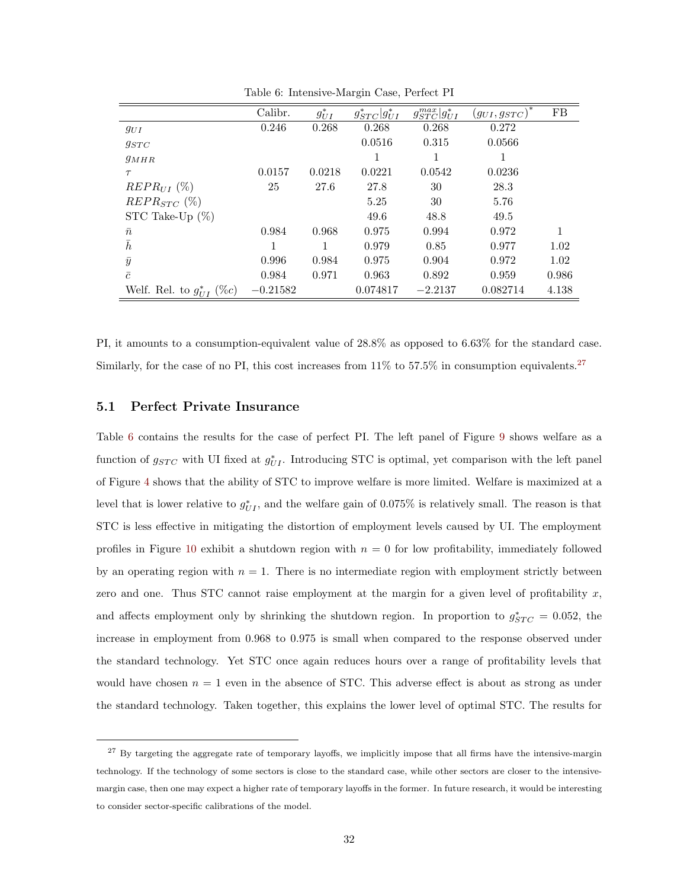Table 6: Intensive-Margin Case, Perfect PI

| | Calibr. | $g_{UI}^*$ | $g_{STC}^*\|g_{UI}^*$ | $g_{STC}^{max}\|g_{UI}^*$ | $(g_{UI}, g_{STC})^*$ | FB |
|---|---|---|---|---|---|---|
| $g_{UI}$ | 0.246 | 0.268 | 0.268 | 0.268 | 0.272 | |
| $g_{STC}$ | | | 0.0516 | 0.315 | 0.0566 | |
| $g_{MHR}$ | | | 1 | 1 | 1 | |
| $\tau$ | 0.0157 | 0.0218 | 0.0221 | 0.0542 | 0.0236 | |
| $REPR_{UI}$ (%) | 25 | 27.6 | 27.8 | 30 | 28.3 | |
| $REPR_{STC}$ (%) | | | 5.25 | 30 | 5.76 | |
| STC Take-Up (%) | | | 49.6 | 48.8 | 49.5 | |
| $\bar{n}$ | 0.984 | 0.968 | 0.975 | 0.994 | 0.972 | 1 |
| $\bar{h}$ | 1 | 1 | 0.979 | 0.85 | 0.977 | 1.02 |
| $\bar{y}$ | 0.996 | 0.984 | 0.975 | 0.904 | 0.972 | 1.02 |
| $\bar{c}$ | 0.984 | 0.971 | 0.963 | 0.892 | 0.959 | 0.986 |
| Welf. Rel. to $g_{UI}^*$ (%c) | −0.21582 | | 0.074817 | −2.2137 | 0.082714 | 4.138 |

PI, it amounts to a consumption-equivalent value of 28.8% as opposed to 6.63% for the standard case. Similarly, for the case of no PI, this cost increases from 11% to 57.5% in consumption equivalents.[27]

## 5.1 Perfect Private Insurance

Table 6 contains the results for the case of perfect PI. The left panel of Figure 9 shows welfare as a function of $g_{STC}$ with UI fixed at $g_{UI}^*$. Introducing STC is optimal, yet comparison with the left panel of Figure 4 shows that the ability of STC to improve welfare is more limited. Welfare is maximized at a level that is lower relative to $g_{UI}^*$, and the welfare gain of 0.075% is relatively small. The reason is that STC is less effective in mitigating the distortion of employment levels caused by UI. The employment profiles in Figure 10 exhibit a shutdown region with $n = 0$ for low profitability, immediately followed by an operating region with $n = 1$. There is no intermediate region with employment strictly between zero and one. Thus STC cannot raise employment at the margin for a given level of profitability $x$, and affects employment only by shrinking the shutdown region. In proportion to $g_{STC}^* = 0.052$, the increase in employment from 0.968 to 0.975 is small when compared to the response observed under the standard technology. Yet STC once again reduces hours over a range of profitability levels that would have chosen $n = 1$ even in the absence of STC. This adverse effect is about as strong as under the standard technology. Taken together, this explains the lower level of optimal STC. The results for

[27] By targeting the aggregate rate of temporary layoffs, we implicitly impose that all firms have the intensive-margin technology. If the technology of some sectors is close to the standard case, while other sectors are closer to the intensive-margin case, then one may expect a higher rate of temporary layoffs in the former. In future research, it would be interesting to consider sector-specific calibrations of the model.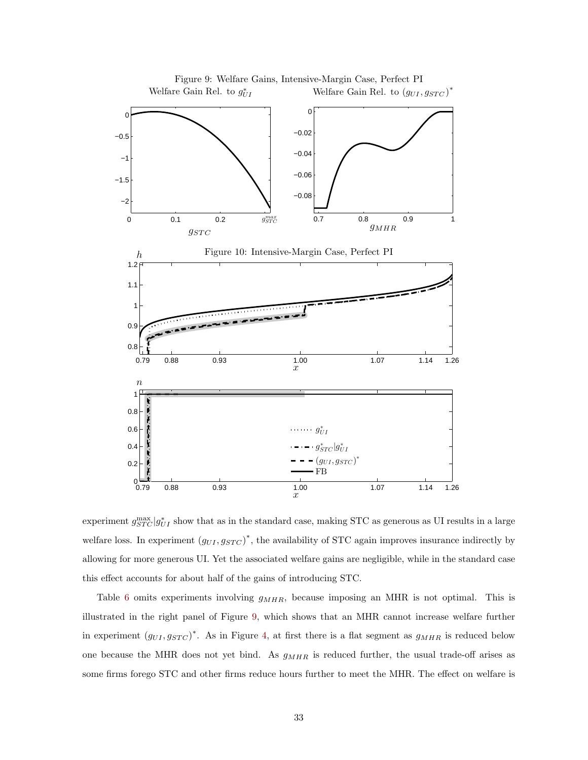Figure 9: Welfare Gains, Intensive-Margin Case, Perfect PI

Figure 10: Intensive-Margin Case, Perfect PI

experiment $g_{STC}^{\max}|g_{UI}^*$ show that as in the standard case, making STC as generous as UI results in a large welfare loss. In experiment $(g_{UI}, g_{STC})^*$, the availability of STC again improves insurance indirectly by allowing for more generous UI. Yet the associated welfare gains are negligible, while in the standard case this effect accounts for about half of the gains of introducing STC.

Table 6 omits experiments involving $g_{MHR}$, because imposing an MHR is not optimal. This is illustrated in the right panel of Figure 9, which shows that an MHR cannot increase welfare further in experiment $(g_{UI}, g_{STC})^*$. As in Figure 4, at first there is a flat segment as $g_{MHR}$ is reduced below one because the MHR does not yet bind. As $g_{MHR}$ is reduced further, the usual trade-off arises as some firms forego STC and other firms reduce hours further to meet the MHR. The effect on welfare is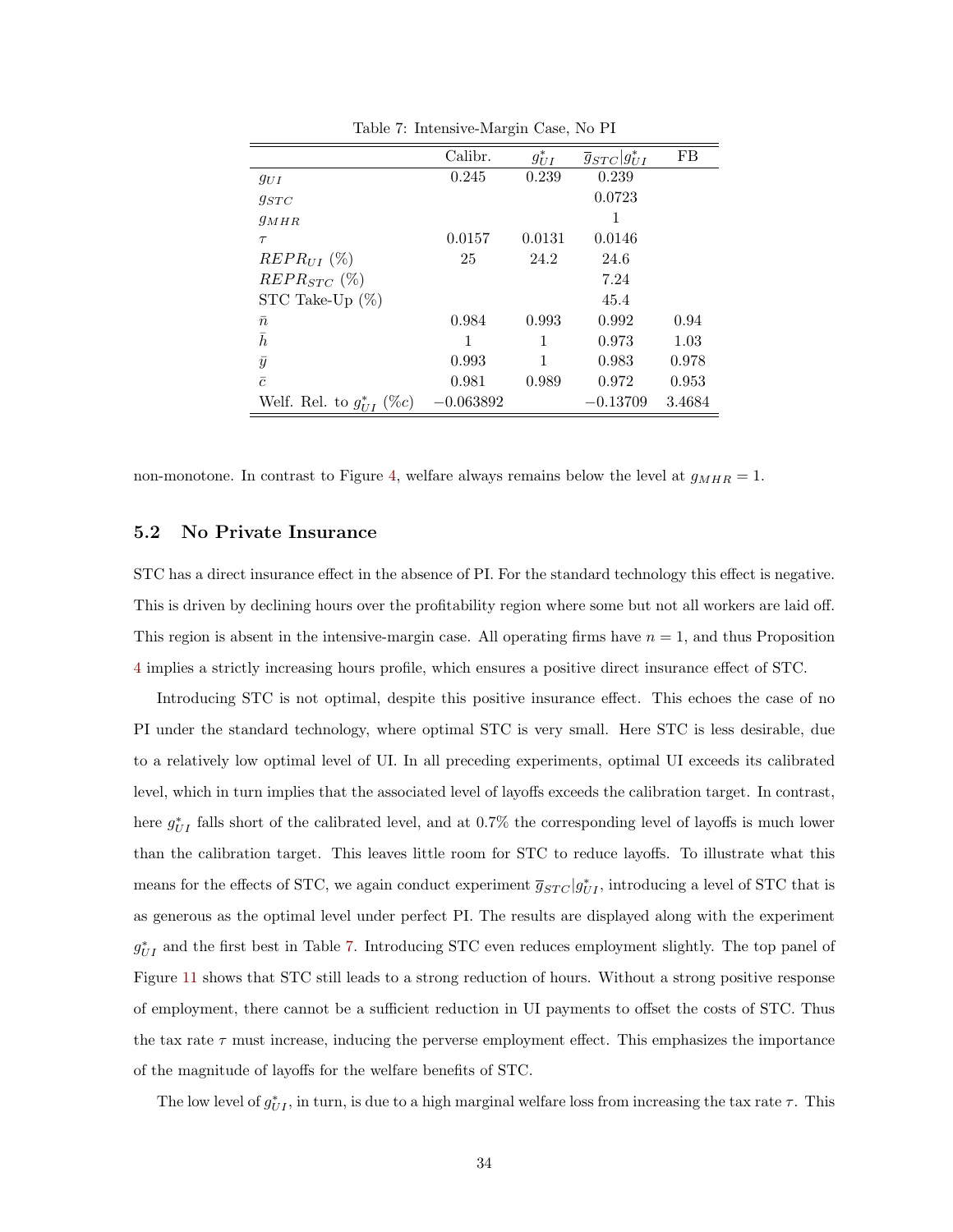Table 7: Intensive-Margin Case, No PI

| | Calibr. | $g^*_{UI}$ | $\overline{g}_{STC}\vert g^*_{UI}$ | FB |
|---|---|---|---|---|
| $g_{UI}$ | 0.245 | 0.239 | 0.239 | |
| $g_{STC}$ | | | 0.0723 | |
| $g_{MHR}$ | | | 1 | |
| $\tau$ | 0.0157 | 0.0131 | 0.0146 | |
| $REPR_{UI}$ (%) | 25 | 24.2 | 24.6 | |
| $REPR_{STC}$ (%) | | | 7.24 | |
| STC Take-Up (%) | | | 45.4 | |
| $\bar{n}$ | 0.984 | 0.993 | 0.992 | 0.94 |
| $\bar{h}$ | 1 | 1 | 0.973 | 1.03 |
| $\bar{y}$ | 0.993 | 1 | 0.983 | 0.978 |
| $\bar{c}$ | 0.981 | 0.989 | 0.972 | 0.953 |
| Welf. Rel. to $g^*_{UI}$ (%c) | −0.063892 | | −0.13709 | 3.4684 |

non-monotone. In contrast to Figure 4, welfare always remains below the level at $g_{MHR} = 1$.

## 5.2 No Private Insurance

STC has a direct insurance effect in the absence of PI. For the standard technology this effect is negative. This is driven by declining hours over the profitability region where some but not all workers are laid off. This region is absent in the intensive-margin case. All operating firms have $n = 1$, and thus Proposition 4 implies a strictly increasing hours profile, which ensures a positive direct insurance effect of STC.

Introducing STC is not optimal, despite this positive insurance effect. This echoes the case of no PI under the standard technology, where optimal STC is very small. Here STC is less desirable, due to a relatively low optimal level of UI. In all preceding experiments, optimal UI exceeds its calibrated level, which in turn implies that the associated level of layoffs exceeds the calibration target. In contrast, here $g^*_{UI}$ falls short of the calibrated level, and at 0.7% the corresponding level of layoffs is much lower than the calibration target. This leaves little room for STC to reduce layoffs. To illustrate what this means for the effects of STC, we again conduct experiment $\overline{g}_{STC}|g^*_{UI}$, introducing a level of STC that is as generous as the optimal level under perfect PI. The results are displayed along with the experiment $g^*_{UI}$ and the first best in Table 7. Introducing STC even reduces employment slightly. The top panel of Figure 11 shows that STC still leads to a strong reduction of hours. Without a strong positive response of employment, there cannot be a sufficient reduction in UI payments to offset the costs of STC. Thus the tax rate $\tau$ must increase, inducing the perverse employment effect. This emphasizes the importance of the magnitude of layoffs for the welfare benefits of STC.

The low level of $g^*_{UI}$, in turn, is due to a high marginal welfare loss from increasing the tax rate $\tau$. This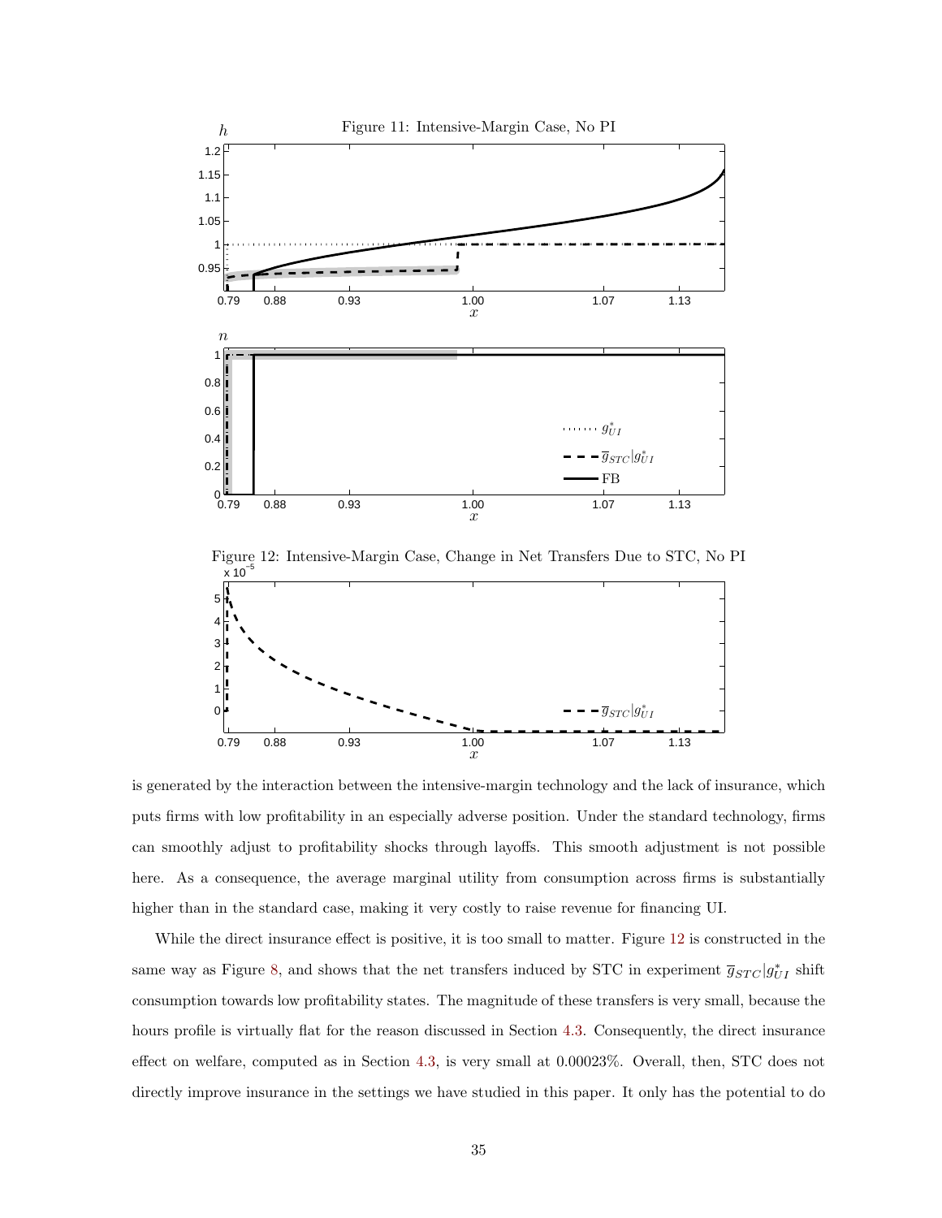Figure 11: Intensive-Margin Case, No PI

$h$

1.2
1.15
1.1
1.05
1
0.95

0.79 0.88 0.93 1.00 1.07 1.13

$x$

$n$

1
0.8
0.6
0.4
0.2
0

0.79 0.88 0.93 1.00 1.07 1.13

$x$

$g^*_{UI}$

$\overline{g}_{STC}|g^*_{UI}$

FB

Figure 12: Intensive-Margin Case, Change in Net Transfers Due to STC, No PI

x $10^{-5}$

5
4
3
2
1
0

0.79 0.88 0.93 1.00 1.07 1.13

$x$

$\overline{g}_{STC}|g^*_{UI}$

is generated by the interaction between the intensive-margin technology and the lack of insurance, which puts firms with low profitability in an especially adverse position. Under the standard technology, firms can smoothly adjust to profitability shocks through layoffs. This smooth adjustment is not possible here. As a consequence, the average marginal utility from consumption across firms is substantially higher than in the standard case, making it very costly to raise revenue for financing UI.

While the direct insurance effect is positive, it is too small to matter. Figure 12 is constructed in the same way as Figure 8, and shows that the net transfers induced by STC in experiment $\overline{g}_{STC}|g^*_{UI}$ shift consumption towards low profitability states. The magnitude of these transfers is very small, because the hours profile is virtually flat for the reason discussed in Section 4.3. Consequently, the direct insurance effect on welfare, computed as in Section 4.3, is very small at 0.00023%. Overall, then, STC does not directly improve insurance in the settings we have studied in this paper. It only has the potential to do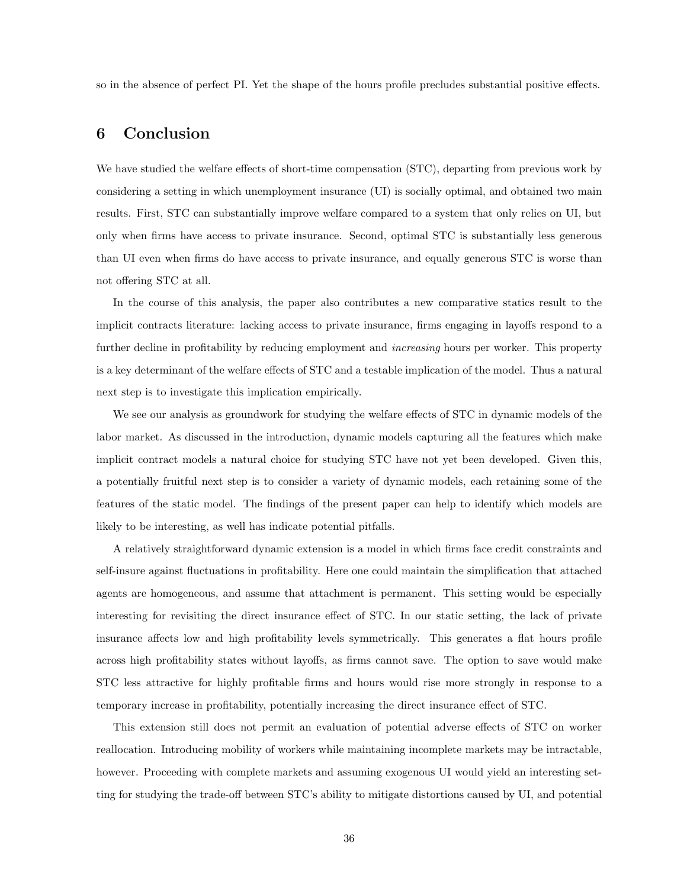so in the absence of perfect PI. Yet the shape of the hours profile precludes substantial positive effects.

## 6 Conclusion

We have studied the welfare effects of short-time compensation (STC), departing from previous work by considering a setting in which unemployment insurance (UI) is socially optimal, and obtained two main results. First, STC can substantially improve welfare compared to a system that only relies on UI, but only when firms have access to private insurance. Second, optimal STC is substantially less generous than UI even when firms do have access to private insurance, and equally generous STC is worse than not offering STC at all.

In the course of this analysis, the paper also contributes a new comparative statics result to the implicit contracts literature: lacking access to private insurance, firms engaging in layoffs respond to a further decline in profitability by reducing employment and *increasing* hours per worker. This property is a key determinant of the welfare effects of STC and a testable implication of the model. Thus a natural next step is to investigate this implication empirically.

We see our analysis as groundwork for studying the welfare effects of STC in dynamic models of the labor market. As discussed in the introduction, dynamic models capturing all the features which make implicit contract models a natural choice for studying STC have not yet been developed. Given this, a potentially fruitful next step is to consider a variety of dynamic models, each retaining some of the features of the static model. The findings of the present paper can help to identify which models are likely to be interesting, as well has indicate potential pitfalls.

A relatively straightforward dynamic extension is a model in which firms face credit constraints and self-insure against fluctuations in profitability. Here one could maintain the simplification that attached agents are homogeneous, and assume that attachment is permanent. This setting would be especially interesting for revisiting the direct insurance effect of STC. In our static setting, the lack of private insurance affects low and high profitability levels symmetrically. This generates a flat hours profile across high profitability states without layoffs, as firms cannot save. The option to save would make STC less attractive for highly profitable firms and hours would rise more strongly in response to a temporary increase in profitability, potentially increasing the direct insurance effect of STC.

This extension still does not permit an evaluation of potential adverse effects of STC on worker reallocation. Introducing mobility of workers while maintaining incomplete markets may be intractable, however. Proceeding with complete markets and assuming exogenous UI would yield an interesting setting for studying the trade-off between STC's ability to mitigate distortions caused by UI, and potential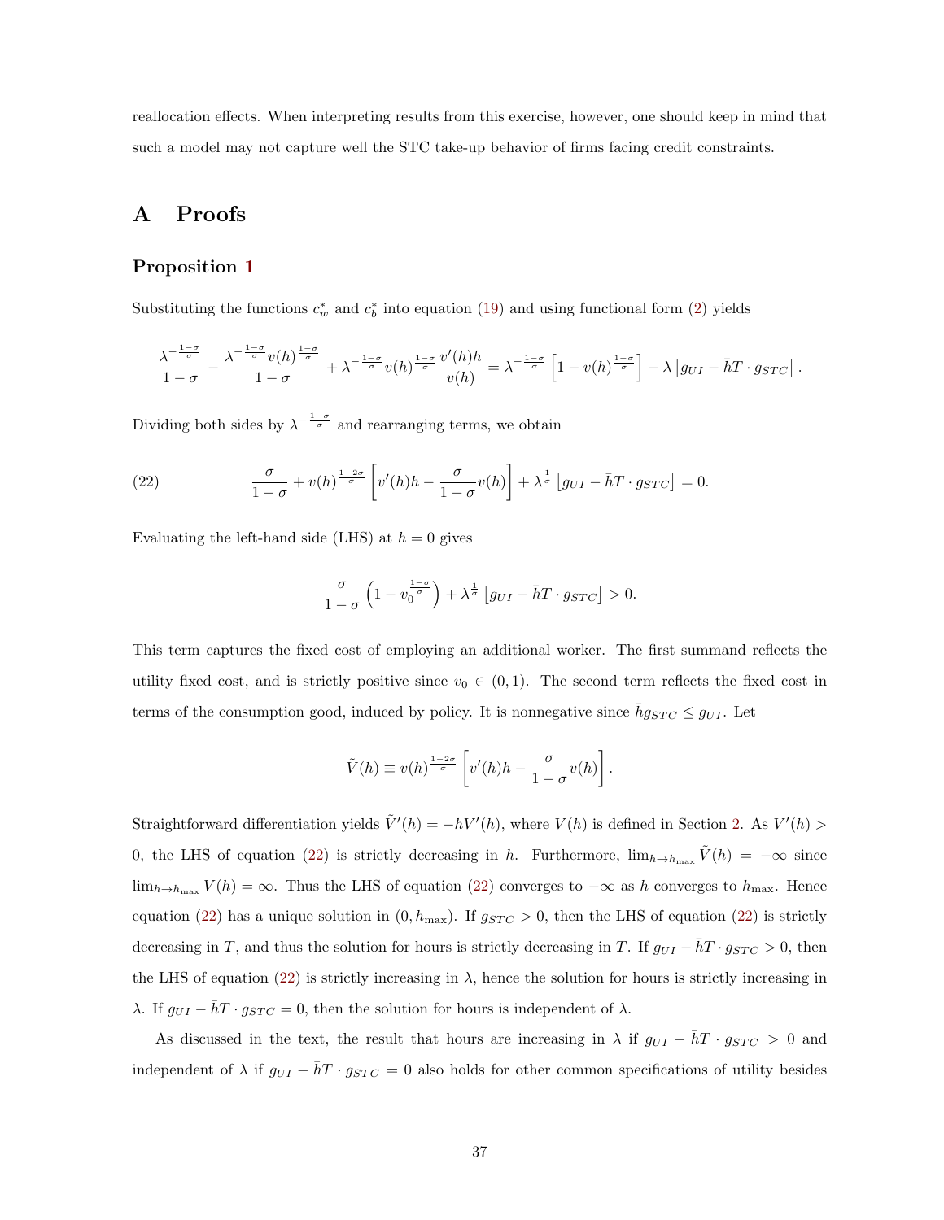reallocation effects. When interpreting results from this exercise, however, one should keep in mind that such a model may not capture well the STC take-up behavior of firms facing credit constraints.

# A Proofs

### Proposition 1

Substituting the functions $c_w^*$ and $c_b^*$ into equation (19) and using functional form (2) yields

$$\frac{\lambda^{-\frac{1-\sigma}{\sigma}}}{1-\sigma} - \frac{\lambda^{-\frac{1-\sigma}{\sigma}} v(h)^{\frac{1-\sigma}{\sigma}}}{1-\sigma} + \lambda^{-\frac{1-\sigma}{\sigma}} v(h)^{\frac{1-\sigma}{\sigma}} \frac{v'(h)h}{v(h)} = \lambda^{-\frac{1-\sigma}{\sigma}} \left[1 - v(h)^{\frac{1-\sigma}{\sigma}}\right] - \lambda \left[g_{UI} - \bar{h}T \cdot g_{STC}\right].$$

Dividing both sides by $\lambda^{-\frac{1-\sigma}{\sigma}}$ and rearranging terms, we obtain

$$\frac{\sigma}{1-\sigma} + v(h)^{\frac{1-2\sigma}{\sigma}} \left[v'(h)h - \frac{\sigma}{1-\sigma} v(h)\right] + \lambda^{\frac{1}{\sigma}} \left[g_{UI} - \bar{h}T \cdot g_{STC}\right] = 0. \tag{22}$$

Evaluating the left-hand side (LHS) at $h = 0$ gives

$$\frac{\sigma}{1-\sigma}\left(1 - v_0^{\frac{1-\sigma}{\sigma}}\right) + \lambda^{\frac{1}{\sigma}} \left[g_{UI} - \bar{h}T \cdot g_{STC}\right] > 0.$$

This term captures the fixed cost of employing an additional worker. The first summand reflects the utility fixed cost, and is strictly positive since $v_0 \in (0, 1)$. The second term reflects the fixed cost in terms of the consumption good, induced by policy. It is nonnegative since $\bar{h}g_{STC} \leq g_{UI}$. Let

$$\tilde{V}(h) \equiv v(h)^{\frac{1-2\sigma}{\sigma}} \left[v'(h)h - \frac{\sigma}{1-\sigma} v(h)\right].$$

Straightforward differentiation yields $\tilde{V}'(h) = -hV'(h)$, where $V(h)$ is defined in Section 2. As $V'(h) > 0$, the LHS of equation (22) is strictly decreasing in $h$. Furthermore, $\lim_{h \to h_{\max}} \tilde{V}(h) = -\infty$ since $\lim_{h \to h_{\max}} V(h) = \infty$. Thus the LHS of equation (22) converges to $-\infty$ as $h$ converges to $h_{\max}$. Hence equation (22) has a unique solution in $(0, h_{\max})$. If $g_{STC} > 0$, then the LHS of equation (22) is strictly decreasing in $T$, and thus the solution for hours is strictly decreasing in $T$. If $g_{UI} - \bar{h}T \cdot g_{STC} > 0$, then the LHS of equation (22) is strictly increasing in $\lambda$, hence the solution for hours is strictly increasing in $\lambda$. If $g_{UI} - \bar{h}T \cdot g_{STC} = 0$, then the solution for hours is independent of $\lambda$.

As discussed in the text, the result that hours are increasing in $\lambda$ if $g_{UI} - \bar{h}T \cdot g_{STC} > 0$ and independent of $\lambda$ if $g_{UI} - \bar{h}T \cdot g_{STC} = 0$ also holds for other common specifications of utility besides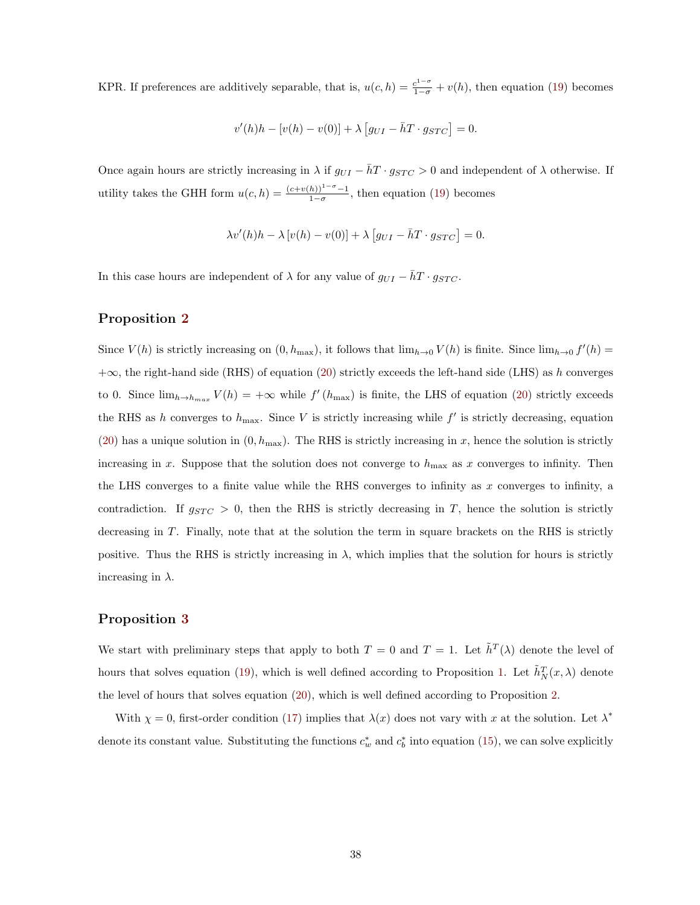KPR. If preferences are additively separable, that is, $u(c,h) = \frac{c^{1-\sigma}}{1-\sigma} + v(h)$, then equation (19) becomes

$$v'(h)h - [v(h) - v(0)] + \lambda \left[ g_{UI} - \bar{h}T \cdot g_{STC} \right] = 0.$$

Once again hours are strictly increasing in $\lambda$ if $g_{UI} - \bar{h}T \cdot g_{STC} > 0$ and independent of $\lambda$ otherwise. If utility takes the GHH form $u(c,h) = \frac{(c+v(h))^{1-\sigma}-1}{1-\sigma}$, then equation (19) becomes

$$\lambda v'(h)h - \lambda [v(h) - v(0)] + \lambda \left[ g_{UI} - \bar{h}T \cdot g_{STC} \right] = 0.$$

In this case hours are independent of $\lambda$ for any value of $g_{UI} - \bar{h}T \cdot g_{STC}$.

## Proposition 2

Since $V(h)$ is strictly increasing on $(0, h_{\max})$, it follows that $\lim_{h \to 0} V(h)$ is finite. Since $\lim_{h \to 0} f'(h) = +\infty$, the right-hand side (RHS) of equation (20) strictly exceeds the left-hand side (LHS) as $h$ converges to 0. Since $\lim_{h \to h_{max}} V(h) = +\infty$ while $f'(h_{\max})$ is finite, the LHS of equation (20) strictly exceeds the RHS as $h$ converges to $h_{\max}$. Since $V$ is strictly increasing while $f'$ is strictly decreasing, equation (20) has a unique solution in $(0, h_{\max})$. The RHS is strictly increasing in $x$, hence the solution is strictly increasing in $x$. Suppose that the solution does not converge to $h_{\max}$ as $x$ converges to infinity. Then the LHS converges to a finite value while the RHS converges to infinity as $x$ converges to infinity, a contradiction. If $g_{STC} > 0$, then the RHS is strictly decreasing in $T$, hence the solution is strictly decreasing in $T$. Finally, note that at the solution the term in square brackets on the RHS is strictly positive. Thus the RHS is strictly increasing in $\lambda$, which implies that the solution for hours is strictly increasing in $\lambda$.

## Proposition 3

We start with preliminary steps that apply to both $T = 0$ and $T = 1$. Let $\tilde{h}^T(\lambda)$ denote the level of hours that solves equation (19), which is well defined according to Proposition 1. Let $\tilde{h}_N^T(x, \lambda)$ denote the level of hours that solves equation (20), which is well defined according to Proposition 2.

With $\chi = 0$, first-order condition (17) implies that $\lambda(x)$ does not vary with $x$ at the solution. Let $\lambda^*$ denote its constant value. Substituting the functions $c_w^*$ and $c_b^*$ into equation (15), we can solve explicitly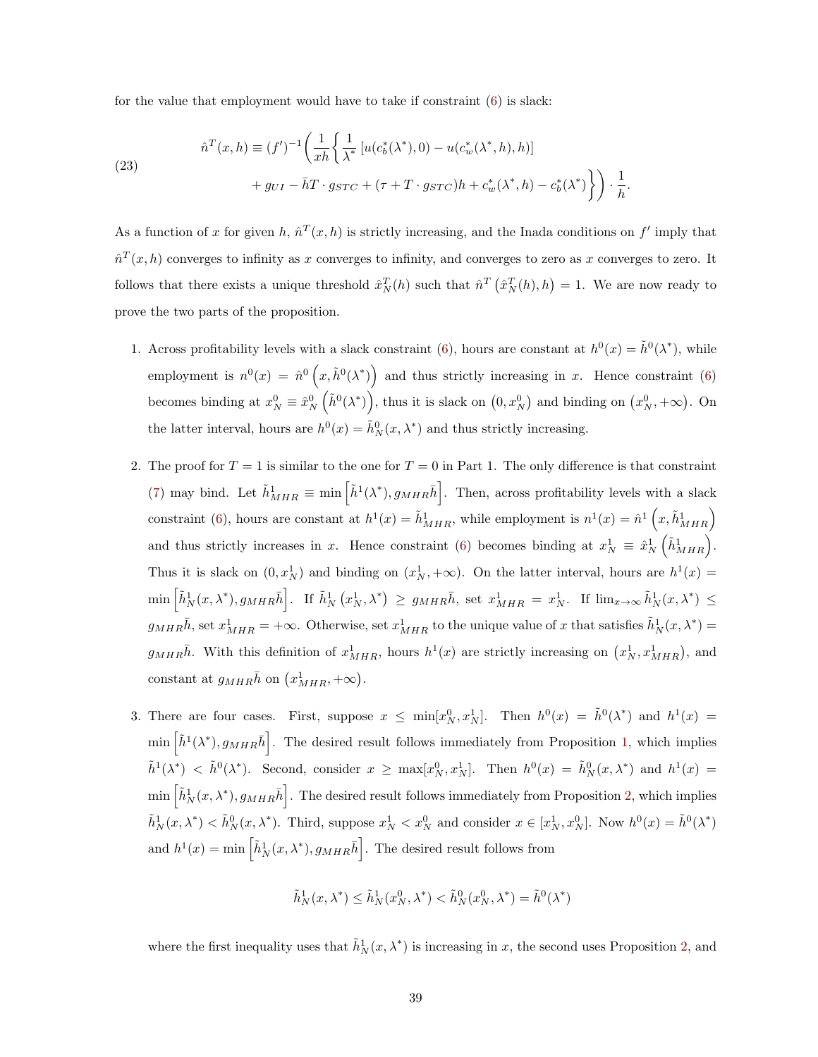for the value that employment would have to take if constraint (6) is slack:

$$\hat{n}^T(x,h) \equiv (f')^{-1}\Bigg(\frac{1}{xh}\Bigg\{\frac{1}{\lambda^*}\left[u(c_b^*(\lambda^*),0) - u(c_w^*(\lambda^*,h),h)\right] + g_{UI} - \bar{h}T\cdot g_{STC} + (\tau + T\cdot g_{STC})h + c_w^*(\lambda^*,h) - c_b^*(\lambda^*)\Bigg\}\Bigg)\cdot\frac{1}{h}. \tag{23}$$

As a function of $x$ for given $h$, $\hat{n}^T(x,h)$ is strictly increasing, and the Inada conditions on $f'$ imply that $\hat{n}^T(x,h)$ converges to infinity as $x$ converges to infinity, and converges to zero as $x$ converges to zero. It follows that there exists a unique threshold $\hat{x}_N^T(h)$ such that $\hat{n}^T\left(\hat{x}_N^T(h),h\right) = 1$. We are now ready to prove the two parts of the proposition.

1. Across profitability levels with a slack constraint (6), hours are constant at $h^0(x) = \tilde{h}^0(\lambda^*)$, while employment is $n^0(x) = \hat{n}^0\left(x,\tilde{h}^0(\lambda^*)\right)$ and thus strictly increasing in $x$. Hence constraint (6) becomes binding at $x_N^0 \equiv \hat{x}_N^0\left(\tilde{h}^0(\lambda^*)\right)$, thus it is slack on $\left(0,x_N^0\right)$ and binding on $\left(x_N^0,+\infty\right)$. On the latter interval, hours are $h^0(x) = \tilde{h}_N^0(x,\lambda^*)$ and thus strictly increasing.

2. The proof for $T=1$ is similar to the one for $T=0$ in Part 1. The only difference is that constraint (7) may bind. Let $\tilde{h}_{MHR}^1 \equiv \min\left[\tilde{h}^1(\lambda^*), g_{MHR}\bar{h}\right]$. Then, across profitability levels with a slack constraint (6), hours are constant at $h^1(x) = \tilde{h}_{MHR}^1$, while employment is $n^1(x) = \hat{n}^1\left(x,\tilde{h}_{MHR}^1\right)$ and thus strictly increases in $x$. Hence constraint (6) becomes binding at $x_N^1 \equiv \hat{x}_N^1\left(\tilde{h}_{MHR}^1\right)$. Thus it is slack on $(0,x_N^1)$ and binding on $(x_N^1,+\infty)$. On the latter interval, hours are $h^1(x) = \min\left[\tilde{h}_N^1(x,\lambda^*), g_{MHR}\bar{h}\right]$. If $\tilde{h}_N^1\left(x_N^1,\lambda^*\right) \geq g_{MHR}\bar{h}$, set $x_{MHR}^1 = x_N^1$. If $\lim_{x\to\infty}\tilde{h}_N^1(x,\lambda^*) \leq g_{MHR}\bar{h}$, set $x_{MHR}^1 = +\infty$. Otherwise, set $x_{MHR}^1$ to the unique value of $x$ that satisfies $\tilde{h}_N^1(x,\lambda^*) = g_{MHR}\bar{h}$. With this definition of $x_{MHR}^1$, hours $h^1(x)$ are strictly increasing on $\left(x_N^1,x_{MHR}^1\right)$, and constant at $g_{MHR}\bar{h}$ on $\left(x_{MHR}^1,+\infty\right)$.

3. There are four cases. First, suppose $x \leq \min[x_N^0,x_N^1]$. Then $h^0(x) = \tilde{h}^0(\lambda^*)$ and $h^1(x) = \min\left[\tilde{h}^1(\lambda^*), g_{MHR}\bar{h}\right]$. The desired result follows immediately from Proposition 1, which implies $\tilde{h}^1(\lambda^*) < \tilde{h}^0(\lambda^*)$. Second, consider $x \geq \max[x_N^0,x_N^1]$. Then $h^0(x) = \tilde{h}_N^0(x,\lambda^*)$ and $h^1(x) = \min\left[\tilde{h}_N^1(x,\lambda^*), g_{MHR}\bar{h}\right]$. The desired result follows immediately from Proposition 2, which implies $\tilde{h}_N^1(x,\lambda^*) < \tilde{h}_N^0(x,\lambda^*)$. Third, suppose $x_N^1 < x_N^0$ and consider $x \in [x_N^1,x_N^0]$. Now $h^0(x) = \tilde{h}^0(\lambda^*)$ and $h^1(x) = \min\left[\tilde{h}_N^1(x,\lambda^*), g_{MHR}\bar{h}\right]$. The desired result follows from

$$\tilde{h}_N^1(x,\lambda^*) \leq \tilde{h}_N^1(x_N^0,\lambda^*) < \tilde{h}_N^0(x_N^0,\lambda^*) = \tilde{h}^0(\lambda^*)$$

where the first inequality uses that $\tilde{h}_N^1(x,\lambda^*)$ is increasing in $x$, the second uses Proposition 2, and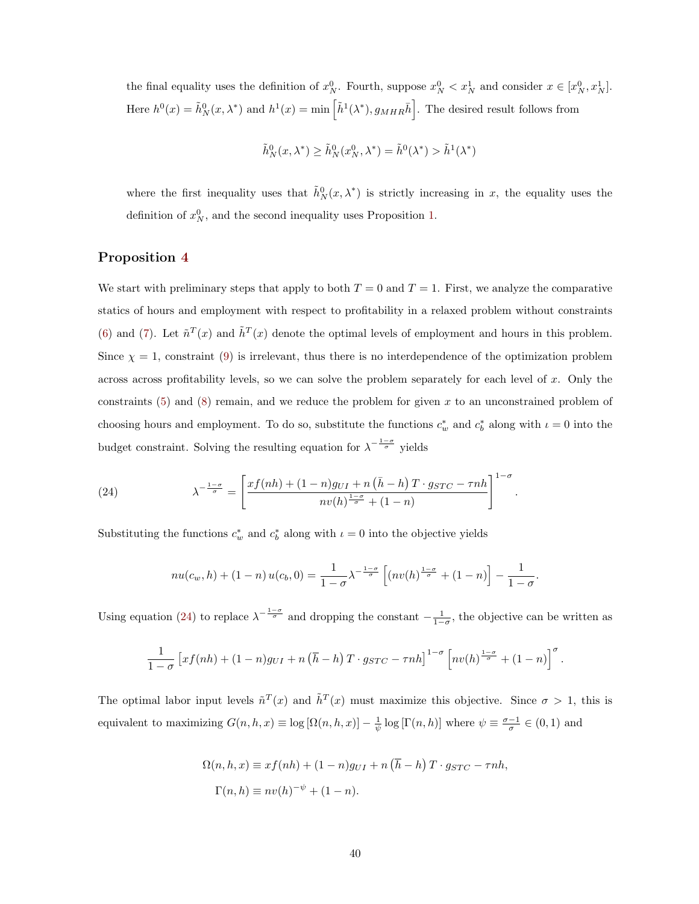the final equality uses the definition of $x_N^0$. Fourth, suppose $x_N^0 < x_N^1$ and consider $x \in [x_N^0, x_N^1]$. Here $h^0(x) = \tilde{h}_N^0(x, \lambda^*)$ and $h^1(x) = \min\left[\tilde{h}^1(\lambda^*), g_{MHR}\bar{h}\right]$. The desired result follows from

$$\tilde{h}_N^0(x, \lambda^*) \geq \tilde{h}_N^0(x_N^0, \lambda^*) = \tilde{h}^0(\lambda^*) > \tilde{h}^1(\lambda^*)$$

where the first inequality uses that $\tilde{h}_N^0(x, \lambda^*)$ is strictly increasing in $x$, the equality uses the definition of $x_N^0$, and the second inequality uses Proposition 1.

## Proposition 4

We start with preliminary steps that apply to both $T = 0$ and $T = 1$. First, we analyze the comparative statics of hours and employment with respect to profitability in a relaxed problem without constraints (6) and (7). Let $\tilde{n}^T(x)$ and $\tilde{h}^T(x)$ denote the optimal levels of employment and hours in this problem. Since $\chi = 1$, constraint (9) is irrelevant, thus there is no interdependence of the optimization problem across across profitability levels, so we can solve the problem separately for each level of $x$. Only the constraints (5) and (8) remain, and we reduce the problem for given $x$ to an unconstrained problem of choosing hours and employment. To do so, substitute the functions $c_w^*$ and $c_b^*$ along with $\iota = 0$ into the budget constraint. Solving the resulting equation for $\lambda^{-\frac{1-\sigma}{\sigma}}$ yields

$$\lambda^{-\frac{1-\sigma}{\sigma}} = \left[\frac{xf(nh) + (1-n)g_{UI} + n\left(\bar{h} - h\right)T \cdot g_{STC} - \tau nh}{nv(h)^{\frac{1-\sigma}{\sigma}} + (1-n)}\right]^{1-\sigma}. \tag{24}$$

Substituting the functions $c_w^*$ and $c_b^*$ along with $\iota = 0$ into the objective yields

$$nu(c_w, h) + (1-n)\, u(c_b, 0) = \frac{1}{1-\sigma}\lambda^{-\frac{1-\sigma}{\sigma}}\left[(nv(h)^{\frac{1-\sigma}{\sigma}} + (1-n)\right] - \frac{1}{1-\sigma}.$$

Using equation (24) to replace $\lambda^{-\frac{1-\sigma}{\sigma}}$ and dropping the constant $-\frac{1}{1-\sigma}$, the objective can be written as

$$\frac{1}{1-\sigma}\left[xf(nh) + (1-n)g_{UI} + n\left(\bar{h} - h\right)T \cdot g_{STC} - \tau nh\right]^{1-\sigma}\left[nv(h)^{\frac{1-\sigma}{\sigma}} + (1-n)\right]^{\sigma}.$$

The optimal labor input levels $\tilde{n}^T(x)$ and $\tilde{h}^T(x)$ must maximize this objective. Since $\sigma > 1$, this is equivalent to maximizing $G(n, h, x) \equiv \log\left[\Omega(n, h, x)\right] - \frac{1}{\psi}\log\left[\Gamma(n, h)\right]$ where $\psi \equiv \frac{\sigma-1}{\sigma} \in (0, 1)$ and

$$\Omega(n, h, x) \equiv xf(nh) + (1-n)g_{UI} + n\left(\bar{h} - h\right)T \cdot g_{STC} - \tau nh,$$
$$\Gamma(n, h) \equiv nv(h)^{-\psi} + (1-n).$$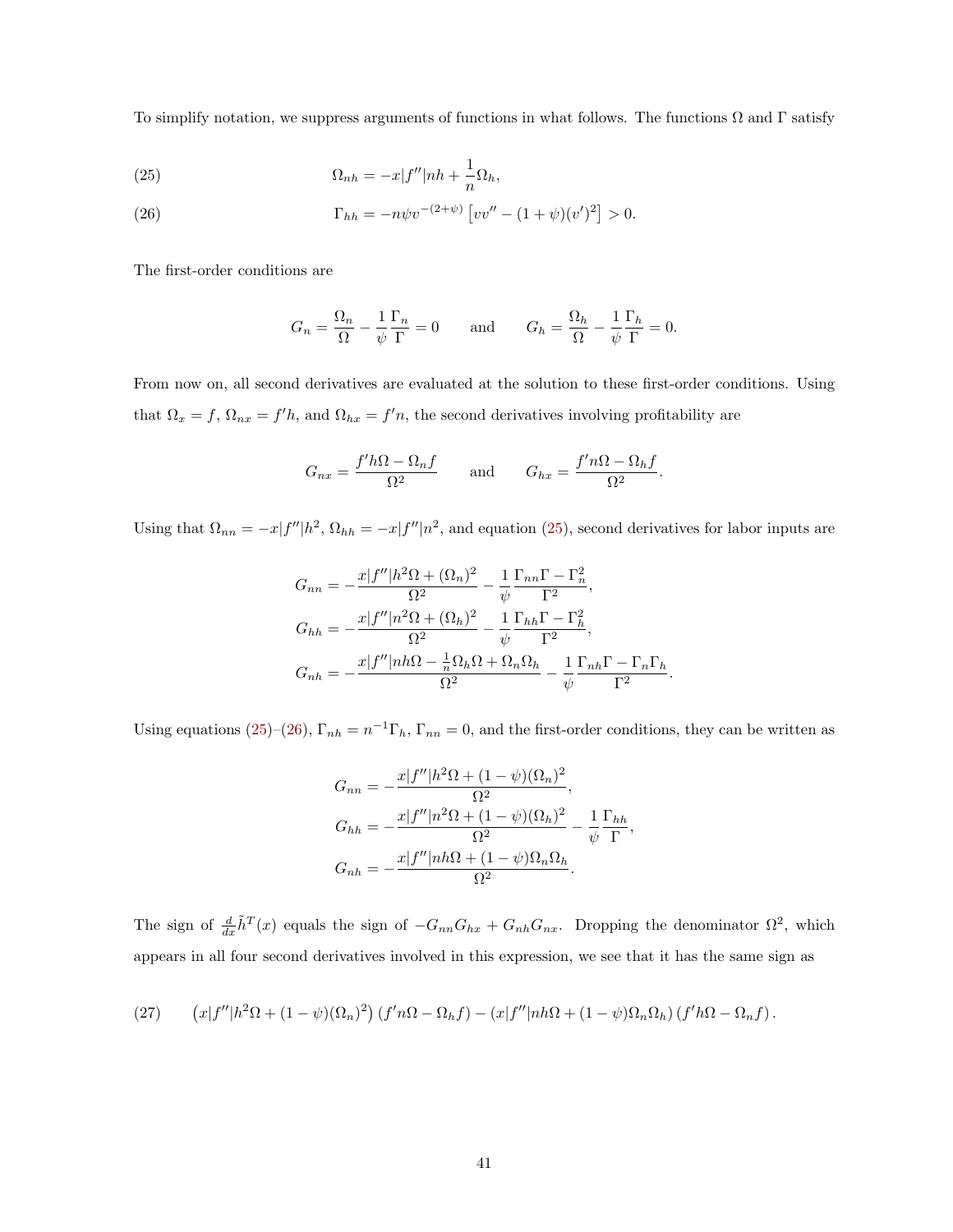To simplify notation, we suppress arguments of functions in what follows. The functions $\Omega$ and $\Gamma$ satisfy

$$\Omega_{nh} = -x|f''|nh + \frac{1}{n}\Omega_h, \tag{25}$$

$$\Gamma_{hh} = -n\psi v^{-(2+\psi)}\left[vv'' - (1+\psi)(v')^2\right] > 0. \tag{26}$$

The first-order conditions are

$$G_n = \frac{\Omega_n}{\Omega} - \frac{1}{\psi}\frac{\Gamma_n}{\Gamma} = 0 \qquad \text{and} \qquad G_h = \frac{\Omega_h}{\Omega} - \frac{1}{\psi}\frac{\Gamma_h}{\Gamma} = 0.$$

From now on, all second derivatives are evaluated at the solution to these first-order conditions. Using that $\Omega_x = f$, $\Omega_{nx} = f'h$, and $\Omega_{hx} = f'n$, the second derivatives involving profitability are

$$G_{nx} = \frac{f'h\Omega - \Omega_n f}{\Omega^2} \qquad \text{and} \qquad G_{hx} = \frac{f'n\Omega - \Omega_h f}{\Omega^2}.$$

Using that $\Omega_{nn} = -x|f''|h^2$, $\Omega_{hh} = -x|f''|n^2$, and equation (25), second derivatives for labor inputs are

$$G_{nn} = -\frac{x|f''|h^2\Omega + (\Omega_n)^2}{\Omega^2} - \frac{1}{\psi}\frac{\Gamma_{nn}\Gamma - \Gamma_n^2}{\Gamma^2},$$

$$G_{hh} = -\frac{x|f''|n^2\Omega + (\Omega_h)^2}{\Omega^2} - \frac{1}{\psi}\frac{\Gamma_{hh}\Gamma - \Gamma_h^2}{\Gamma^2},$$

$$G_{nh} = -\frac{x|f''|nh\Omega - \frac{1}{n}\Omega_h\Omega + \Omega_n\Omega_h}{\Omega^2} - \frac{1}{\psi}\frac{\Gamma_{nh}\Gamma - \Gamma_n\Gamma_h}{\Gamma^2}.$$

Using equations (25)–(26), $\Gamma_{nh} = n^{-1}\Gamma_h$, $\Gamma_{nn} = 0$, and the first-order conditions, they can be written as

$$G_{nn} = -\frac{x|f''|h^2\Omega + (1-\psi)(\Omega_n)^2}{\Omega^2},$$

$$G_{hh} = -\frac{x|f''|n^2\Omega + (1-\psi)(\Omega_h)^2}{\Omega^2} - \frac{1}{\psi}\frac{\Gamma_{hh}}{\Gamma},$$

$$G_{nh} = -\frac{x|f''|nh\Omega + (1-\psi)\Omega_n\Omega_h}{\Omega^2}.$$

The sign of $\frac{d}{dx}\tilde{h}^T(x)$ equals the sign of $-G_{nn}G_{hx} + G_{nh}G_{nx}$. Dropping the denominator $\Omega^2$, which appears in all four second derivatives involved in this expression, we see that it has the same sign as

$$\left(x|f''|h^2\Omega + (1-\psi)(\Omega_n)^2\right)\left(f'n\Omega - \Omega_h f\right) - \left(x|f''|nh\Omega + (1-\psi)\Omega_n\Omega_h\right)\left(f'h\Omega - \Omega_n f\right). \tag{27}$$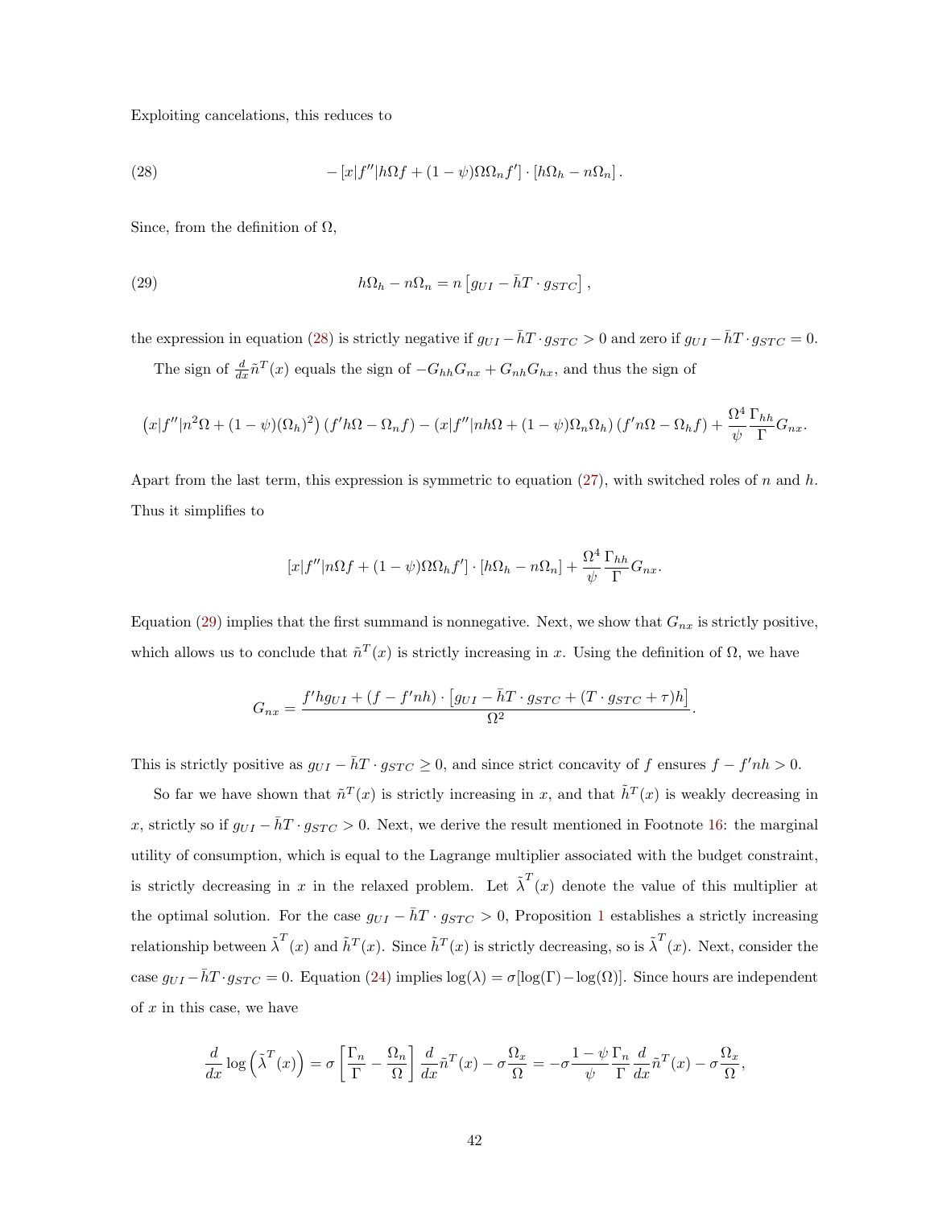Exploiting cancelations, this reduces to

$$
-\left[x|f''|h\Omega f + (1-\psi)\Omega\Omega_n f'\right] \cdot \left[h\Omega_h - n\Omega_n\right]. \tag{28}
$$

Since, from the definition of $\Omega$,

$$
h\Omega_h - n\Omega_n = n\left[g_{UI} - \bar{h}T \cdot g_{STC}\right], \tag{29}
$$

the expression in equation (28) is strictly negative if $g_{UI} - \bar{h}T \cdot g_{STC} > 0$ and zero if $g_{UI} - \bar{h}T \cdot g_{STC} = 0$.

The sign of $\frac{d}{dx}\tilde{n}^T(x)$ equals the sign of $-G_{hh}G_{nx} + G_{nh}G_{hx}$, and thus the sign of

$$
\left(x|f''|n^2\Omega + (1-\psi)(\Omega_h)^2\right)\left(f'h\Omega - \Omega_n f\right) - \left(x|f''|nh\Omega + (1-\psi)\Omega_n\Omega_h\right)\left(f'n\Omega - \Omega_h f\right) + \frac{\Omega^4}{\psi}\frac{\Gamma_{hh}}{\Gamma}G_{nx}.
$$

Apart from the last term, this expression is symmetric to equation (27), with switched roles of $n$ and $h$. Thus it simplifies to

$$
\left[x|f''|n\Omega f + (1-\psi)\Omega\Omega_h f'\right] \cdot \left[h\Omega_h - n\Omega_n\right] + \frac{\Omega^4}{\psi}\frac{\Gamma_{hh}}{\Gamma}G_{nx}.
$$

Equation (29) implies that the first summand is nonnegative. Next, we show that $G_{nx}$ is strictly positive, which allows us to conclude that $\tilde{n}^T(x)$ is strictly increasing in $x$. Using the definition of $\Omega$, we have

$$
G_{nx} = \frac{f'hg_{UI} + (f - f'nh)\cdot\left[g_{UI} - \bar{h}T\cdot g_{STC} + (T\cdot g_{STC} + \tau)h\right]}{\Omega^2}.
$$

This is strictly positive as $g_{UI} - \bar{h}T \cdot g_{STC} \geq 0$, and since strict concavity of $f$ ensures $f - f'nh > 0$.

So far we have shown that $\tilde{n}^T(x)$ is strictly increasing in $x$, and that $\tilde{h}^T(x)$ is weakly decreasing in $x$, strictly so if $g_{UI} - \bar{h}T \cdot g_{STC} > 0$. Next, we derive the result mentioned in Footnote 16: the marginal utility of consumption, which is equal to the Lagrange multiplier associated with the budget constraint, is strictly decreasing in $x$ in the relaxed problem. Let $\tilde{\lambda}^T(x)$ denote the value of this multiplier at the optimal solution. For the case $g_{UI} - \bar{h}T \cdot g_{STC} > 0$, Proposition 1 establishes a strictly increasing relationship between $\tilde{\lambda}^T(x)$ and $\tilde{h}^T(x)$. Since $\tilde{h}^T(x)$ is strictly decreasing, so is $\tilde{\lambda}^T(x)$. Next, consider the case $g_{UI} - \bar{h}T \cdot g_{STC} = 0$. Equation (24) implies $\log(\lambda) = \sigma[\log(\Gamma) - \log(\Omega)]$. Since hours are independent of $x$ in this case, we have

$$
\frac{d}{dx}\log\left(\tilde{\lambda}^T(x)\right) = \sigma\left[\frac{\Gamma_n}{\Gamma} - \frac{\Omega_n}{\Omega}\right]\frac{d}{dx}\tilde{n}^T(x) - \sigma\frac{\Omega_x}{\Omega} = -\sigma\frac{1-\psi}{\psi}\frac{\Gamma_n}{\Gamma}\frac{d}{dx}\tilde{n}^T(x) - \sigma\frac{\Omega_x}{\Omega},
$$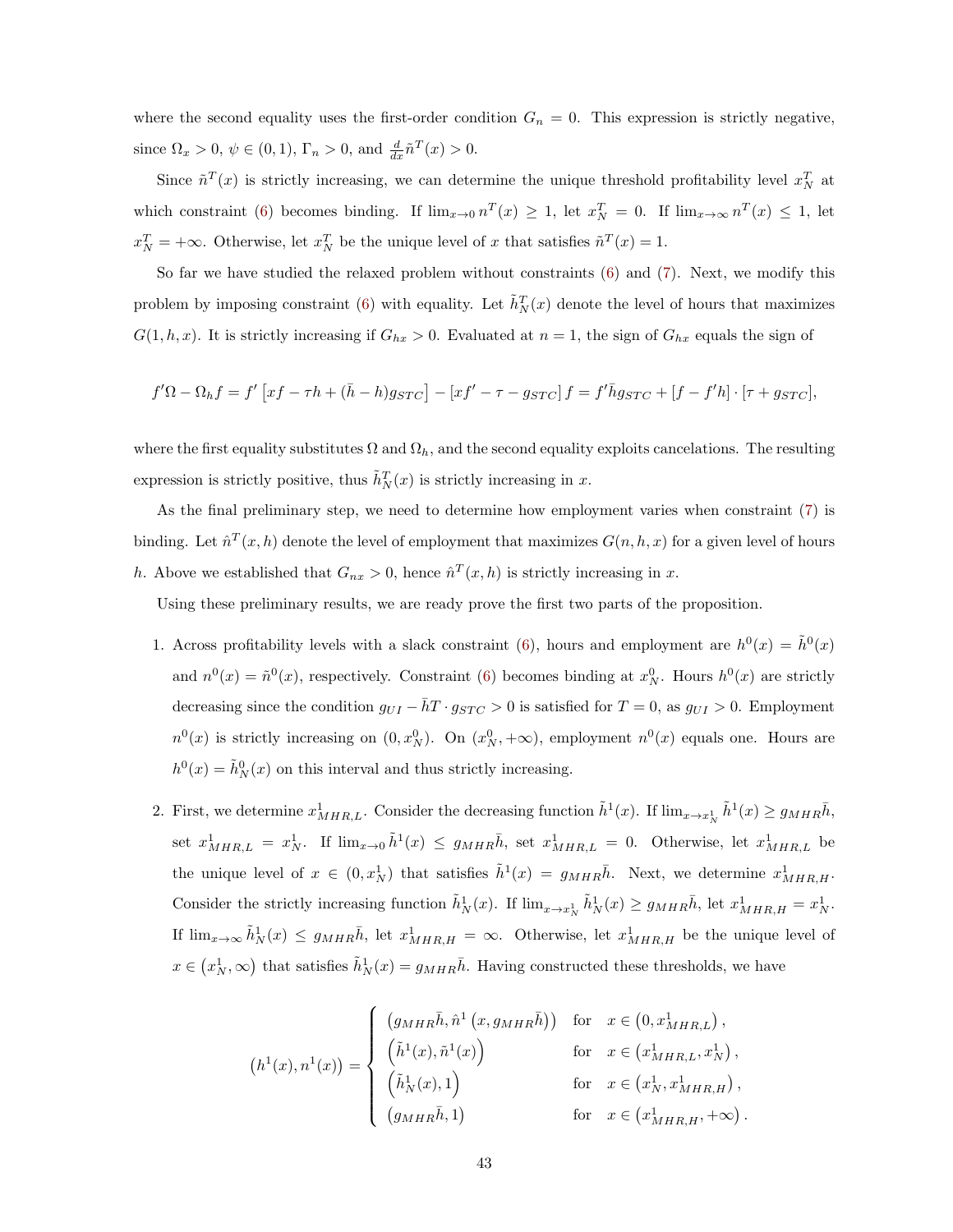where the second equality uses the first-order condition $G_n = 0$. This expression is strictly negative, since $\Omega_x > 0$, $\psi \in (0,1)$, $\Gamma_n > 0$, and $\frac{d}{dx}\tilde{n}^T(x) > 0$.

Since $\tilde{n}^T(x)$ is strictly increasing, we can determine the unique threshold profitability level $x_N^T$ at which constraint (6) becomes binding. If $\lim_{x\to 0} n^T(x) \geq 1$, let $x_N^T = 0$. If $\lim_{x\to\infty} n^T(x) \leq 1$, let $x_N^T = +\infty$. Otherwise, let $x_N^T$ be the unique level of $x$ that satisfies $\tilde{n}^T(x) = 1$.

So far we have studied the relaxed problem without constraints (6) and (7). Next, we modify this problem by imposing constraint (6) with equality. Let $\tilde{h}_N^T(x)$ denote the level of hours that maximizes $G(1, h, x)$. It is strictly increasing if $G_{hx} > 0$. Evaluated at $n = 1$, the sign of $G_{hx}$ equals the sign of

$$f'\Omega - \Omega_h f = f'\left[xf - \tau h + (\bar{h} - h)g_{STC}\right] - \left[xf' - \tau - g_{STC}\right]f = f'\bar{h}g_{STC} + [f - f'h]\cdot[\tau + g_{STC}],$$

where the first equality substitutes $\Omega$ and $\Omega_h$, and the second equality exploits cancelations. The resulting expression is strictly positive, thus $\tilde{h}_N^T(x)$ is strictly increasing in $x$.

As the final preliminary step, we need to determine how employment varies when constraint (7) is binding. Let $\hat{n}^T(x, h)$ denote the level of employment that maximizes $G(n, h, x)$ for a given level of hours $h$. Above we established that $G_{nx} > 0$, hence $\hat{n}^T(x, h)$ is strictly increasing in $x$.

Using these preliminary results, we are ready prove the first two parts of the proposition.

1. Across profitability levels with a slack constraint (6), hours and employment are $h^0(x) = \tilde{h}^0(x)$ and $n^0(x) = \tilde{n}^0(x)$, respectively. Constraint (6) becomes binding at $x_N^0$. Hours $h^0(x)$ are strictly decreasing since the condition $g_{UI} - \bar{h}T \cdot g_{STC} > 0$ is satisfied for $T = 0$, as $g_{UI} > 0$. Employment $n^0(x)$ is strictly increasing on $(0, x_N^0)$. On $(x_N^0, +\infty)$, employment $n^0(x)$ equals one. Hours are $h^0(x) = \tilde{h}_N^0(x)$ on this interval and thus strictly increasing.

2. First, we determine $x^1_{MHR,L}$. Consider the decreasing function $\tilde{h}^1(x)$. If $\lim_{x\to x_N^1} \tilde{h}^1(x) \geq g_{MHR}\bar{h}$, set $x^1_{MHR,L} = x_N^1$. If $\lim_{x\to 0} \tilde{h}^1(x) \leq g_{MHR}\bar{h}$, set $x^1_{MHR,L} = 0$. Otherwise, let $x^1_{MHR,L}$ be the unique level of $x \in (0, x_N^1)$ that satisfies $\tilde{h}^1(x) = g_{MHR}\bar{h}$. Next, we determine $x^1_{MHR,H}$. Consider the strictly increasing function $\tilde{h}_N^1(x)$. If $\lim_{x\to x_N^1} \tilde{h}_N^1(x) \geq g_{MHR}\bar{h}$, let $x^1_{MHR,H} = x_N^1$. If $\lim_{x\to\infty} \tilde{h}_N^1(x) \leq g_{MHR}\bar{h}$, let $x^1_{MHR,H} = \infty$. Otherwise, let $x^1_{MHR,H}$ be the unique level of $x \in (x_N^1, \infty)$ that satisfies $\tilde{h}_N^1(x) = g_{MHR}\bar{h}$. Having constructed these thresholds, we have

$$\left(h^1(x), n^1(x)\right) = \begin{cases} \left(g_{MHR}\bar{h}, \hat{n}^1\left(x, g_{MHR}\bar{h}\right)\right) & \text{for} \quad x \in \left(0, x^1_{MHR,L}\right), \\ \left(\tilde{h}^1(x), \tilde{n}^1(x)\right) & \text{for} \quad x \in \left(x^1_{MHR,L}, x_N^1\right), \\ \left(\tilde{h}_N^1(x), 1\right) & \text{for} \quad x \in \left(x_N^1, x^1_{MHR,H}\right), \\ \left(g_{MHR}\bar{h}, 1\right) & \text{for} \quad x \in \left(x^1_{MHR,H}, +\infty\right). \end{cases}$$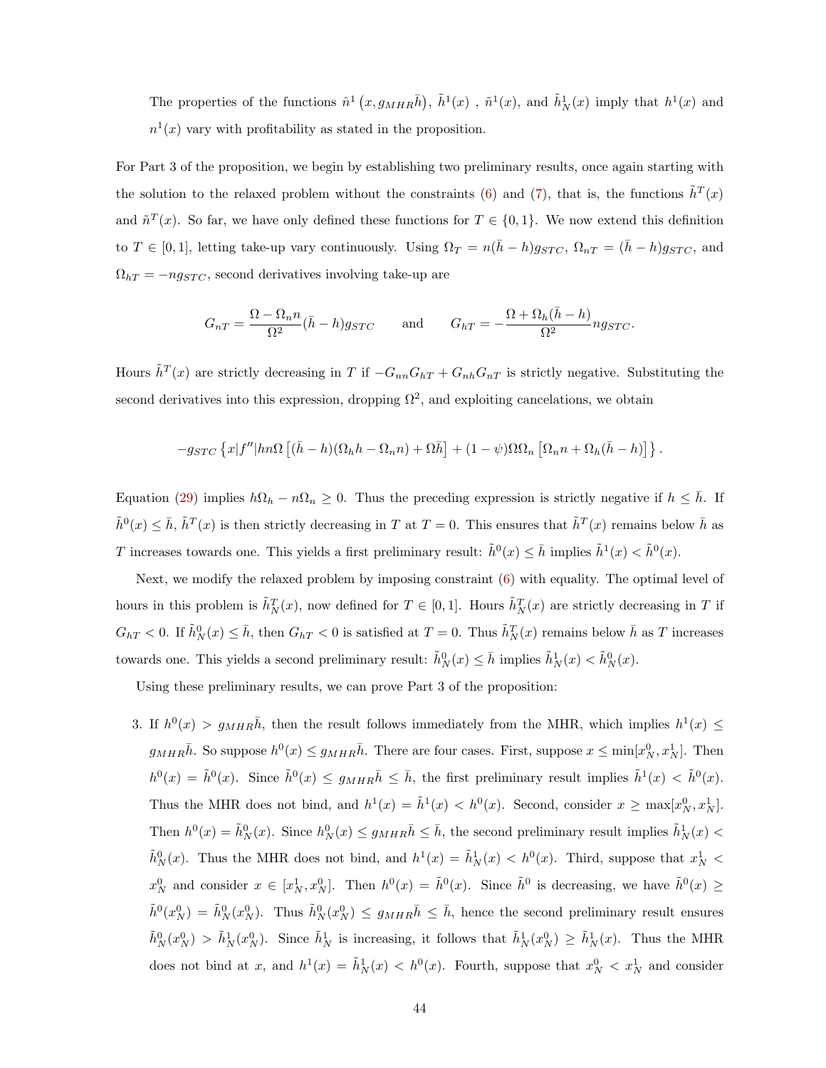The properties of the functions $\hat{n}^1\left(x, g_{MHR}\bar{h}\right)$, $\tilde{h}^1(x)$ , $\tilde{n}^1(x)$, and $\tilde{h}_N^1(x)$ imply that $h^1(x)$ and $n^1(x)$ vary with profitability as stated in the proposition.

For Part 3 of the proposition, we begin by establishing two preliminary results, once again starting with the solution to the relaxed problem without the constraints (6) and (7), that is, the functions $\tilde{h}^T(x)$ and $\tilde{n}^T(x)$. So far, we have only defined these functions for $T \in \{0, 1\}$. We now extend this definition to $T \in [0, 1]$, letting take-up vary continuously. Using $\Omega_T = n(\bar{h} - h)g_{STC}$, $\Omega_{nT} = (\bar{h} - h)g_{STC}$, and $\Omega_{hT} = -ng_{STC}$, second derivatives involving take-up are

$$G_{nT} = \frac{\Omega - \Omega_n n}{\Omega^2}(\bar{h} - h)g_{STC} \qquad \text{and} \qquad G_{hT} = -\frac{\Omega + \Omega_h(\bar{h} - h)}{\Omega^2} n g_{STC}.$$

Hours $\tilde{h}^T(x)$ are strictly decreasing in $T$ if $-G_{nn}G_{hT} + G_{nh}G_{nT}$ is strictly negative. Substituting the second derivatives into this expression, dropping $\Omega^2$, and exploiting cancelations, we obtain

$$-g_{STC}\left\{x|f''|hn\Omega\left[(\bar{h} - h)(\Omega_h h - \Omega_n n) + \Omega\bar{h}\right] + (1 - \psi)\Omega\Omega_n\left[\Omega_n n + \Omega_h(\bar{h} - h)\right]\right\}.$$

Equation (29) implies $h\Omega_h - n\Omega_n \geq 0$. Thus the preceding expression is strictly negative if $h \leq \bar{h}$. If $\tilde{h}^0(x) \leq \bar{h}$, $\tilde{h}^T(x)$ is then strictly decreasing in $T$ at $T = 0$. This ensures that $\tilde{h}^T(x)$ remains below $\bar{h}$ as $T$ increases towards one. This yields a first preliminary result: $\tilde{h}^0(x) \leq \bar{h}$ implies $\tilde{h}^1(x) < \tilde{h}^0(x)$.

Next, we modify the relaxed problem by imposing constraint (6) with equality. The optimal level of hours in this problem is $\tilde{h}_N^T(x)$, now defined for $T \in [0, 1]$. Hours $\tilde{h}_N^T(x)$ are strictly decreasing in $T$ if $G_{hT} < 0$. If $\tilde{h}_N^0(x) \leq \bar{h}$, then $G_{hT} < 0$ is satisfied at $T = 0$. Thus $\tilde{h}_N^T(x)$ remains below $\bar{h}$ as $T$ increases towards one. This yields a second preliminary result: $\tilde{h}_N^0(x) \leq \bar{h}$ implies $\tilde{h}_N^1(x) < \tilde{h}_N^0(x)$.

Using these preliminary results, we can prove Part 3 of the proposition:

3. If $h^0(x) > g_{MHR}\bar{h}$, then the result follows immediately from the MHR, which implies $h^1(x) \leq g_{MHR}\bar{h}$. So suppose $h^0(x) \leq g_{MHR}\bar{h}$. There are four cases. First, suppose $x \leq \min[x_N^0, x_N^1]$. Then $h^0(x) = \tilde{h}^0(x)$. Since $\tilde{h}^0(x) \leq g_{MHR}\bar{h} \leq \bar{h}$, the first preliminary result implies $\tilde{h}^1(x) < \tilde{h}^0(x)$. Thus the MHR does not bind, and $h^1(x) = \tilde{h}^1(x) < h^0(x)$. Second, consider $x \geq \max[x_N^0, x_N^1]$. Then $h^0(x) = \tilde{h}_N^0(x)$. Since $h_N^0(x) \leq g_{MHR}\bar{h} \leq \bar{h}$, the second preliminary result implies $\tilde{h}_N^1(x) < \tilde{h}_N^0(x)$. Thus the MHR does not bind, and $h^1(x) = \tilde{h}_N^1(x) < h^0(x)$. Third, suppose that $x_N^1 < x_N^0$ and consider $x \in [x_N^1, x_N^0]$. Then $h^0(x) = \tilde{h}^0(x)$. Since $\tilde{h}^0$ is decreasing, we have $\tilde{h}^0(x) \geq \tilde{h}^0(x_N^0) = \tilde{h}_N^0(x_N^0)$. Thus $\tilde{h}_N^0(x_N^0) \leq g_{MHR}\bar{h} \leq \bar{h}$, hence the second preliminary result ensures $\tilde{h}_N^0(x_N^0) > \tilde{h}_N^1(x_N^0)$. Since $\tilde{h}_N^1$ is increasing, it follows that $\tilde{h}_N^1(x_N^0) \geq \tilde{h}_N^1(x)$. Thus the MHR does not bind at $x$, and $h^1(x) = \tilde{h}_N^1(x) < h^0(x)$. Fourth, suppose that $x_N^0 < x_N^1$ and consider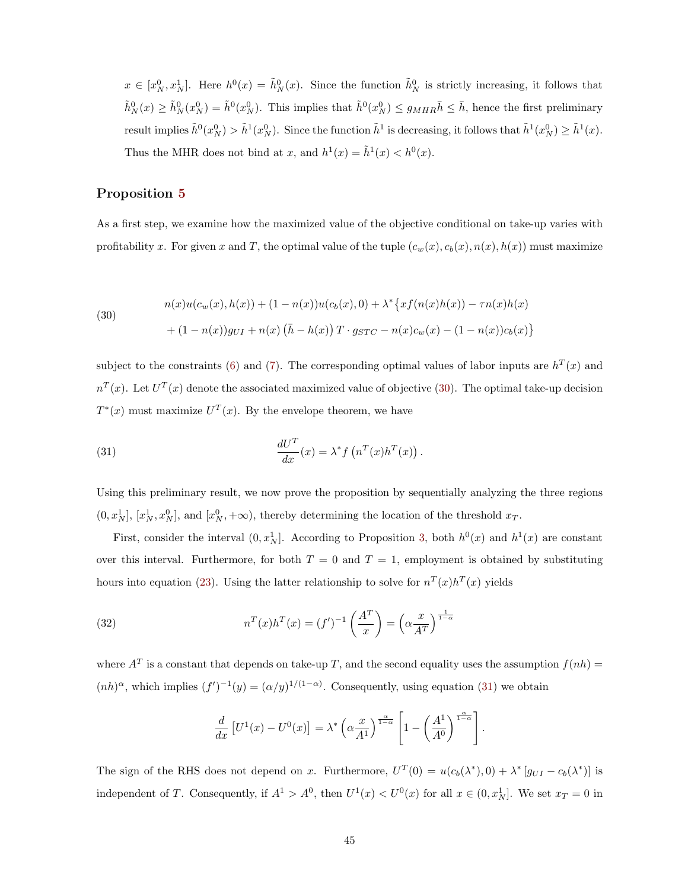$x \in [x_N^0, x_N^1]$. Here $h^0(x) = \tilde{h}_N^0(x)$. Since the function $\tilde{h}_N^0$ is strictly increasing, it follows that $\tilde{h}_N^0(x) \geq \tilde{h}_N^0(x_N^0) = \tilde{h}^0(x_N^0)$. This implies that $\tilde{h}^0(x_N^0) \leq g_{MHR}\bar{h} \leq \bar{h}$, hence the first preliminary result implies $\tilde{h}^0(x_N^0) > \tilde{h}^1(x_N^0)$. Since the function $\tilde{h}^1$ is decreasing, it follows that $\tilde{h}^1(x_N^0) \geq \tilde{h}^1(x)$. Thus the MHR does not bind at $x$, and $h^1(x) = \tilde{h}^1(x) < h^0(x)$.

## Proposition 5

As a first step, we examine how the maximized value of the objective conditional on take-up varies with profitability $x$. For given $x$ and $T$, the optimal value of the tuple $(c_w(x), c_b(x), n(x), h(x))$ must maximize

$$
\begin{aligned}
(30) \qquad & n(x)u(c_w(x), h(x)) + (1 - n(x))u(c_b(x), 0) + \lambda^* \{ x f(n(x)h(x)) - \tau n(x)h(x) \\
& + (1 - n(x))g_{UI} + n(x)\left(\bar{h} - h(x)\right) T \cdot g_{STC} - n(x)c_w(x) - (1 - n(x))c_b(x) \}
\end{aligned}
$$

subject to the constraints (6) and (7). The corresponding optimal values of labor inputs are $h^T(x)$ and $n^T(x)$. Let $U^T(x)$ denote the associated maximized value of objective (30). The optimal take-up decision $T^*(x)$ must maximize $U^T(x)$. By the envelope theorem, we have

$$
(31) \qquad \frac{dU^T}{dx}(x) = \lambda^* f\left(n^T(x)h^T(x)\right).
$$

Using this preliminary result, we now prove the proposition by sequentially analyzing the three regions $(0, x_N^1]$, $[x_N^1, x_N^0]$, and $[x_N^0, +\infty)$, thereby determining the location of the threshold $x_T$.

First, consider the interval $(0, x_N^1]$. According to Proposition 3, both $h^0(x)$ and $h^1(x)$ are constant over this interval. Furthermore, for both $T = 0$ and $T = 1$, employment is obtained by substituting hours into equation (23). Using the latter relationship to solve for $n^T(x)h^T(x)$ yields

$$
(32) \qquad n^T(x)h^T(x) = (f')^{-1}\left(\frac{A^T}{x}\right) = \left(\alpha \frac{x}{A^T}\right)^{\frac{1}{1-\alpha}}
$$

where $A^T$ is a constant that depends on take-up $T$, and the second equality uses the assumption $f(nh) = (nh)^\alpha$, which implies $(f')^{-1}(y) = (\alpha/y)^{1/(1-\alpha)}$. Consequently, using equation (31) we obtain

$$
\frac{d}{dx}\left[U^1(x) - U^0(x)\right] = \lambda^* \left(\alpha \frac{x}{A^1}\right)^{\frac{\alpha}{1-\alpha}} \left[1 - \left(\frac{A^1}{A^0}\right)^{\frac{\alpha}{1-\alpha}}\right].
$$

The sign of the RHS does not depend on $x$. Furthermore, $U^T(0) = u(c_b(\lambda^*), 0) + \lambda^* [g_{UI} - c_b(\lambda^*)]$ is independent of $T$. Consequently, if $A^1 > A^0$, then $U^1(x) < U^0(x)$ for all $x \in (0, x_N^1]$. We set $x_T = 0$ in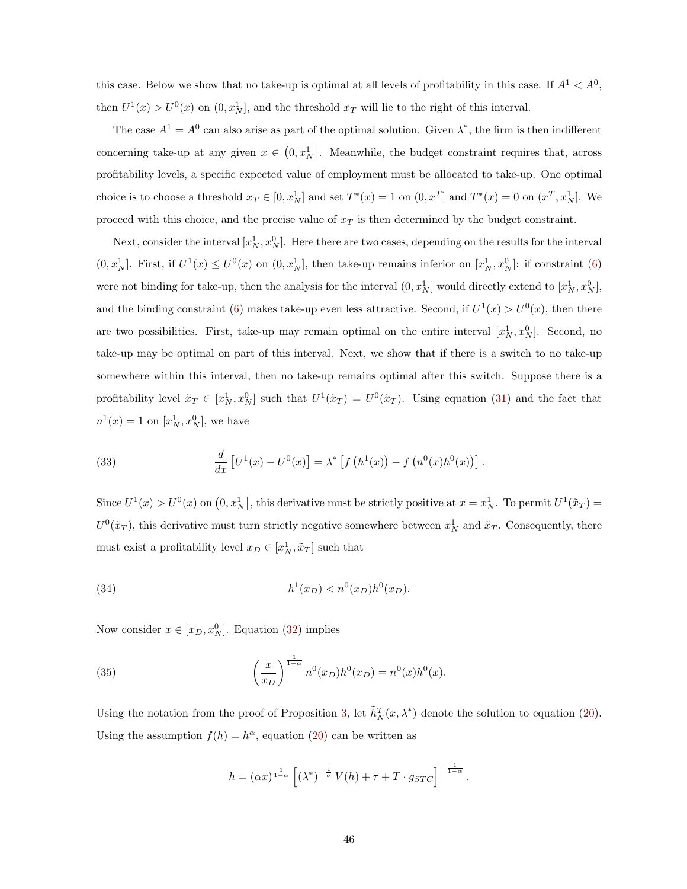this case. Below we show that no take-up is optimal at all levels of profitability in this case. If $A^1 < A^0$, then $U^1(x) > U^0(x)$ on $(0, x_N^1]$, and the threshold $x_T$ will lie to the right of this interval.

The case $A^1 = A^0$ can also arise as part of the optimal solution. Given $\lambda^*$, the firm is then indifferent concerning take-up at any given $x \in (0, x_N^1]$. Meanwhile, the budget constraint requires that, across profitability levels, a specific expected value of employment must be allocated to take-up. One optimal choice is to choose a threshold $x_T \in [0, x_N^1]$ and set $T^*(x) = 1$ on $(0, x^T]$ and $T^*(x) = 0$ on $(x^T, x_N^1]$. We proceed with this choice, and the precise value of $x_T$ is then determined by the budget constraint.

Next, consider the interval $[x_N^1, x_N^0]$. Here there are two cases, depending on the results for the interval $(0, x_N^1]$. First, if $U^1(x) \leq U^0(x)$ on $(0, x_N^1]$, then take-up remains inferior on $[x_N^1, x_N^0]$: if constraint (6) were not binding for take-up, then the analysis for the interval $(0, x_N^1]$ would directly extend to $[x_N^1, x_N^0]$, and the binding constraint (6) makes take-up even less attractive. Second, if $U^1(x) > U^0(x)$, then there are two possibilities. First, take-up may remain optimal on the entire interval $[x_N^1, x_N^0]$. Second, no take-up may be optimal on part of this interval. Next, we show that if there is a switch to no take-up somewhere within this interval, then no take-up remains optimal after this switch. Suppose there is a profitability level $\tilde{x}_T \in [x_N^1, x_N^0]$ such that $U^1(\tilde{x}_T) = U^0(\tilde{x}_T)$. Using equation (31) and the fact that $n^1(x) = 1$ on $[x_N^1, x_N^0]$, we have

$$\frac{d}{dx}\left[U^1(x) - U^0(x)\right] = \lambda^* \left[f\left(h^1(x)\right) - f\left(n^0(x)h^0(x)\right)\right]. \tag{33}$$

Since $U^1(x) > U^0(x)$ on $(0, x_N^1]$, this derivative must be strictly positive at $x = x_N^1$. To permit $U^1(\tilde{x}_T) = U^0(\tilde{x}_T)$, this derivative must turn strictly negative somewhere between $x_N^1$ and $\tilde{x}_T$. Consequently, there must exist a profitability level $x_D \in [x_N^1, \tilde{x}_T]$ such that

$$h^1(x_D) < n^0(x_D)h^0(x_D). \tag{34}$$

Now consider $x \in [x_D, x_N^0]$. Equation (32) implies

$$\left(\frac{x}{x_D}\right)^{\frac{1}{1-\alpha}} n^0(x_D)h^0(x_D) = n^0(x)h^0(x). \tag{35}$$

Using the notation from the proof of Proposition 3, let $\tilde{h}_N^T(x, \lambda^*)$ denote the solution to equation (20). Using the assumption $f(h) = h^\alpha$, equation (20) can be written as

$$h = (\alpha x)^{\frac{1}{1-\alpha}} \left[(\lambda^*)^{-\frac{1}{\sigma}} V(h) + \tau + T \cdot g_{STC}\right]^{-\frac{1}{1-\alpha}}.$$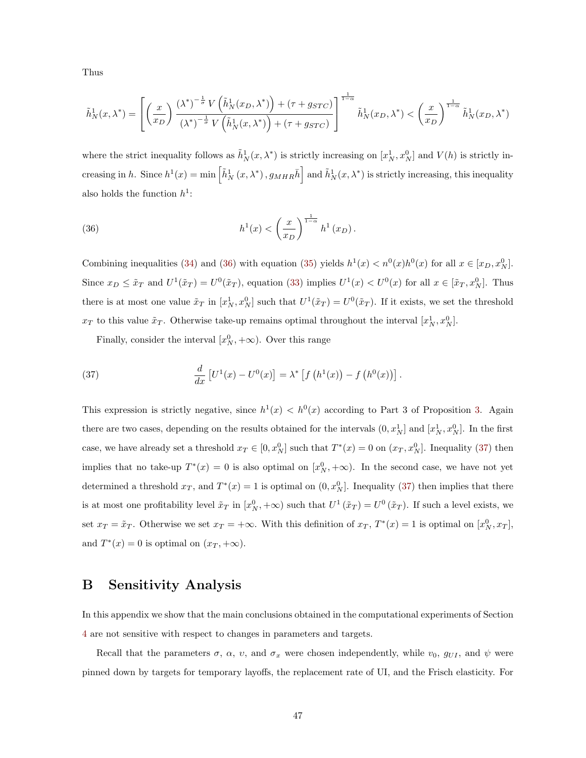Thus

$$\tilde{h}_N^1(x,\lambda^*) = \left[ \left(\frac{x}{x_D}\right) \frac{(\lambda^*)^{-\frac{1}{\sigma}} V\left(\tilde{h}_N^1(x_D,\lambda^*)\right) + (\tau + g_{STC})}{(\lambda^*)^{-\frac{1}{\sigma}} V\left(\tilde{h}_N^1(x,\lambda^*)\right) + (\tau + g_{STC})} \right]^{\frac{1}{1-\alpha}} \tilde{h}_N^1(x_D,\lambda^*) < \left(\frac{x}{x_D}\right)^{\frac{1}{1-\alpha}} \tilde{h}_N^1(x_D,\lambda^*)$$

where the strict inequality follows as $\tilde{h}_N^1(x,\lambda^*)$ is strictly increasing on $[x_N^1, x_N^0]$ and $V(h)$ is strictly increasing in $h$. Since $h^1(x) = \min\left[\tilde{h}_N^1(x,\lambda^*), g_{MHR}\bar{h}\right]$ and $\tilde{h}_N^1(x,\lambda^*)$ is strictly increasing, this inequality also holds the function $h^1$:

$$h^1(x) < \left(\frac{x}{x_D}\right)^{\frac{1}{1-\alpha}} h^1(x_D). \tag{36}$$

Combining inequalities (34) and (36) with equation (35) yields $h^1(x) < n^0(x)h^0(x)$ for all $x \in [x_D, x_N^0]$. Since $x_D \leq \tilde{x}_T$ and $U^1(\tilde{x}_T) = U^0(\tilde{x}_T)$, equation (33) implies $U^1(x) < U^0(x)$ for all $x \in [\tilde{x}_T, x_N^0]$. Thus there is at most one value $\tilde{x}_T$ in $[x_N^1, x_N^0]$ such that $U^1(\tilde{x}_T) = U^0(\tilde{x}_T)$. If it exists, we set the threshold $x_T$ to this value $\tilde{x}_T$. Otherwise take-up remains optimal throughout the interval $[x_N^1, x_N^0]$.

Finally, consider the interval $[x_N^0, +\infty)$. Over this range

$$\frac{d}{dx}\left[U^1(x) - U^0(x)\right] = \lambda^*\left[f\left(h^1(x)\right) - f\left(h^0(x)\right)\right]. \tag{37}$$

This expression is strictly negative, since $h^1(x) < h^0(x)$ according to Part 3 of Proposition 3. Again there are two cases, depending on the results obtained for the intervals $(0, x_N^1]$ and $[x_N^1, x_N^0]$. In the first case, we have already set a threshold $x_T \in [0, x_N^0]$ such that $T^*(x) = 0$ on $(x_T, x_N^0]$. Inequality (37) then implies that no take-up $T^*(x) = 0$ is also optimal on $[x_N^0, +\infty)$. In the second case, we have not yet determined a threshold $x_T$, and $T^*(x) = 1$ is optimal on $(0, x_N^0]$. Inequality (37) then implies that there is at most one profitability level $\tilde{x}_T$ in $[x_N^0, +\infty)$ such that $U^1(\tilde{x}_T) = U^0(\tilde{x}_T)$. If such a level exists, we set $x_T = \tilde{x}_T$. Otherwise we set $x_T = +\infty$. With this definition of $x_T$, $T^*(x) = 1$ is optimal on $[x_N^0, x_T]$, and $T^*(x) = 0$ is optimal on $(x_T, +\infty)$.

# B Sensitivity Analysis

In this appendix we show that the main conclusions obtained in the computational experiments of Section 4 are not sensitive with respect to changes in parameters and targets.

Recall that the parameters $\sigma$, $\alpha$, $\upsilon$, and $\sigma_x$ were chosen independently, while $v_0$, $g_{UI}$, and $\psi$ were pinned down by targets for temporary layoffs, the replacement rate of UI, and the Frisch elasticity. For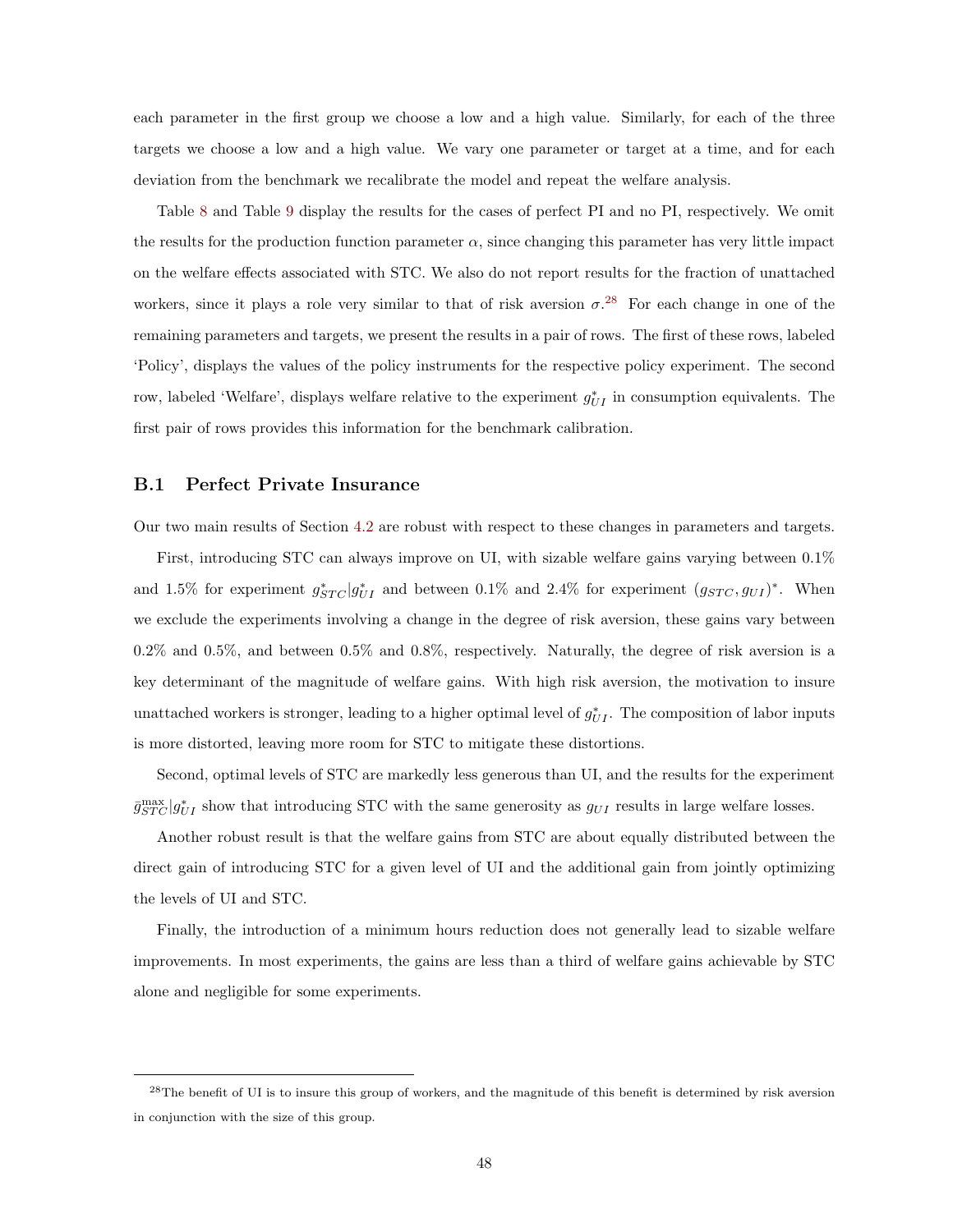each parameter in the first group we choose a low and a high value. Similarly, for each of the three targets we choose a low and a high value. We vary one parameter or target at a time, and for each deviation from the benchmark we recalibrate the model and repeat the welfare analysis.

Table 8 and Table 9 display the results for the cases of perfect PI and no PI, respectively. We omit the results for the production function parameter $\alpha$, since changing this parameter has very little impact on the welfare effects associated with STC. We also do not report results for the fraction of unattached workers, since it plays a role very similar to that of risk aversion $\sigma$.[28] For each change in one of the remaining parameters and targets, we present the results in a pair of rows. The first of these rows, labeled 'Policy', displays the values of the policy instruments for the respective policy experiment. The second row, labeled 'Welfare', displays welfare relative to the experiment $g^*_{UI}$ in consumption equivalents. The first pair of rows provides this information for the benchmark calibration.

## B.1 Perfect Private Insurance

Our two main results of Section 4.2 are robust with respect to these changes in parameters and targets.

First, introducing STC can always improve on UI, with sizable welfare gains varying between 0.1% and 1.5% for experiment $g^*_{STC}|g^*_{UI}$ and between 0.1% and 2.4% for experiment $(g_{STC}, g_{UI})^*$. When we exclude the experiments involving a change in the degree of risk aversion, these gains vary between 0.2% and 0.5%, and between 0.5% and 0.8%, respectively. Naturally, the degree of risk aversion is a key determinant of the magnitude of welfare gains. With high risk aversion, the motivation to insure unattached workers is stronger, leading to a higher optimal level of $g^*_{UI}$. The composition of labor inputs is more distorted, leaving more room for STC to mitigate these distortions.

Second, optimal levels of STC are markedly less generous than UI, and the results for the experiment $\bar{g}^{\max}_{STC}|g^*_{UI}$ show that introducing STC with the same generosity as $g_{UI}$ results in large welfare losses.

Another robust result is that the welfare gains from STC are about equally distributed between the direct gain of introducing STC for a given level of UI and the additional gain from jointly optimizing the levels of UI and STC.

Finally, the introduction of a minimum hours reduction does not generally lead to sizable welfare improvements. In most experiments, the gains are less than a third of welfare gains achievable by STC alone and negligible for some experiments.

[28] The benefit of UI is to insure this group of workers, and the magnitude of this benefit is determined by risk aversion in conjunction with the size of this group.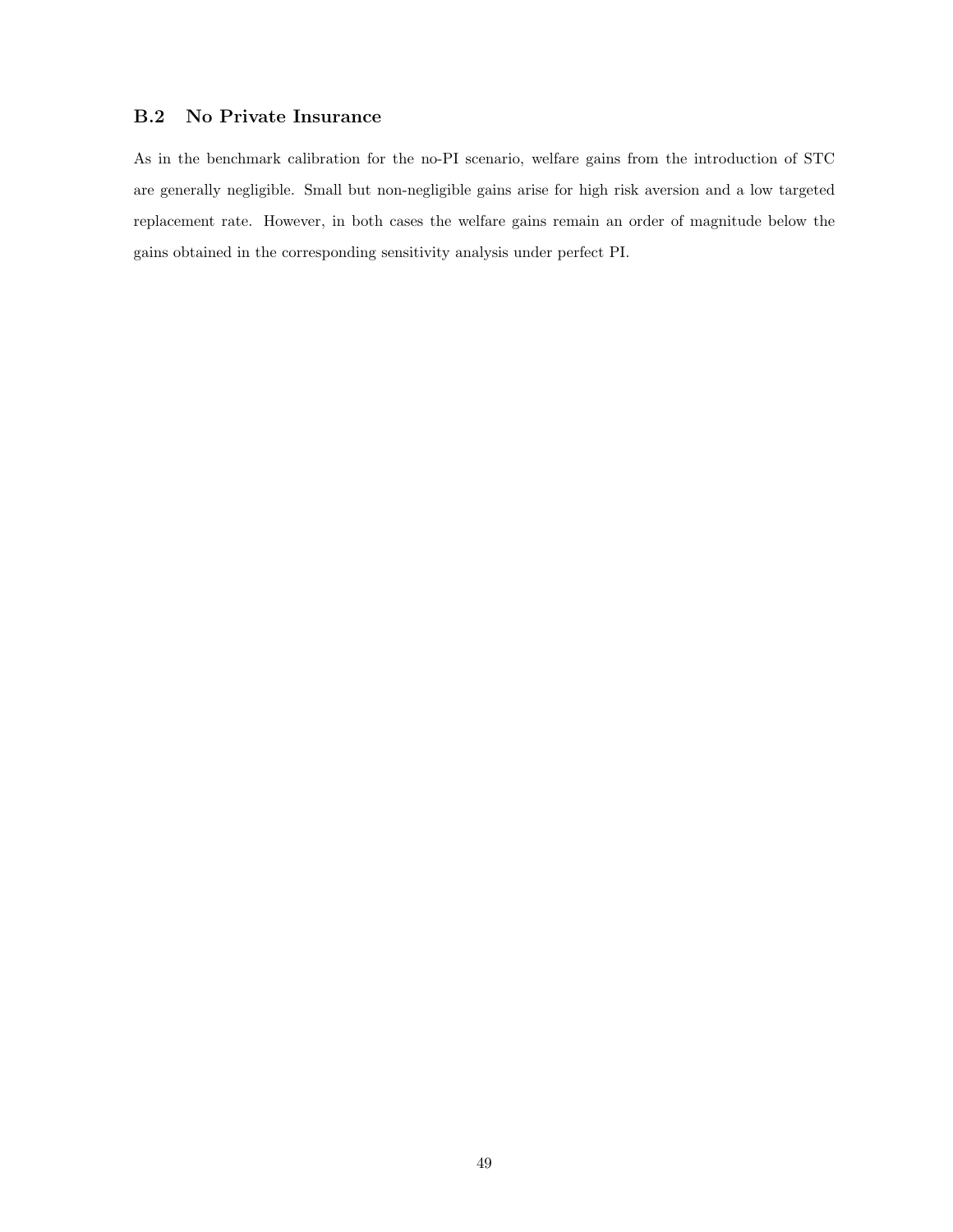### B.2 No Private Insurance

As in the benchmark calibration for the no-PI scenario, welfare gains from the introduction of STC are generally negligible. Small but non-negligible gains arise for high risk aversion and a low targeted replacement rate. However, in both cases the welfare gains remain an order of magnitude below the gains obtained in the corresponding sensitivity analysis under perfect PI.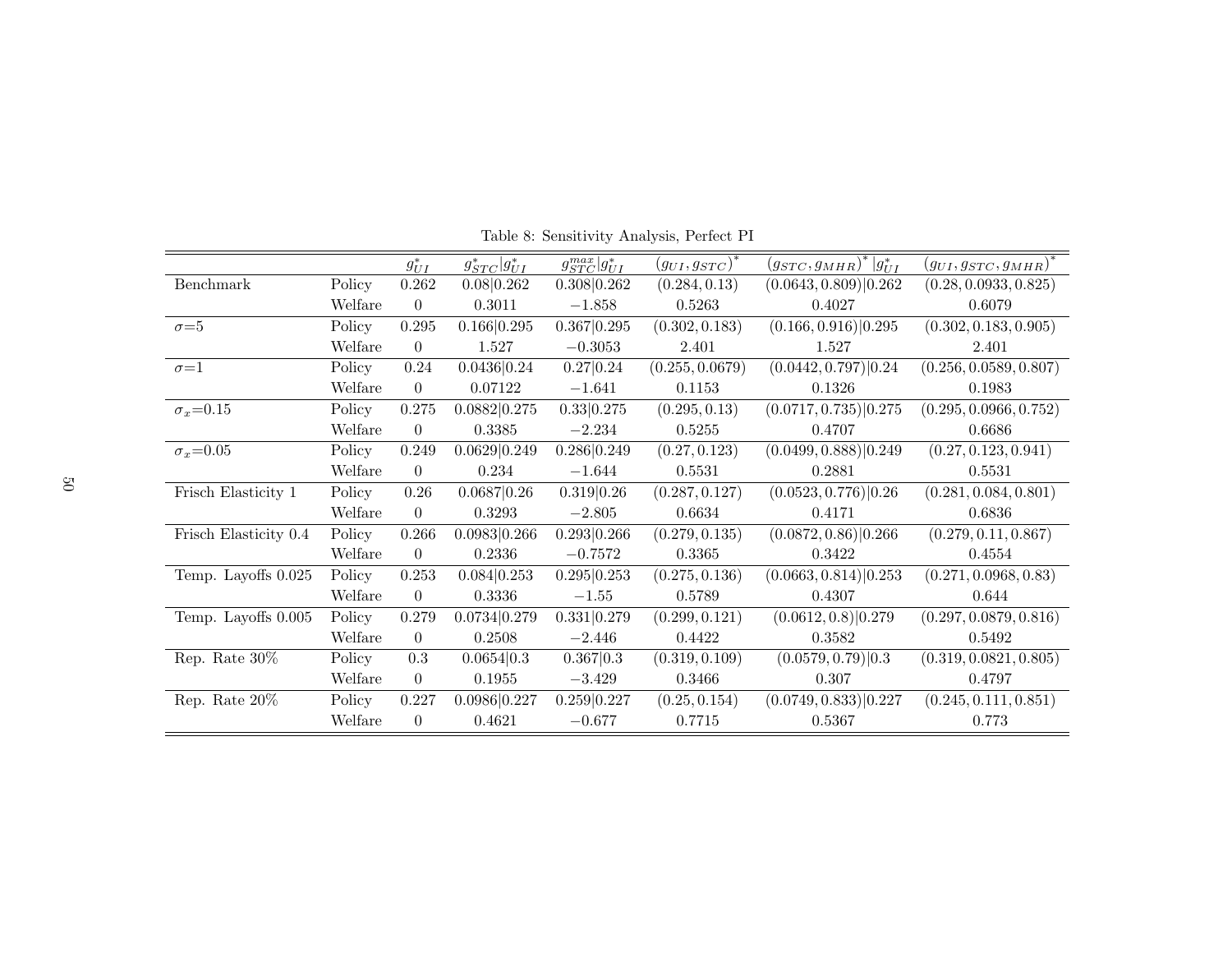Table 8: Sensitivity Analysis, Perfect PI

| | | $g_{UI}^*$ | $g_{STC}^*\|g_{UI}^*$ | $g_{STC}^{max}\|g_{UI}^*$ | $(g_{UI}, g_{STC})^*$ | $(g_{STC}, g_{MHR})^*\|g_{UI}^*$ | $(g_{UI}, g_{STC}, g_{MHR})^*$ |
|---|---|---|---|---|---|---|---|
| Benchmark | Policy | 0.262 | 0.08\|0.262 | 0.308\|0.262 | (0.284, 0.13) | (0.0643, 0.809)\|0.262 | (0.28, 0.0933, 0.825) |
| | Welfare | 0 | 0.3011 | −1.858 | 0.5263 | 0.4027 | 0.6079 |
| $\sigma$=5 | Policy | 0.295 | 0.166\|0.295 | 0.367\|0.295 | (0.302, 0.183) | (0.166, 0.916)\|0.295 | (0.302, 0.183, 0.905) |
| | Welfare | 0 | 1.527 | −0.3053 | 2.401 | 1.527 | 2.401 |
| $\sigma$=1 | Policy | 0.24 | 0.0436\|0.24 | 0.27\|0.24 | (0.255, 0.0679) | (0.0442, 0.797)\|0.24 | (0.256, 0.0589, 0.807) |
| | Welfare | 0 | 0.07122 | −1.641 | 0.1153 | 0.1326 | 0.1983 |
| $\sigma_x$=0.15 | Policy | 0.275 | 0.0882\|0.275 | 0.33\|0.275 | (0.295, 0.13) | (0.0717, 0.735)\|0.275 | (0.295, 0.0966, 0.752) |
| | Welfare | 0 | 0.3385 | −2.234 | 0.5255 | 0.4707 | 0.6686 |
| $\sigma_x$=0.05 | Policy | 0.249 | 0.0629\|0.249 | 0.286\|0.249 | (0.27, 0.123) | (0.0499, 0.888)\|0.249 | (0.27, 0.123, 0.941) |
| | Welfare | 0 | 0.234 | −1.644 | 0.5531 | 0.2881 | 0.5531 |
| Frisch Elasticity 1 | Policy | 0.26 | 0.0687\|0.26 | 0.319\|0.26 | (0.287, 0.127) | (0.0523, 0.776)\|0.26 | (0.281, 0.084, 0.801) |
| | Welfare | 0 | 0.3293 | −2.805 | 0.6634 | 0.4171 | 0.6836 |
| Frisch Elasticity 0.4 | Policy | 0.266 | 0.0983\|0.266 | 0.293\|0.266 | (0.279, 0.135) | (0.0872, 0.86)\|0.266 | (0.279, 0.11, 0.867) |
| | Welfare | 0 | 0.2336 | −0.7572 | 0.3365 | 0.3422 | 0.4554 |
| Temp. Layoffs 0.025 | Policy | 0.253 | 0.084\|0.253 | 0.295\|0.253 | (0.275, 0.136) | (0.0663, 0.814)\|0.253 | (0.271, 0.0968, 0.83) |
| | Welfare | 0 | 0.3336 | −1.55 | 0.5789 | 0.4307 | 0.644 |
| Temp. Layoffs 0.005 | Policy | 0.279 | 0.0734\|0.279 | 0.331\|0.279 | (0.299, 0.121) | (0.0612, 0.8)\|0.279 | (0.297, 0.0879, 0.816) |
| | Welfare | 0 | 0.2508 | −2.446 | 0.4422 | 0.3582 | 0.5492 |
| Rep. Rate 30% | Policy | 0.3 | 0.0654\|0.3 | 0.367\|0.3 | (0.319, 0.109) | (0.0579, 0.79)\|0.3 | (0.319, 0.0821, 0.805) |
| | Welfare | 0 | 0.1955 | −3.429 | 0.3466 | 0.307 | 0.4797 |
| Rep. Rate 20% | Policy | 0.227 | 0.0986\|0.227 | 0.259\|0.227 | (0.25, 0.154) | (0.0749, 0.833)\|0.227 | (0.245, 0.111, 0.851) |
| | Welfare | 0 | 0.4621 | −0.677 | 0.7715 | 0.5367 | 0.773 |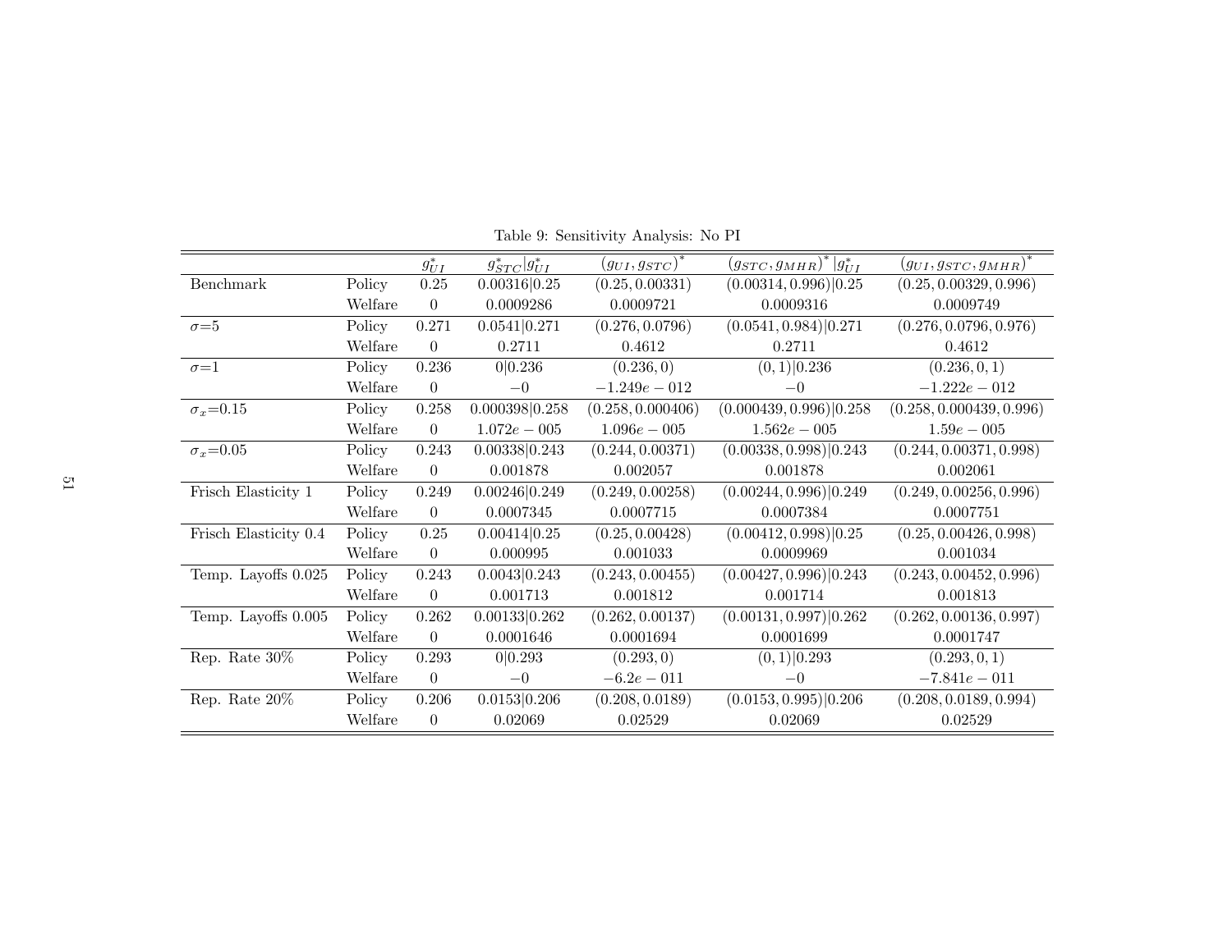Table 9: Sensitivity Analysis: No PI

| | | $g^*_{UI}$ | $g^*_{STC} \mid g^*_{UI}$ | $(g_{UI}, g_{STC})^*$ | $(g_{STC}, g_{MHR})^* \mid g^*_{UI}$ | $(g_{UI}, g_{STC}, g_{MHR})^*$ |
|---|---|---|---|---|---|---|
| Benchmark | Policy | 0.25 | 0.00316\|0.25 | (0.25, 0.00331) | (0.00314, 0.996)\|0.25 | (0.25, 0.00329, 0.996) |
| | Welfare | 0 | 0.0009286 | 0.0009721 | 0.0009316 | 0.0009749 |
| $\sigma$=5 | Policy | 0.271 | 0.0541\|0.271 | (0.276, 0.0796) | (0.0541, 0.984)\|0.271 | (0.276, 0.0796, 0.976) |
| | Welfare | 0 | 0.2711 | 0.4612 | 0.2711 | 0.4612 |
| $\sigma$=1 | Policy | 0.236 | 0\|0.236 | (0.236, 0) | (0, 1)\|0.236 | (0.236, 0, 1) |
| | Welfare | 0 | $-0$ | $-1.249e-012$ | $-0$ | $-1.222e-012$ |
| $\sigma_x$=0.15 | Policy | 0.258 | 0.000398\|0.258 | (0.258, 0.000406) | (0.000439, 0.996)\|0.258 | (0.258, 0.000439, 0.996) |
| | Welfare | 0 | $1.072e-005$ | $1.096e-005$ | $1.562e-005$ | $1.59e-005$ |
| $\sigma_x$=0.05 | Policy | 0.243 | 0.00338\|0.243 | (0.244, 0.00371) | (0.00338, 0.998)\|0.243 | (0.244, 0.00371, 0.998) |
| | Welfare | 0 | 0.001878 | 0.002057 | 0.001878 | 0.002061 |
| Frisch Elasticity 1 | Policy | 0.249 | 0.00246\|0.249 | (0.249, 0.00258) | (0.00244, 0.996)\|0.249 | (0.249, 0.00256, 0.996) |
| | Welfare | 0 | 0.0007345 | 0.0007715 | 0.0007384 | 0.0007751 |
| Frisch Elasticity 0.4 | Policy | 0.25 | 0.00414\|0.25 | (0.25, 0.00428) | (0.00412, 0.998)\|0.25 | (0.25, 0.00426, 0.998) |
| | Welfare | 0 | 0.000995 | 0.001033 | 0.0009969 | 0.001034 |
| Temp. Layoffs 0.025 | Policy | 0.243 | 0.0043\|0.243 | (0.243, 0.00455) | (0.00427, 0.996)\|0.243 | (0.243, 0.00452, 0.996) |
| | Welfare | 0 | 0.001713 | 0.001812 | 0.001714 | 0.001813 |
| Temp. Layoffs 0.005 | Policy | 0.262 | 0.00133\|0.262 | (0.262, 0.00137) | (0.00131, 0.997)\|0.262 | (0.262, 0.00136, 0.997) |
| | Welfare | 0 | 0.0001646 | 0.0001694 | 0.0001699 | 0.0001747 |
| Rep. Rate 30% | Policy | 0.293 | 0\|0.293 | (0.293, 0) | (0, 1)\|0.293 | (0.293, 0, 1) |
| | Welfare | 0 | $-0$ | $-6.2e-011$ | $-0$ | $-7.841e-011$ |
| Rep. Rate 20% | Policy | 0.206 | 0.0153\|0.206 | (0.208, 0.0189) | (0.0153, 0.995)\|0.206 | (0.208, 0.0189, 0.994) |
| | Welfare | 0 | 0.02069 | 0.02529 | 0.02069 | 0.02529 |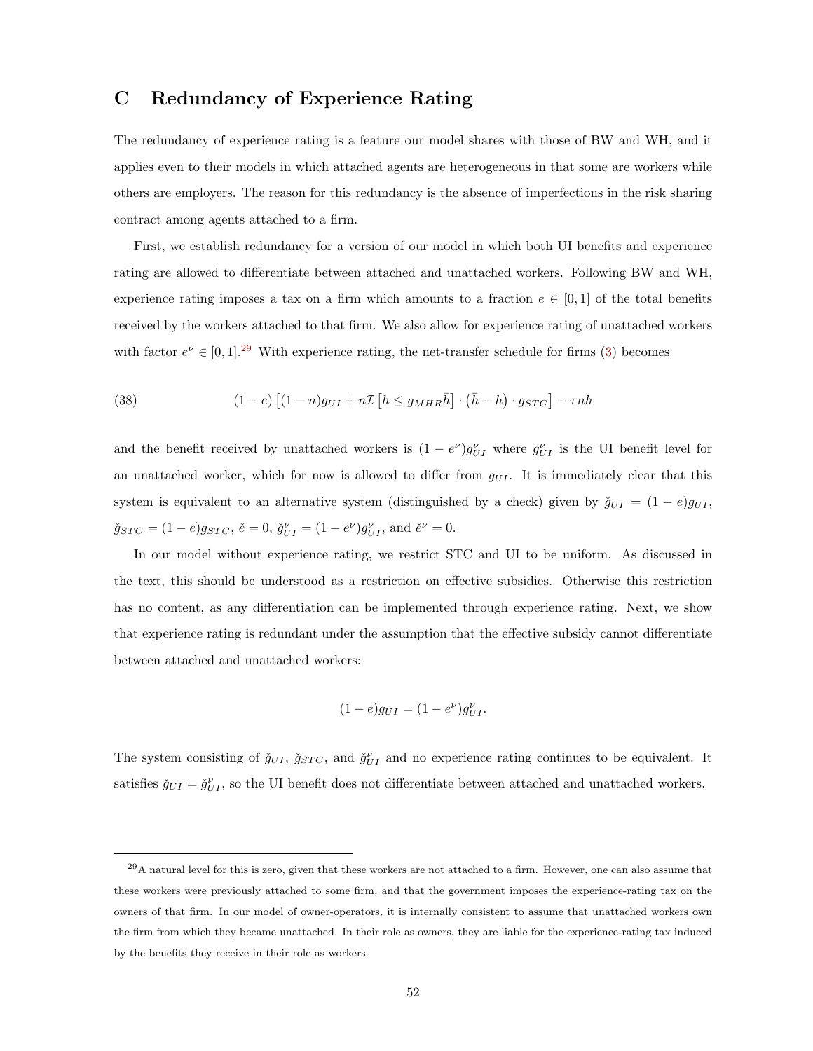# C Redundancy of Experience Rating

The redundancy of experience rating is a feature our model shares with those of BW and WH, and it applies even to their models in which attached agents are heterogeneous in that some are workers while others are employers. The reason for this redundancy is the absence of imperfections in the risk sharing contract among agents attached to a firm.

First, we establish redundancy for a version of our model in which both UI benefits and experience rating are allowed to differentiate between attached and unattached workers. Following BW and WH, experience rating imposes a tax on a firm which amounts to a fraction $e \in [0,1]$ of the total benefits received by the workers attached to that firm. We also allow for experience rating of unattached workers with factor $e^{\nu} \in [0,1]$.[29] With experience rating, the net-transfer schedule for firms (3) becomes

$$(1-e)\left[(1-n)g_{UI} + n\mathcal{I}\left[h \leq g_{MHR}\bar{h}\right]\cdot\left(\bar{h}-h\right)\cdot g_{STC}\right] - \tau n h \tag{38}$$

and the benefit received by unattached workers is $(1-e^{\nu})g_{UI}^{\nu}$ where $g_{UI}^{\nu}$ is the UI benefit level for an unattached worker, which for now is allowed to differ from $g_{UI}$. It is immediately clear that this system is equivalent to an alternative system (distinguished by a check) given by $\check{g}_{UI} = (1-e)g_{UI}$, $\check{g}_{STC} = (1-e)g_{STC}$, $\check{e} = 0$, $\check{g}_{UI}^{\nu} = (1-e^{\nu})g_{UI}^{\nu}$, and $\check{e}^{\nu} = 0$.

In our model without experience rating, we restrict STC and UI to be uniform. As discussed in the text, this should be understood as a restriction on effective subsidies. Otherwise this restriction has no content, as any differentiation can be implemented through experience rating. Next, we show that experience rating is redundant under the assumption that the effective subsidy cannot differentiate between attached and unattached workers:

$$(1-e)g_{UI} = (1-e^{\nu})g_{UI}^{\nu}.$$

The system consisting of $\check{g}_{UI}$, $\check{g}_{STC}$, and $\check{g}_{UI}^{\nu}$ and no experience rating continues to be equivalent. It satisfies $\check{g}_{UI} = \check{g}_{UI}^{\nu}$, so the UI benefit does not differentiate between attached and unattached workers.

[29] A natural level for this is zero, given that these workers are not attached to a firm. However, one can also assume that these workers were previously attached to some firm, and that the government imposes the experience-rating tax on the owners of that firm. In our model of owner-operators, it is internally consistent to assume that unattached workers own the firm from which they became unattached. In their role as owners, they are liable for the experience-rating tax induced by the benefits they receive in their role as workers.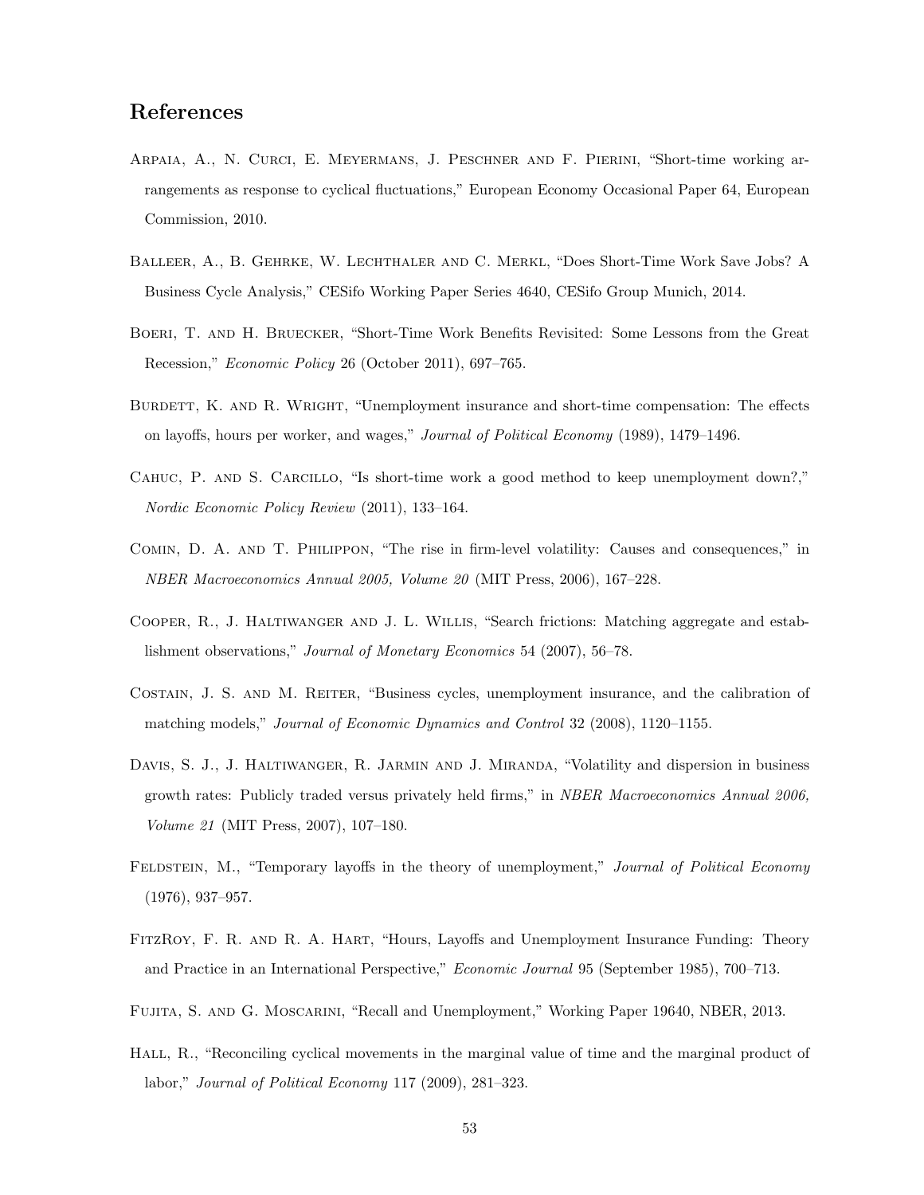## References

Arpaia, A., N. Curci, E. Meyermans, J. Peschner and F. Pierini, "Short-time working arrangements as response to cyclical fluctuations," European Economy Occasional Paper 64, European Commission, 2010.

Balleer, A., B. Gehrke, W. Lechthaler and C. Merkl, "Does Short-Time Work Save Jobs? A Business Cycle Analysis," CESifo Working Paper Series 4640, CESifo Group Munich, 2014.

Boeri, T. and H. Bruecker, "Short-Time Work Benefits Revisited: Some Lessons from the Great Recession," *Economic Policy* 26 (October 2011), 697–765.

Burdett, K. and R. Wright, "Unemployment insurance and short-time compensation: The effects on layoffs, hours per worker, and wages," *Journal of Political Economy* (1989), 1479–1496.

Cahuc, P. and S. Carcillo, "Is short-time work a good method to keep unemployment down?," *Nordic Economic Policy Review* (2011), 133–164.

Comin, D. A. and T. Philippon, "The rise in firm-level volatility: Causes and consequences," in *NBER Macroeconomics Annual 2005, Volume 20* (MIT Press, 2006), 167–228.

Cooper, R., J. Haltiwanger and J. L. Willis, "Search frictions: Matching aggregate and establishment observations," *Journal of Monetary Economics* 54 (2007), 56–78.

Costain, J. S. and M. Reiter, "Business cycles, unemployment insurance, and the calibration of matching models," *Journal of Economic Dynamics and Control* 32 (2008), 1120–1155.

Davis, S. J., J. Haltiwanger, R. Jarmin and J. Miranda, "Volatility and dispersion in business growth rates: Publicly traded versus privately held firms," in *NBER Macroeconomics Annual 2006, Volume 21* (MIT Press, 2007), 107–180.

Feldstein, M., "Temporary layoffs in the theory of unemployment," *Journal of Political Economy* (1976), 937–957.

FitzRoy, F. R. and R. A. Hart, "Hours, Layoffs and Unemployment Insurance Funding: Theory and Practice in an International Perspective," *Economic Journal* 95 (September 1985), 700–713.

Fujita, S. and G. Moscarini, "Recall and Unemployment," Working Paper 19640, NBER, 2013.

Hall, R., "Reconciling cyclical movements in the marginal value of time and the marginal product of labor," *Journal of Political Economy* 117 (2009), 281–323.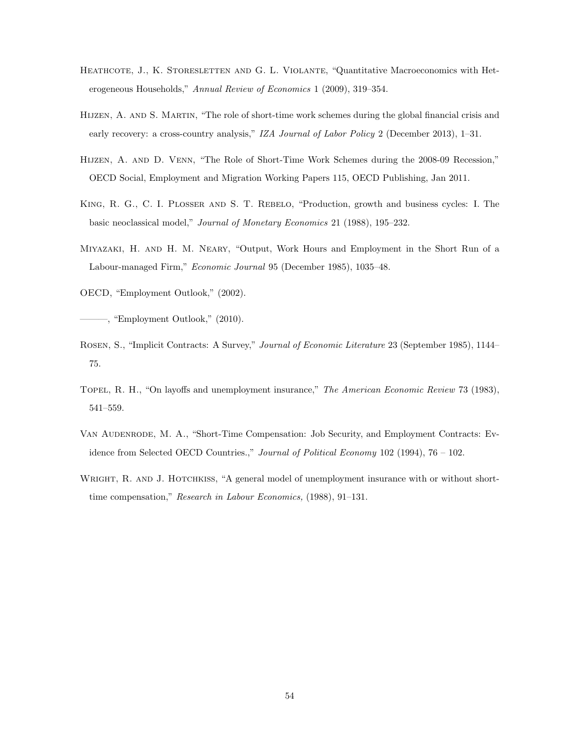Heathcote, J., K. Storesletten and G. L. Violante, "Quantitative Macroeconomics with Heterogeneous Households," *Annual Review of Economics* 1 (2009), 319–354.

Hijzen, A. and S. Martin, "The role of short-time work schemes during the global financial crisis and early recovery: a cross-country analysis," *IZA Journal of Labor Policy* 2 (December 2013), 1–31.

Hijzen, A. and D. Venn, "The Role of Short-Time Work Schemes during the 2008-09 Recession," OECD Social, Employment and Migration Working Papers 115, OECD Publishing, Jan 2011.

King, R. G., C. I. Plosser and S. T. Rebelo, "Production, growth and business cycles: I. The basic neoclassical model," *Journal of Monetary Economics* 21 (1988), 195–232.

Miyazaki, H. and H. M. Neary, "Output, Work Hours and Employment in the Short Run of a Labour-managed Firm," *Economic Journal* 95 (December 1985), 1035–48.

OECD, "Employment Outlook," (2002).

———, "Employment Outlook," (2010).

Rosen, S., "Implicit Contracts: A Survey," *Journal of Economic Literature* 23 (September 1985), 1144–75.

Topel, R. H., "On layoffs and unemployment insurance," *The American Economic Review* 73 (1983), 541–559.

Van Audenrode, M. A., "Short-Time Compensation: Job Security, and Employment Contracts: Evidence from Selected OECD Countries.," *Journal of Political Economy* 102 (1994), 76 – 102.

Wright, R. and J. Hotchkiss, "A general model of unemployment insurance with or without short-time compensation," *Research in Labour Economics,* (1988), 91–131.